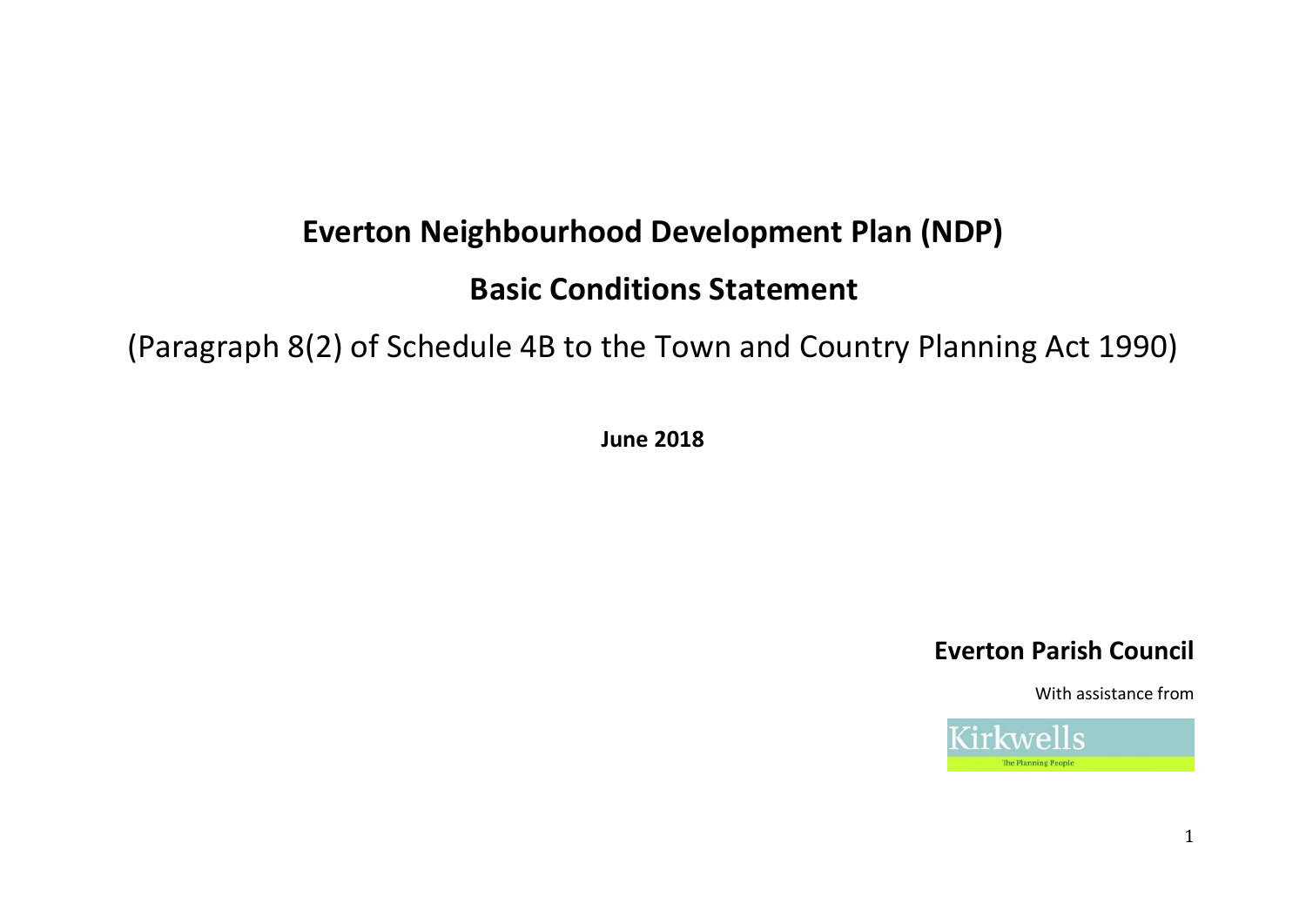# Everton Neighbourhood Development Plan (NDP)

# Basic Conditions Statement

(Paragraph 8(2) of Schedule 4B to the Town and Country Planning Act 1990)

**June 2018**

**Everton Parish Council**

With assistance from

Kirkwells

The Planning People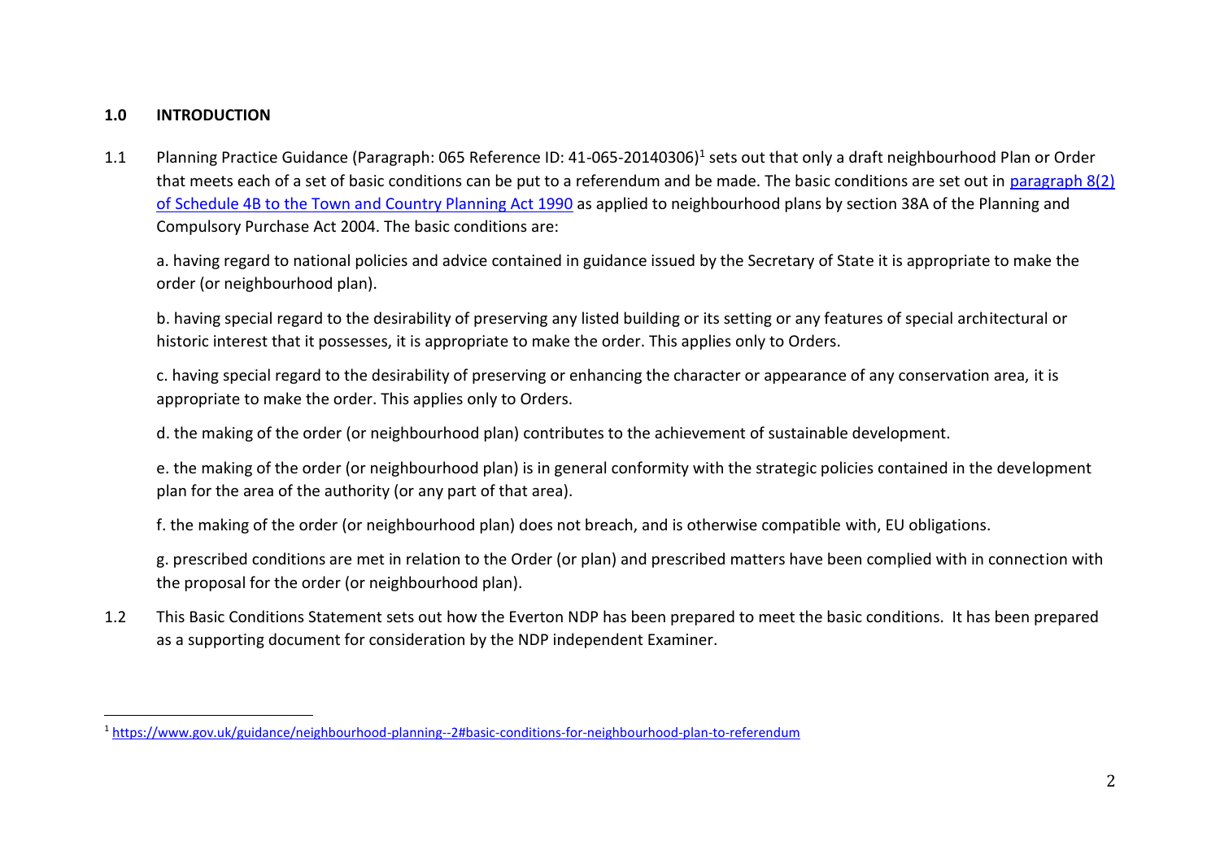## 1.0 INTRODUCTION

1.1 Planning Practice Guidance (Paragraph: 065 Reference ID: 41-065-20140306)[1] sets out that only a draft neighbourhood Plan or Order that meets each of a set of basic conditions can be put to a referendum and be made. The basic conditions are set out in [paragraph 8(2) of Schedule 4B to the Town and Country Planning Act 1990]() as applied to neighbourhood plans by section 38A of the Planning and Compulsory Purchase Act 2004. The basic conditions are:

a. having regard to national policies and advice contained in guidance issued by the Secretary of State it is appropriate to make the order (or neighbourhood plan).

b. having special regard to the desirability of preserving any listed building or its setting or any features of special architectural or historic interest that it possesses, it is appropriate to make the order. This applies only to Orders.

c. having special regard to the desirability of preserving or enhancing the character or appearance of any conservation area, it is appropriate to make the order. This applies only to Orders.

d. the making of the order (or neighbourhood plan) contributes to the achievement of sustainable development.

e. the making of the order (or neighbourhood plan) is in general conformity with the strategic policies contained in the development plan for the area of the authority (or any part of that area).

f. the making of the order (or neighbourhood plan) does not breach, and is otherwise compatible with, EU obligations.

g. prescribed conditions are met in relation to the Order (or plan) and prescribed matters have been complied with in connection with the proposal for the order (or neighbourhood plan).

1.2 This Basic Conditions Statement sets out how the Everton NDP has been prepared to meet the basic conditions. It has been prepared as a supporting document for consideration by the NDP independent Examiner.

---

[1] https://www.gov.uk/guidance/neighbourhood-planning--2#basic-conditions-for-neighbourhood-plan-to-referendum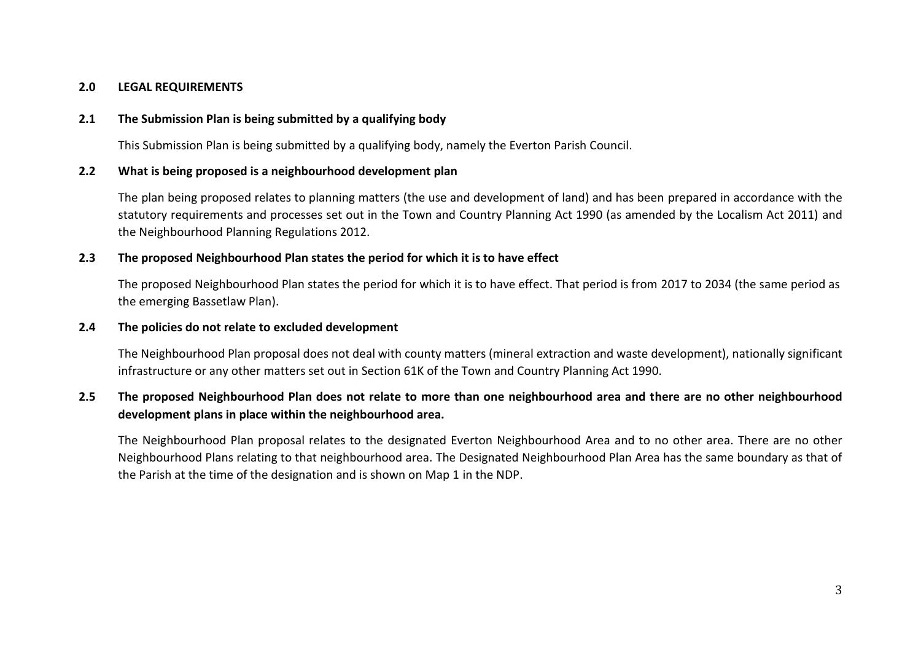## 2.0 LEGAL REQUIREMENTS

### 2.1 The Submission Plan is being submitted by a qualifying body

This Submission Plan is being submitted by a qualifying body, namely the Everton Parish Council.

### 2.2 What is being proposed is a neighbourhood development plan

The plan being proposed relates to planning matters (the use and development of land) and has been prepared in accordance with the statutory requirements and processes set out in the Town and Country Planning Act 1990 (as amended by the Localism Act 2011) and the Neighbourhood Planning Regulations 2012.

### 2.3 The proposed Neighbourhood Plan states the period for which it is to have effect

The proposed Neighbourhood Plan states the period for which it is to have effect. That period is from 2017 to 2034 (the same period as the emerging Bassetlaw Plan).

### 2.4 The policies do not relate to excluded development

The Neighbourhood Plan proposal does not deal with county matters (mineral extraction and waste development), nationally significant infrastructure or any other matters set out in Section 61K of the Town and Country Planning Act 1990.

### 2.5 The proposed Neighbourhood Plan does not relate to more than one neighbourhood area and there are no other neighbourhood development plans in place within the neighbourhood area.

The Neighbourhood Plan proposal relates to the designated Everton Neighbourhood Area and to no other area. There are no other Neighbourhood Plans relating to that neighbourhood area. The Designated Neighbourhood Plan Area has the same boundary as that of the Parish at the time of the designation and is shown on Map 1 in the NDP.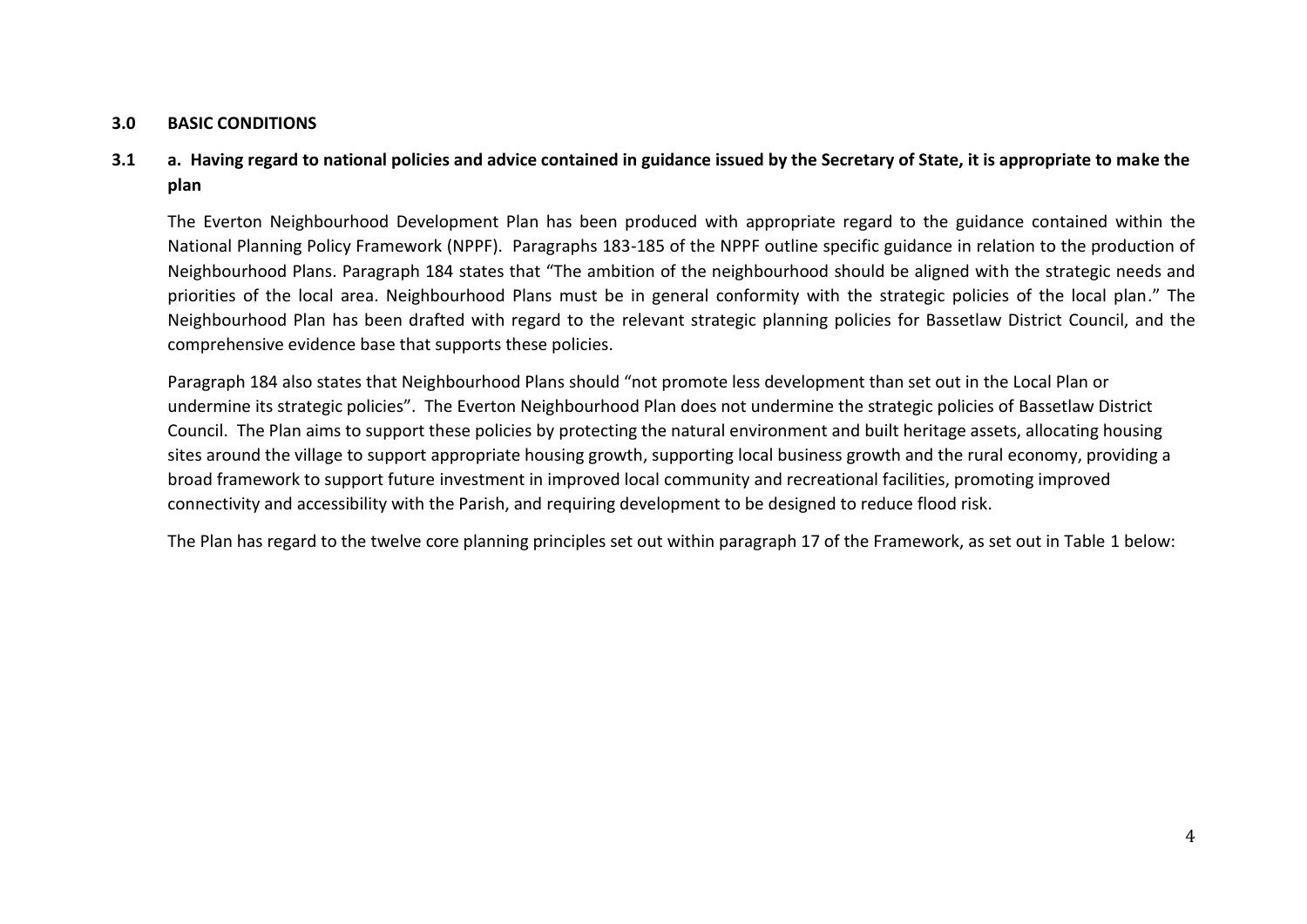## 3.0 BASIC CONDITIONS

### 3.1 a. Having regard to national policies and advice contained in guidance issued by the Secretary of State, it is appropriate to make the plan

The Everton Neighbourhood Development Plan has been produced with appropriate regard to the guidance contained within the National Planning Policy Framework (NPPF). Paragraphs 183-185 of the NPPF outline specific guidance in relation to the production of Neighbourhood Plans. Paragraph 184 states that "The ambition of the neighbourhood should be aligned with the strategic needs and priorities of the local area. Neighbourhood Plans must be in general conformity with the strategic policies of the local plan." The Neighbourhood Plan has been drafted with regard to the relevant strategic planning policies for Bassetlaw District Council, and the comprehensive evidence base that supports these policies.

Paragraph 184 also states that Neighbourhood Plans should "not promote less development than set out in the Local Plan or undermine its strategic policies". The Everton Neighbourhood Plan does not undermine the strategic policies of Bassetlaw District Council. The Plan aims to support these policies by protecting the natural environment and built heritage assets, allocating housing sites around the village to support appropriate housing growth, supporting local business growth and the rural economy, providing a broad framework to support future investment in improved local community and recreational facilities, promoting improved connectivity and accessibility with the Parish, and requiring development to be designed to reduce flood risk.

The Plan has regard to the twelve core planning principles set out within paragraph 17 of the Framework, as set out in Table 1 below: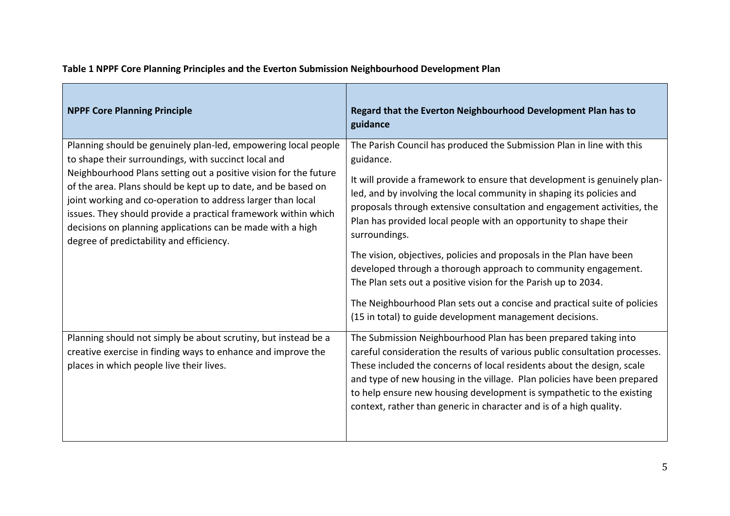**Table 1 NPPF Core Planning Principles and the Everton Submission Neighbourhood Development Plan**

| **NPPF Core Planning Principle** | **Regard that the Everton Neighbourhood Development Plan has to guidance** |
|---|---|
| Planning should be genuinely plan-led, empowering local people to shape their surroundings, with succinct local and Neighbourhood Plans setting out a positive vision for the future of the area. Plans should be kept up to date, and be based on joint working and co-operation to address larger than local issues. They should provide a practical framework within which decisions on planning applications can be made with a high degree of predictability and efficiency. | The Parish Council has produced the Submission Plan in line with this guidance.<br><br>It will provide a framework to ensure that development is genuinely plan-led, and by involving the local community in shaping its policies and proposals through extensive consultation and engagement activities, the Plan has provided local people with an opportunity to shape their surroundings.<br><br>The vision, objectives, policies and proposals in the Plan have been developed through a thorough approach to community engagement. The Plan sets out a positive vision for the Parish up to 2034.<br><br>The Neighbourhood Plan sets out a concise and practical suite of policies (15 in total) to guide development management decisions. |
| Planning should not simply be about scrutiny, but instead be a creative exercise in finding ways to enhance and improve the places in which people live their lives. | The Submission Neighbourhood Plan has been prepared taking into careful consideration the results of various public consultation processes. These included the concerns of local residents about the design, scale and type of new housing in the village. Plan policies have been prepared to help ensure new housing development is sympathetic to the existing context, rather than generic in character and is of a high quality. |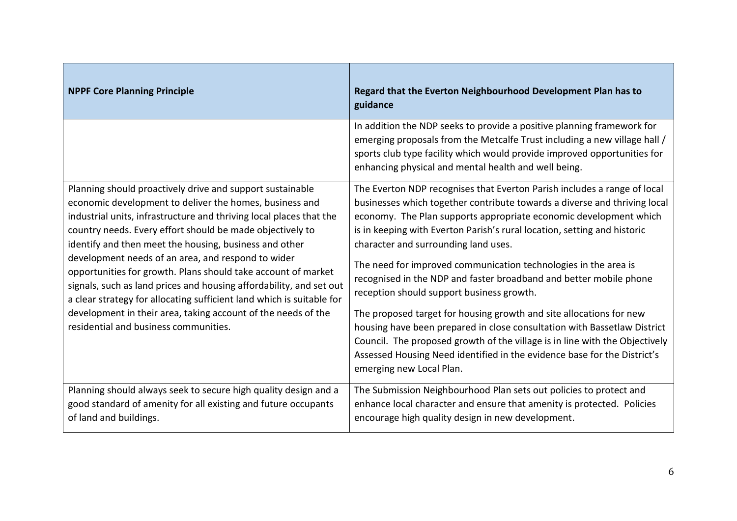| NPPF Core Planning Principle | Regard that the Everton Neighbourhood Development Plan has to guidance |
|---|---|
| | In addition the NDP seeks to provide a positive planning framework for emerging proposals from the Metcalfe Trust including a new village hall / sports club type facility which would provide improved opportunities for enhancing physical and mental health and well being. |
| Planning should proactively drive and support sustainable economic development to deliver the homes, business and industrial units, infrastructure and thriving local places that the country needs. Every effort should be made objectively to identify and then meet the housing, business and other development needs of an area, and respond to wider opportunities for growth. Plans should take account of market signals, such as land prices and housing affordability, and set out a clear strategy for allocating sufficient land which is suitable for development in their area, taking account of the needs of the residential and business communities. | The Everton NDP recognises that Everton Parish includes a range of local businesses which together contribute towards a diverse and thriving local economy. The Plan supports appropriate economic development which is in keeping with Everton Parish's rural location, setting and historic character and surrounding land uses.<br><br>The need for improved communication technologies in the area is recognised in the NDP and faster broadband and better mobile phone reception should support business growth.<br><br>The proposed target for housing growth and site allocations for new housing have been prepared in close consultation with Bassetlaw District Council. The proposed growth of the village is in line with the Objectively Assessed Housing Need identified in the evidence base for the District's emerging new Local Plan. |
| Planning should always seek to secure high quality design and a good standard of amenity for all existing and future occupants of land and buildings. | The Submission Neighbourhood Plan sets out policies to protect and enhance local character and ensure that amenity is protected. Policies encourage high quality design in new development. |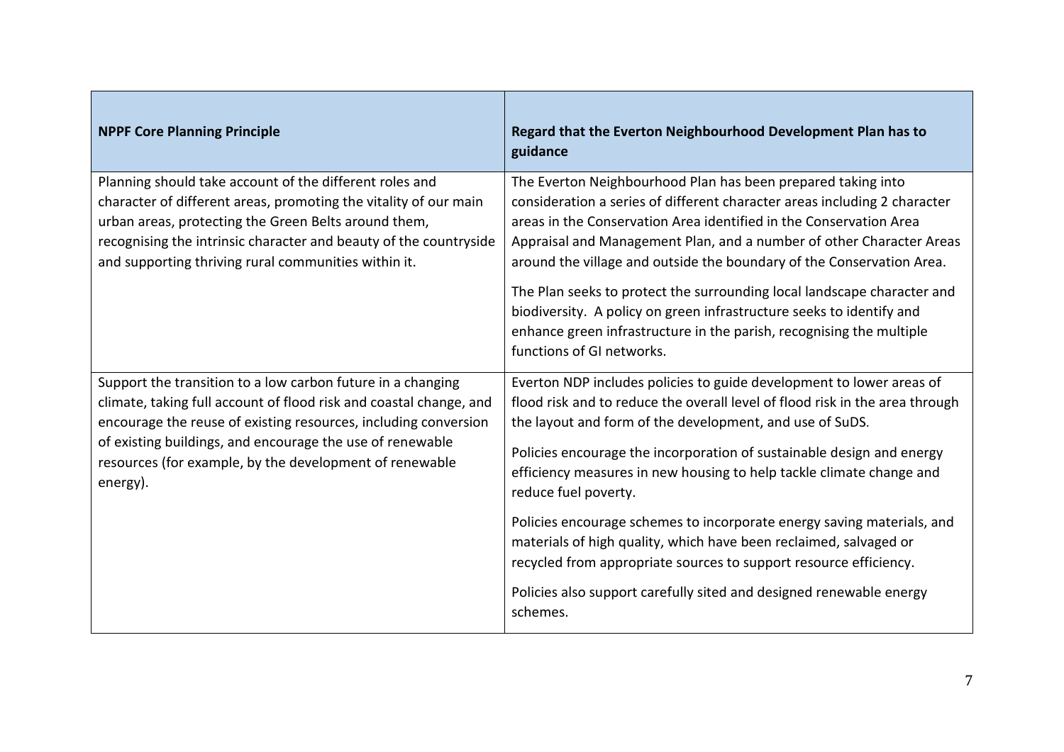| NPPF Core Planning Principle | Regard that the Everton Neighbourhood Development Plan has to guidance |
|---|---|
| Planning should take account of the different roles and character of different areas, promoting the vitality of our main urban areas, protecting the Green Belts around them, recognising the intrinsic character and beauty of the countryside and supporting thriving rural communities within it. | The Everton Neighbourhood Plan has been prepared taking into consideration a series of different character areas including 2 character areas in the Conservation Area identified in the Conservation Area Appraisal and Management Plan, and a number of other Character Areas around the village and outside the boundary of the Conservation Area.<br><br>The Plan seeks to protect the surrounding local landscape character and biodiversity. A policy on green infrastructure seeks to identify and enhance green infrastructure in the parish, recognising the multiple functions of GI networks. |
| Support the transition to a low carbon future in a changing climate, taking full account of flood risk and coastal change, and encourage the reuse of existing resources, including conversion of existing buildings, and encourage the use of renewable resources (for example, by the development of renewable energy). | Everton NDP includes policies to guide development to lower areas of flood risk and to reduce the overall level of flood risk in the area through the layout and form of the development, and use of SuDS.<br><br>Policies encourage the incorporation of sustainable design and energy efficiency measures in new housing to help tackle climate change and reduce fuel poverty.<br><br>Policies encourage schemes to incorporate energy saving materials, and materials of high quality, which have been reclaimed, salvaged or recycled from appropriate sources to support resource efficiency.<br><br>Policies also support carefully sited and designed renewable energy schemes. |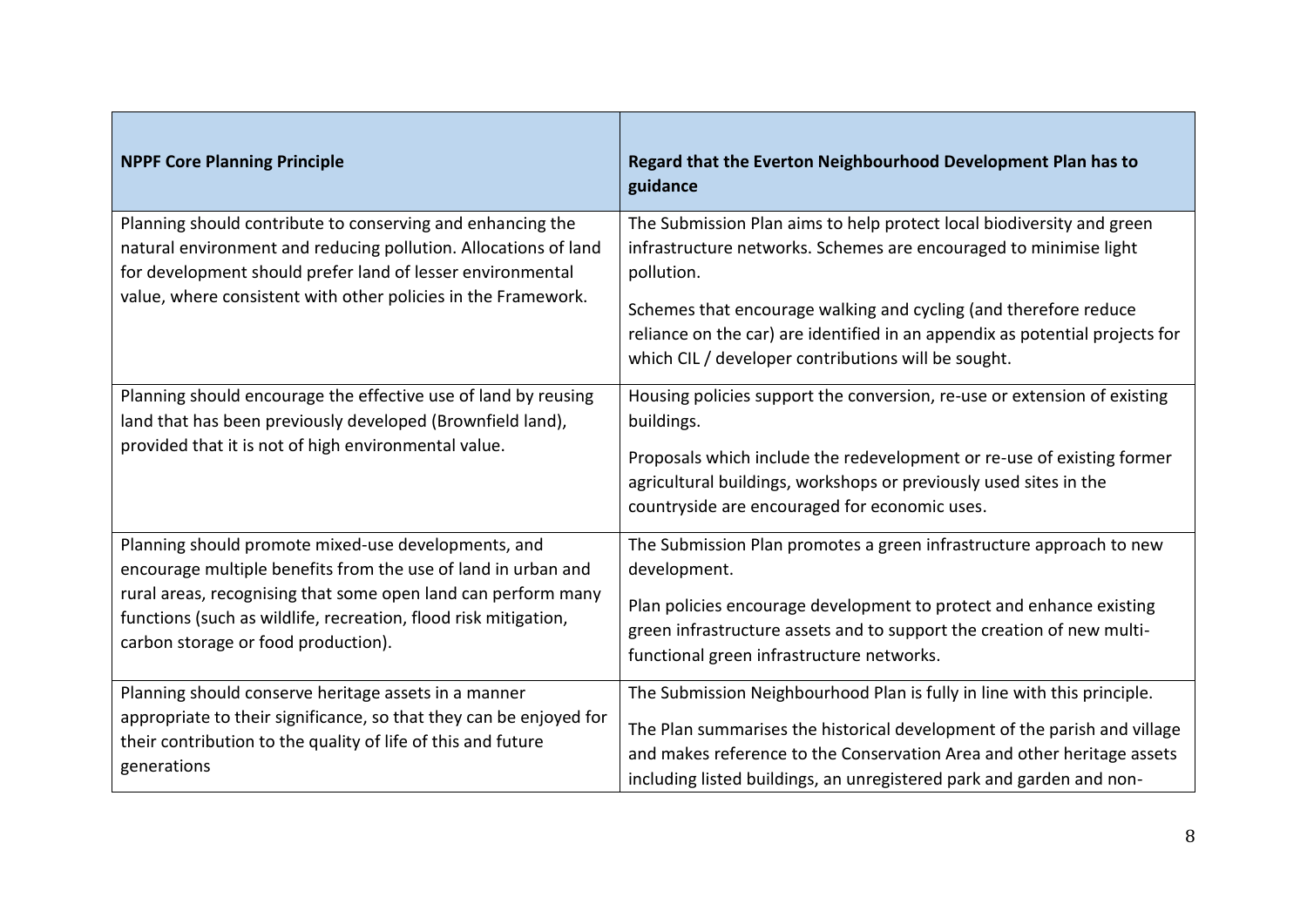| NPPF Core Planning Principle | Regard that the Everton Neighbourhood Development Plan has to guidance |
|---|---|
| Planning should contribute to conserving and enhancing the natural environment and reducing pollution. Allocations of land for development should prefer land of lesser environmental value, where consistent with other policies in the Framework. | The Submission Plan aims to help protect local biodiversity and green infrastructure networks. Schemes are encouraged to minimise light pollution.<br><br>Schemes that encourage walking and cycling (and therefore reduce reliance on the car) are identified in an appendix as potential projects for which CIL / developer contributions will be sought. |
| Planning should encourage the effective use of land by reusing land that has been previously developed (Brownfield land), provided that it is not of high environmental value. | Housing policies support the conversion, re-use or extension of existing buildings.<br><br>Proposals which include the redevelopment or re-use of existing former agricultural buildings, workshops or previously used sites in the countryside are encouraged for economic uses. |
| Planning should promote mixed-use developments, and encourage multiple benefits from the use of land in urban and rural areas, recognising that some open land can perform many functions (such as wildlife, recreation, flood risk mitigation, carbon storage or food production). | The Submission Plan promotes a green infrastructure approach to new development.<br><br>Plan policies encourage development to protect and enhance existing green infrastructure assets and to support the creation of new multi-functional green infrastructure networks. |
| Planning should conserve heritage assets in a manner appropriate to their significance, so that they can be enjoyed for their contribution to the quality of life of this and future generations | The Submission Neighbourhood Plan is fully in line with this principle.<br><br>The Plan summarises the historical development of the parish and village and makes reference to the Conservation Area and other heritage assets including listed buildings, an unregistered park and garden and non- |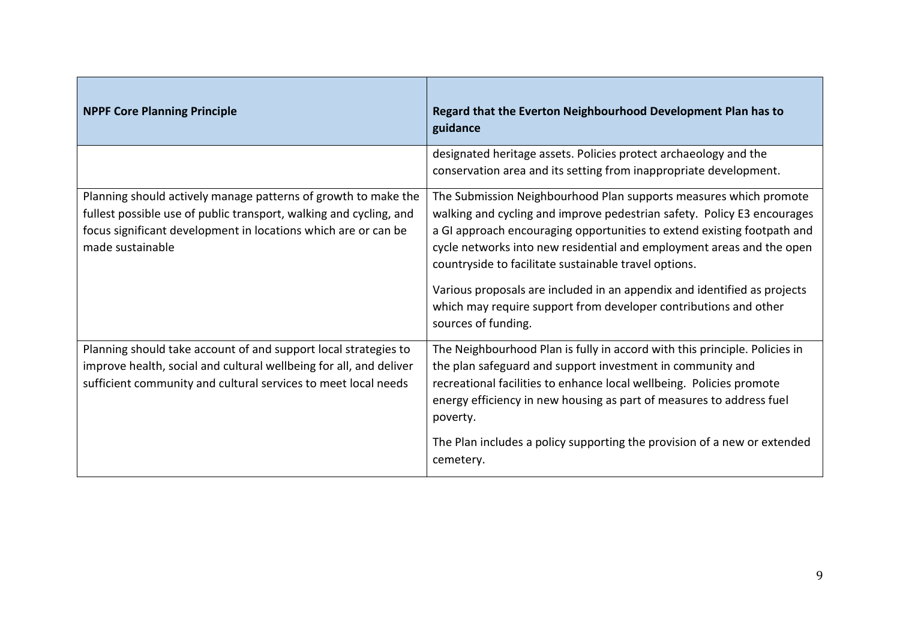| NPPF Core Planning Principle | Regard that the Everton Neighbourhood Development Plan has to guidance |
|---|---|
| | designated heritage assets. Policies protect archaeology and the conservation area and its setting from inappropriate development. |
| Planning should actively manage patterns of growth to make the fullest possible use of public transport, walking and cycling, and focus significant development in locations which are or can be made sustainable | The Submission Neighbourhood Plan supports measures which promote walking and cycling and improve pedestrian safety. Policy E3 encourages a GI approach encouraging opportunities to extend existing footpath and cycle networks into new residential and employment areas and the open countryside to facilitate sustainable travel options.<br><br>Various proposals are included in an appendix and identified as projects which may require support from developer contributions and other sources of funding. |
| Planning should take account of and support local strategies to improve health, social and cultural wellbeing for all, and deliver sufficient community and cultural services to meet local needs | The Neighbourhood Plan is fully in accord with this principle. Policies in the plan safeguard and support investment in community and recreational facilities to enhance local wellbeing. Policies promote energy efficiency in new housing as part of measures to address fuel poverty.<br><br>The Plan includes a policy supporting the provision of a new or extended cemetery. |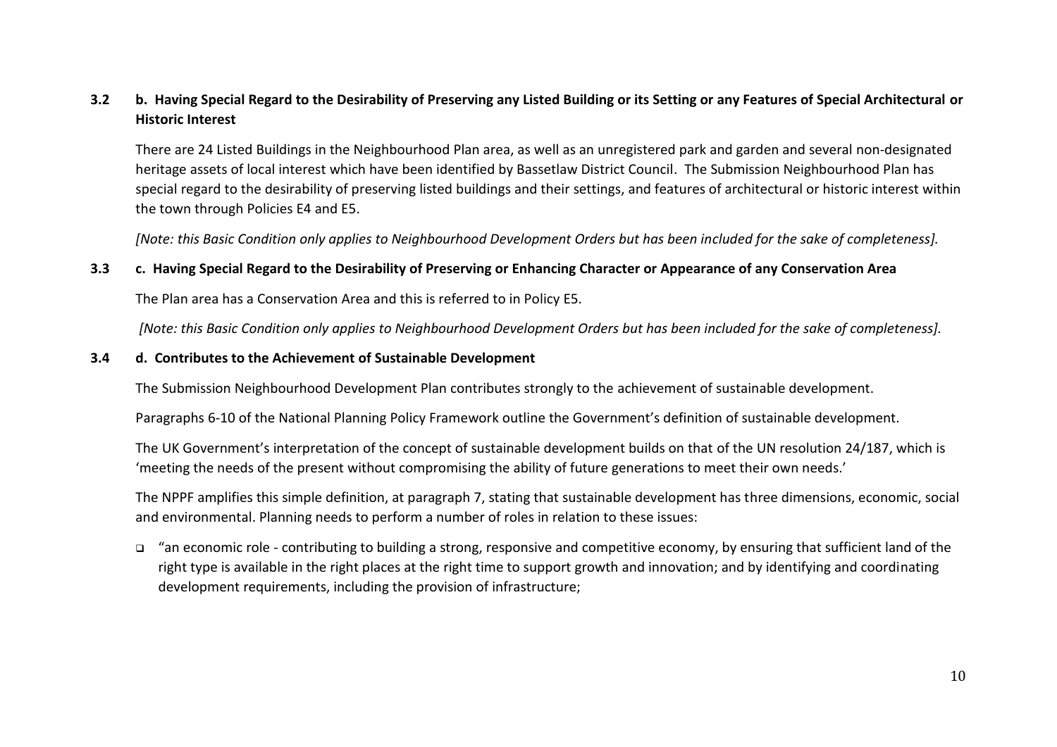### 3.2 b. Having Special Regard to the Desirability of Preserving any Listed Building or its Setting or any Features of Special Architectural or Historic Interest

There are 24 Listed Buildings in the Neighbourhood Plan area, as well as an unregistered park and garden and several non-designated heritage assets of local interest which have been identified by Bassetlaw District Council. The Submission Neighbourhood Plan has special regard to the desirability of preserving listed buildings and their settings, and features of architectural or historic interest within the town through Policies E4 and E5.

*[Note: this Basic Condition only applies to Neighbourhood Development Orders but has been included for the sake of completeness].*

### 3.3 c. Having Special Regard to the Desirability of Preserving or Enhancing Character or Appearance of any Conservation Area

The Plan area has a Conservation Area and this is referred to in Policy E5.

*[Note: this Basic Condition only applies to Neighbourhood Development Orders but has been included for the sake of completeness].*

### 3.4 d. Contributes to the Achievement of Sustainable Development

The Submission Neighbourhood Development Plan contributes strongly to the achievement of sustainable development.

Paragraphs 6-10 of the National Planning Policy Framework outline the Government's definition of sustainable development.

The UK Government's interpretation of the concept of sustainable development builds on that of the UN resolution 24/187, which is 'meeting the needs of the present without compromising the ability of future generations to meet their own needs.'

The NPPF amplifies this simple definition, at paragraph 7, stating that sustainable development has three dimensions, economic, social and environmental. Planning needs to perform a number of roles in relation to these issues:

- "an economic role - contributing to building a strong, responsive and competitive economy, by ensuring that sufficient land of the right type is available in the right places at the right time to support growth and innovation; and by identifying and coordinating development requirements, including the provision of infrastructure;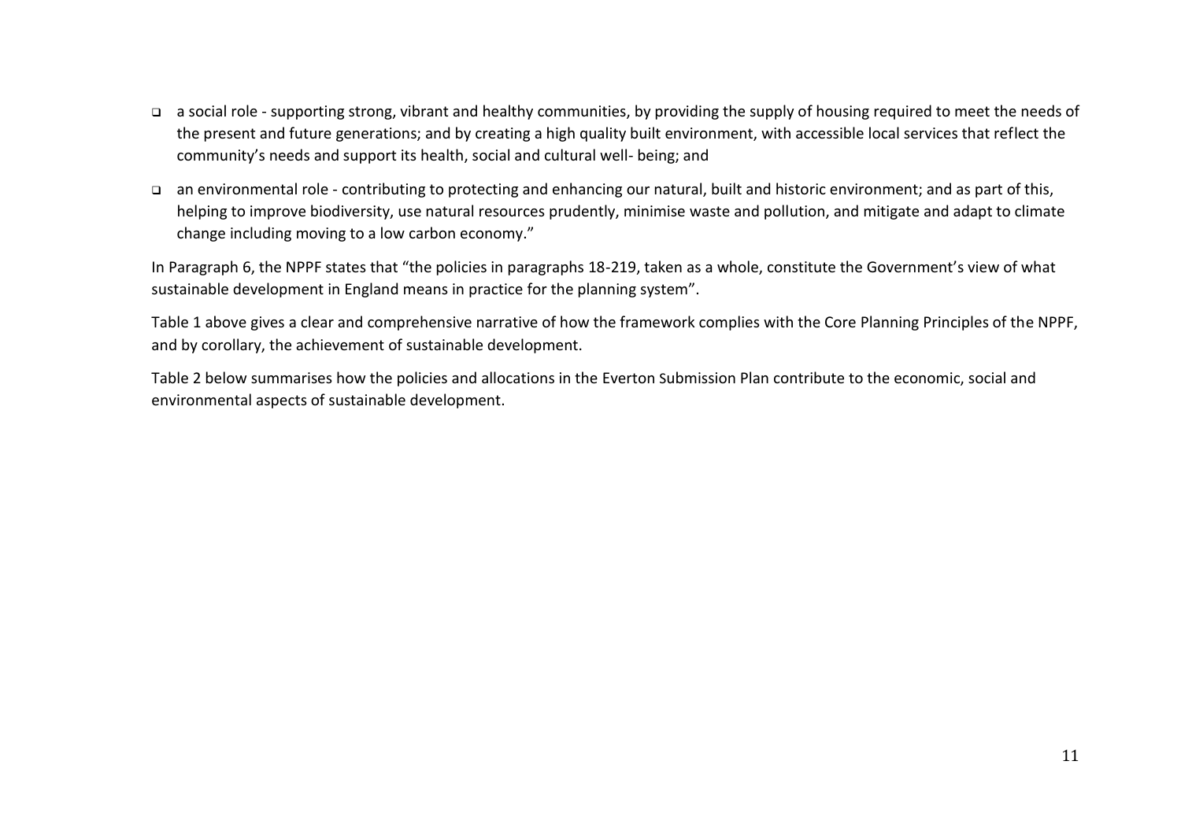- a social role - supporting strong, vibrant and healthy communities, by providing the supply of housing required to meet the needs of the present and future generations; and by creating a high quality built environment, with accessible local services that reflect the community's needs and support its health, social and cultural well- being; and
- an environmental role - contributing to protecting and enhancing our natural, built and historic environment; and as part of this, helping to improve biodiversity, use natural resources prudently, minimise waste and pollution, and mitigate and adapt to climate change including moving to a low carbon economy."

In Paragraph 6, the NPPF states that "the policies in paragraphs 18-219, taken as a whole, constitute the Government's view of what sustainable development in England means in practice for the planning system".

Table 1 above gives a clear and comprehensive narrative of how the framework complies with the Core Planning Principles of the NPPF, and by corollary, the achievement of sustainable development.

Table 2 below summarises how the policies and allocations in the Everton Submission Plan contribute to the economic, social and environmental aspects of sustainable development.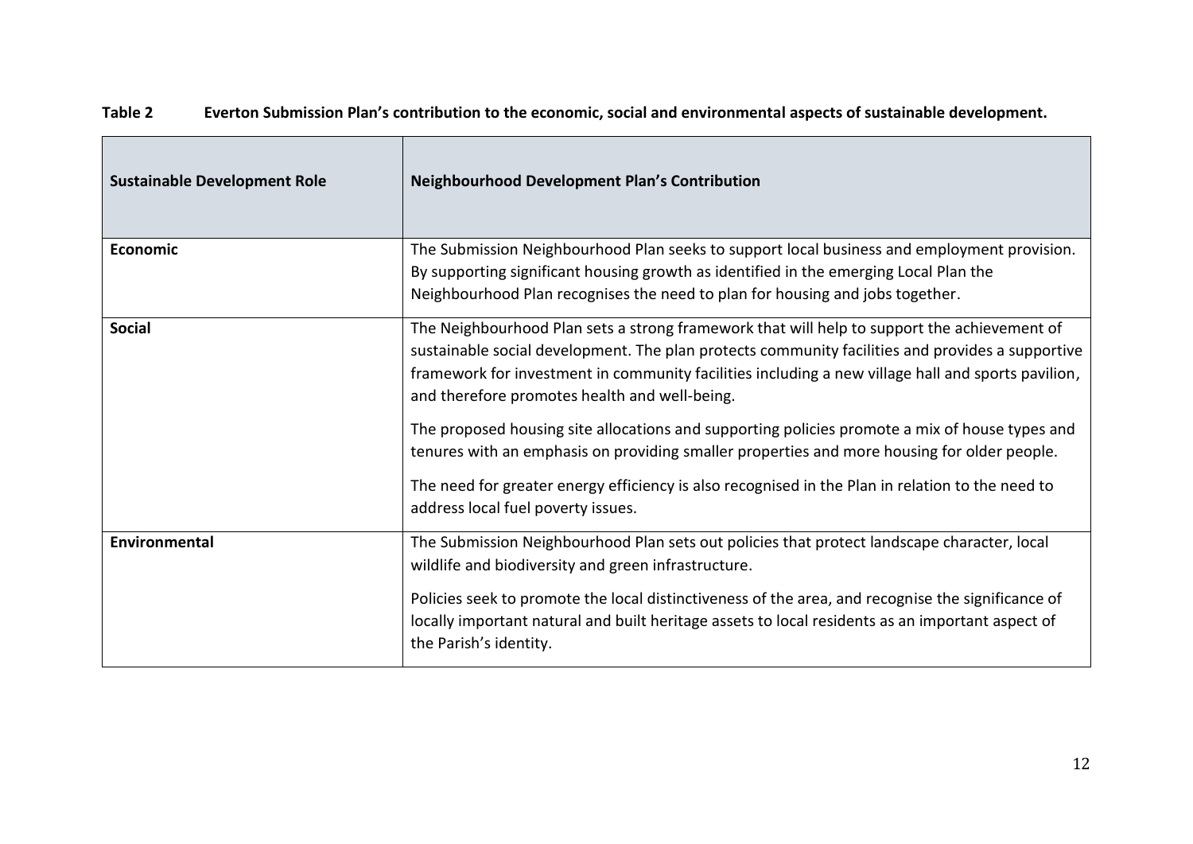**Table 2 Everton Submission Plan's contribution to the economic, social and environmental aspects of sustainable development.**

| Sustainable Development Role | Neighbourhood Development Plan's Contribution |
|---|---|
| **Economic** | The Submission Neighbourhood Plan seeks to support local business and employment provision. By supporting significant housing growth as identified in the emerging Local Plan the Neighbourhood Plan recognises the need to plan for housing and jobs together. |
| **Social** | The Neighbourhood Plan sets a strong framework that will help to support the achievement of sustainable social development. The plan protects community facilities and provides a supportive framework for investment in community facilities including a new village hall and sports pavilion, and therefore promotes health and well-being.<br><br>The proposed housing site allocations and supporting policies promote a mix of house types and tenures with an emphasis on providing smaller properties and more housing for older people.<br><br>The need for greater energy efficiency is also recognised in the Plan in relation to the need to address local fuel poverty issues. |
| **Environmental** | The Submission Neighbourhood Plan sets out policies that protect landscape character, local wildlife and biodiversity and green infrastructure.<br><br>Policies seek to promote the local distinctiveness of the area, and recognise the significance of locally important natural and built heritage assets to local residents as an important aspect of the Parish's identity. |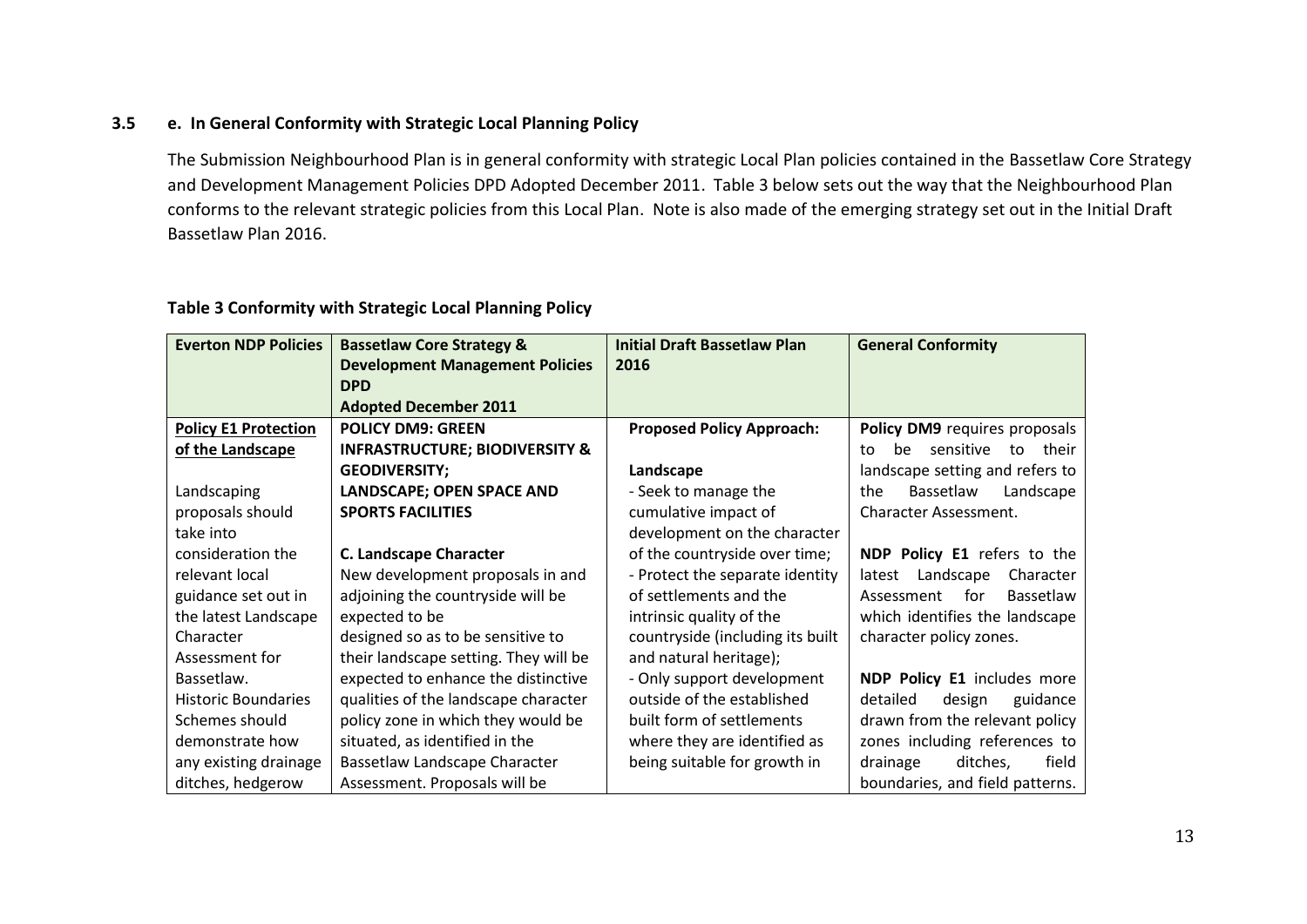### 3.5 e. In General Conformity with Strategic Local Planning Policy

The Submission Neighbourhood Plan is in general conformity with strategic Local Plan policies contained in the Bassetlaw Core Strategy and Development Management Policies DPD Adopted December 2011. Table 3 below sets out the way that the Neighbourhood Plan conforms to the relevant strategic policies from this Local Plan. Note is also made of the emerging strategy set out in the Initial Draft Bassetlaw Plan 2016.

**Table 3 Conformity with Strategic Local Planning Policy**

| Everton NDP Policies | Bassetlaw Core Strategy & Development Management Policies DPD Adopted December 2011 | Initial Draft Bassetlaw Plan 2016 | General Conformity |
|---|---|---|---|
| **Policy E1 Protection of the Landscape**<br><br>Landscaping proposals should take into consideration the relevant local guidance set out in the latest Landscape Character Assessment for Bassetlaw.<br>Historic Boundaries Schemes should demonstrate how any existing drainage ditches, hedgerow | **POLICY DM9: GREEN INFRASTRUCTURE; BIODIVERSITY & GEODIVERSITY; LANDSCAPE; OPEN SPACE AND SPORTS FACILITIES**<br><br>**C. Landscape Character**<br>New development proposals in and adjoining the countryside will be expected to be designed so as to be sensitive to their landscape setting. They will be expected to enhance the distinctive qualities of the landscape character policy zone in which they would be situated, as identified in the Bassetlaw Landscape Character Assessment. Proposals will be | **Proposed Policy Approach:**<br><br>**Landscape**<br>- Seek to manage the cumulative impact of development on the character of the countryside over time;<br>- Protect the separate identity of settlements and the intrinsic quality of the countryside (including its built and natural heritage);<br>- Only support development outside of the established built form of settlements where they are identified as being suitable for growth in | **Policy DM9** requires proposals to be sensitive to their landscape setting and refers to the Bassetlaw Landscape Character Assessment.<br><br>**NDP Policy E1** refers to the latest Landscape Character Assessment for Bassetlaw which identifies the landscape character policy zones.<br><br>**NDP Policy E1** includes more detailed design guidance drawn from the relevant policy zones including references to drainage ditches, field boundaries, and field patterns. |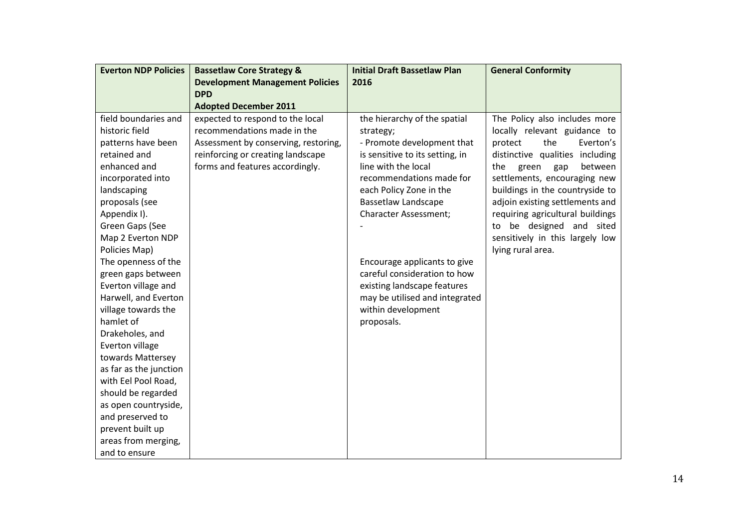| Everton NDP Policies | Bassetlaw Core Strategy & Development Management Policies DPD Adopted December 2011 | Initial Draft Bassetlaw Plan 2016 | General Conformity |
|---|---|---|---|
| field boundaries and historic field patterns have been retained and enhanced and incorporated into landscaping proposals (see Appendix I). Green Gaps (See Map 2 Everton NDP Policies Map) The openness of the green gaps between Everton village and Harwell, and Everton village towards the hamlet of Drakeholes, and Everton village towards Mattersey as far as the junction with Eel Pool Road, should be regarded as open countryside, and preserved to prevent built up areas from merging, and to ensure | expected to respond to the local recommendations made in the Assessment by conserving, restoring, reinforcing or creating landscape forms and features accordingly. | the hierarchy of the spatial strategy; - Promote development that is sensitive to its setting, in line with the local recommendations made for each Policy Zone in the Bassetlaw Landscape Character Assessment; - Encourage applicants to give careful consideration to how existing landscape features may be utilised and integrated within development proposals. | The Policy also includes more locally relevant guidance to protect the Everton's distinctive qualities including the green gap between settlements, encouraging new buildings in the countryside to adjoin existing settlements and requiring agricultural buildings to be designed and sited sensitively in this largely low lying rural area. |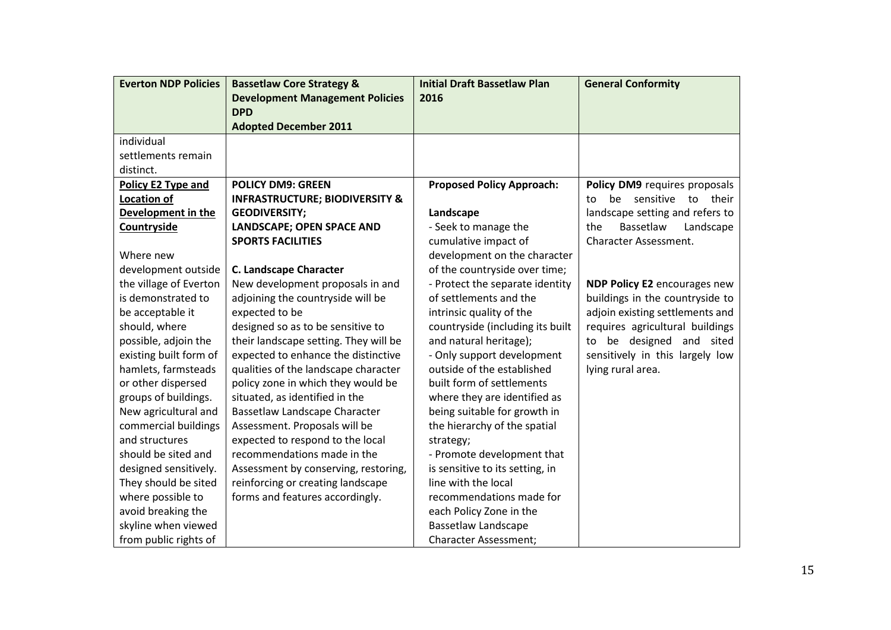| Everton NDP Policies | Bassetlaw Core Strategy & Development Management Policies DPD Adopted December 2011 | Initial Draft Bassetlaw Plan 2016 | General Conformity |
|---|---|---|---|
| individual settlements remain distinct. | | | |
| **Policy E2 Type and Location of Development in the Countryside**<br><br>Where new development outside the village of Everton is demonstrated to be acceptable it should, where possible, adjoin the existing built form of hamlets, farmsteads or other dispersed groups of buildings. New agricultural and commercial buildings and structures should be sited and designed sensitively. They should be sited where possible to avoid breaking the skyline when viewed from public rights of | **POLICY DM9: GREEN INFRASTRUCTURE; BIODIVERSITY & GEODIVERSITY; LANDSCAPE; OPEN SPACE AND SPORTS FACILITIES**<br><br>**C. Landscape Character**<br>New development proposals in and adjoining the countryside will be expected to be designed so as to be sensitive to their landscape setting. They will be expected to enhance the distinctive qualities of the landscape character policy zone in which they would be situated, as identified in the Bassetlaw Landscape Character Assessment. Proposals will be expected to respond to the local recommendations made in the Assessment by conserving, restoring, reinforcing or creating landscape forms and features accordingly. | **Proposed Policy Approach:**<br><br>**Landscape**<br>- Seek to manage the cumulative impact of development on the character of the countryside over time;<br>- Protect the separate identity of settlements and the intrinsic quality of the countryside (including its built and natural heritage);<br>- Only support development outside of the established built form of settlements where they are identified as being suitable for growth in the hierarchy of the spatial strategy;<br>- Promote development that is sensitive to its setting, in line with the local recommendations made for each Policy Zone in the Bassetlaw Landscape Character Assessment; | **Policy DM9** requires proposals to be sensitive to their landscape setting and refers to the Bassetlaw Landscape Character Assessment.<br><br>**NDP Policy E2** encourages new buildings in the countryside to adjoin existing settlements and requires agricultural buildings to be designed and sited sensitively in this largely low lying rural area. |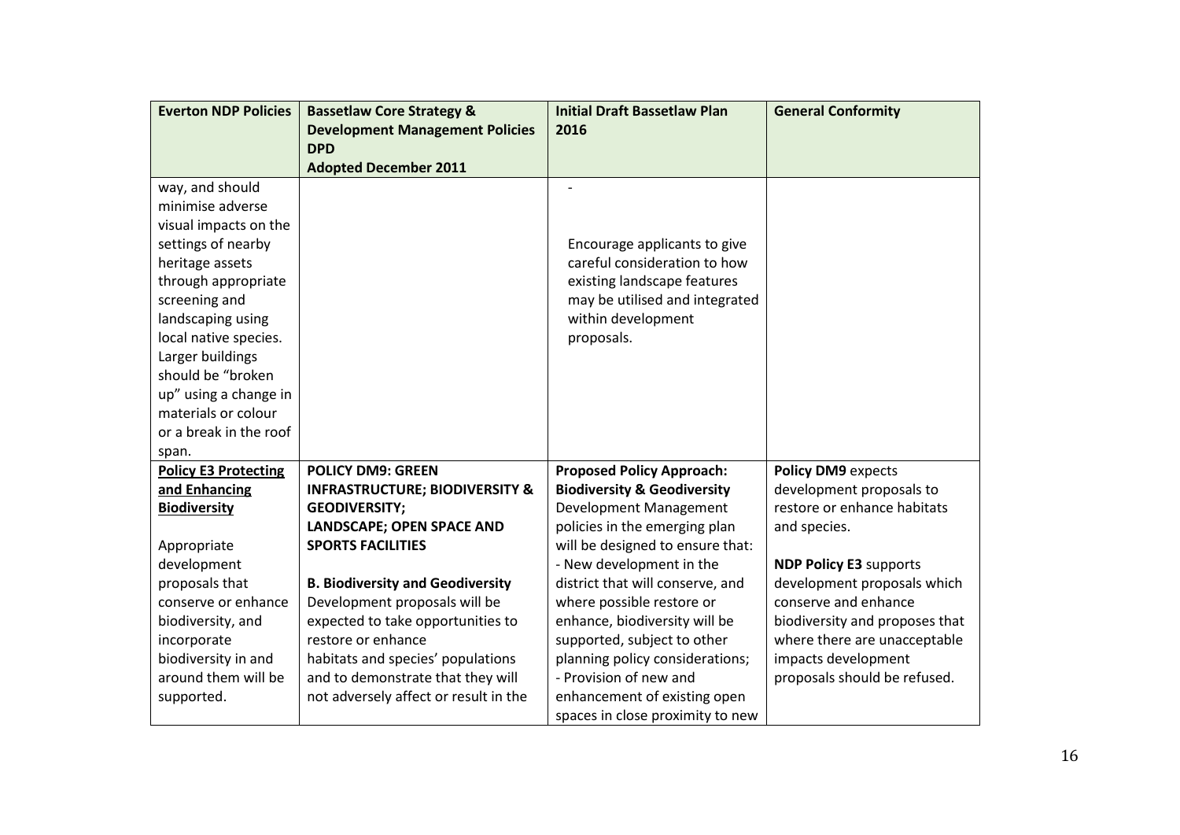| Everton NDP Policies | Bassetlaw Core Strategy & Development Management Policies DPD Adopted December 2011 | Initial Draft Bassetlaw Plan 2016 | General Conformity |
|---|---|---|---|
| way, and should minimise adverse visual impacts on the settings of nearby heritage assets through appropriate screening and landscaping using local native species. Larger buildings should be "broken up" using a change in materials or colour or a break in the roof span. | | - Encourage applicants to give careful consideration to how existing landscape features may be utilised and integrated within development proposals. | |
| **Policy E3 Protecting and Enhancing Biodiversity** Appropriate development proposals that conserve or enhance biodiversity, and incorporate biodiversity in and around them will be supported. | **POLICY DM9: GREEN INFRASTRUCTURE; BIODIVERSITY & GEODIVERSITY; LANDSCAPE; OPEN SPACE AND SPORTS FACILITIES** **B. Biodiversity and Geodiversity** Development proposals will be expected to take opportunities to restore or enhance habitats and species' populations and to demonstrate that they will not adversely affect or result in the | **Proposed Policy Approach: Biodiversity & Geodiversity** Development Management policies in the emerging plan will be designed to ensure that: - New development in the district that will conserve, and where possible restore or enhance, biodiversity will be supported, subject to other planning policy considerations; - Provision of new and enhancement of existing open spaces in close proximity to new | **Policy DM9** expects development proposals to restore or enhance habitats and species. **NDP Policy E3** supports development proposals which conserve and enhance biodiversity and proposes that where there are unacceptable impacts development proposals should be refused. |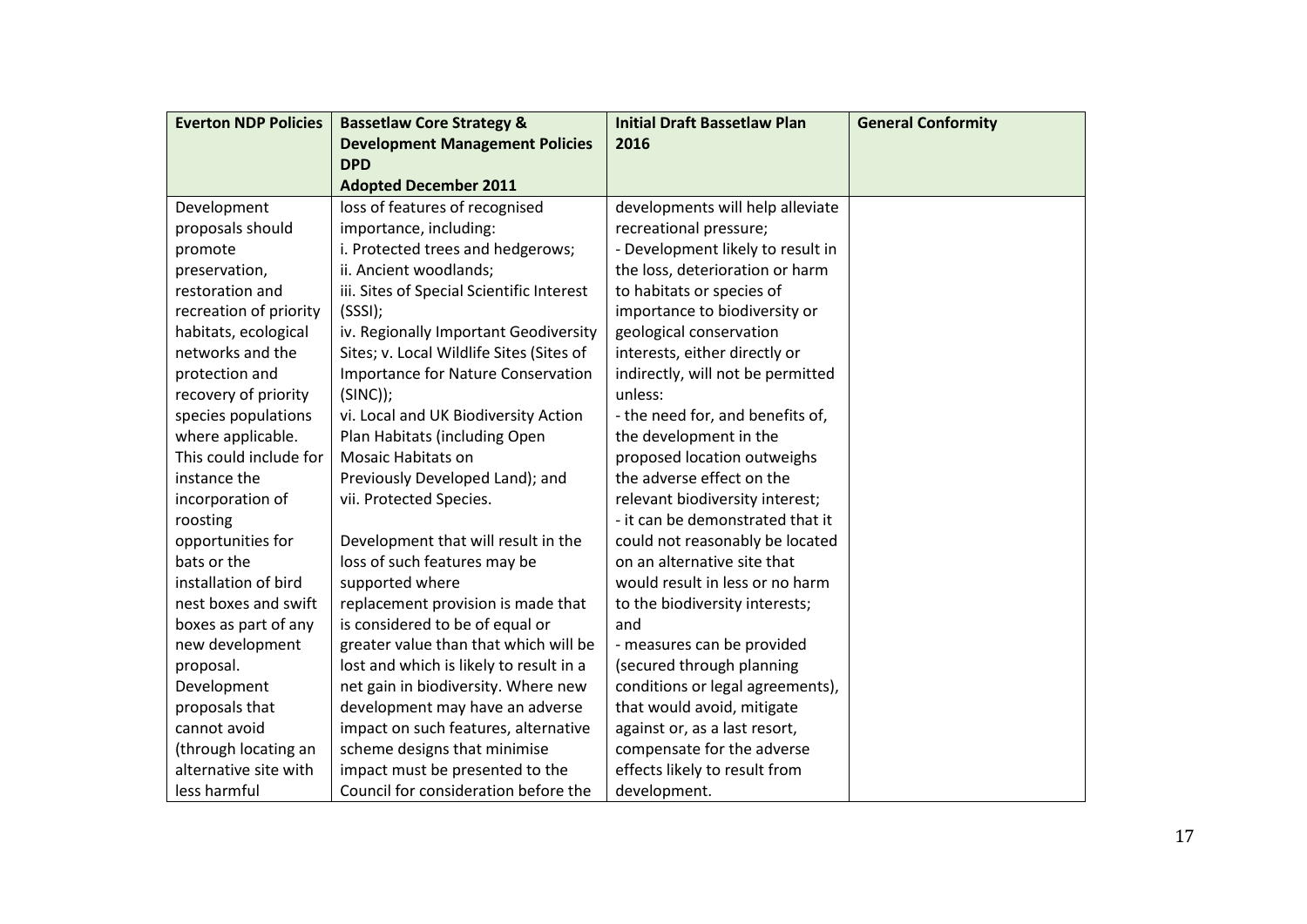| Everton NDP Policies | Bassetlaw Core Strategy & Development Management Policies DPD Adopted December 2011 | Initial Draft Bassetlaw Plan 2016 | General Conformity |
|---|---|---|---|
| Development proposals should promote preservation, restoration and recreation of priority habitats, ecological networks and the protection and recovery of priority species populations where applicable. This could include for instance the incorporation of roosting opportunities for bats or the installation of bird nest boxes and swift boxes as part of any new development proposal. Development proposals that cannot avoid (through locating an alternative site with less harmful | loss of features of recognised importance, including: i. Protected trees and hedgerows; ii. Ancient woodlands; iii. Sites of Special Scientific Interest (SSSI); iv. Regionally Important Geodiversity Sites; v. Local Wildlife Sites (Sites of Importance for Nature Conservation (SINC)); vi. Local and UK Biodiversity Action Plan Habitats (including Open Mosaic Habitats on Previously Developed Land); and vii. Protected Species. <br><br> Development that will result in the loss of such features may be supported where replacement provision is made that is considered to be of equal or greater value than that which will be lost and which is likely to result in a net gain in biodiversity. Where new development may have an adverse impact on such features, alternative scheme designs that minimise impact must be presented to the Council for consideration before the | developments will help alleviate recreational pressure; <br> - Development likely to result in the loss, deterioration or harm to habitats or species of importance to biodiversity or geological conservation interests, either directly or indirectly, will not be permitted unless: <br> - the need for, and benefits of, the development in the proposed location outweighs the adverse effect on the relevant biodiversity interest; <br> - it can be demonstrated that it could not reasonably be located on an alternative site that would result in less or no harm to the biodiversity interests; and <br> - measures can be provided (secured through planning conditions or legal agreements), that would avoid, mitigate against or, as a last resort, compensate for the adverse effects likely to result from development. | |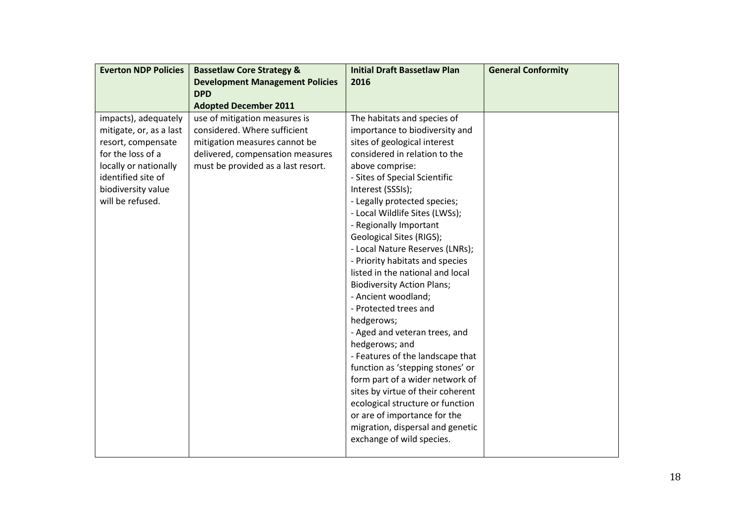| Everton NDP Policies | Bassetlaw Core Strategy & Development Management Policies DPD Adopted December 2011 | Initial Draft Bassetlaw Plan 2016 | General Conformity |
|---|---|---|---|
| impacts), adequately mitigate, or, as a last resort, compensate for the loss of a locally or nationally identified site of biodiversity value will be refused. | use of mitigation measures is considered. Where sufficient mitigation measures cannot be delivered, compensation measures must be provided as a last resort. | The habitats and species of importance to biodiversity and sites of geological interest considered in relation to the above comprise:<br>- Sites of Special Scientific Interest (SSSIs);<br>- Legally protected species;<br>- Local Wildlife Sites (LWSs);<br>- Regionally Important Geological Sites (RIGS);<br>- Local Nature Reserves (LNRs);<br>- Priority habitats and species listed in the national and local Biodiversity Action Plans;<br>- Ancient woodland;<br>- Protected trees and hedgerows;<br>- Aged and veteran trees, and hedgerows; and<br>- Features of the landscape that function as 'stepping stones' or form part of a wider network of sites by virtue of their coherent ecological structure or function or are of importance for the migration, dispersal and genetic exchange of wild species. | |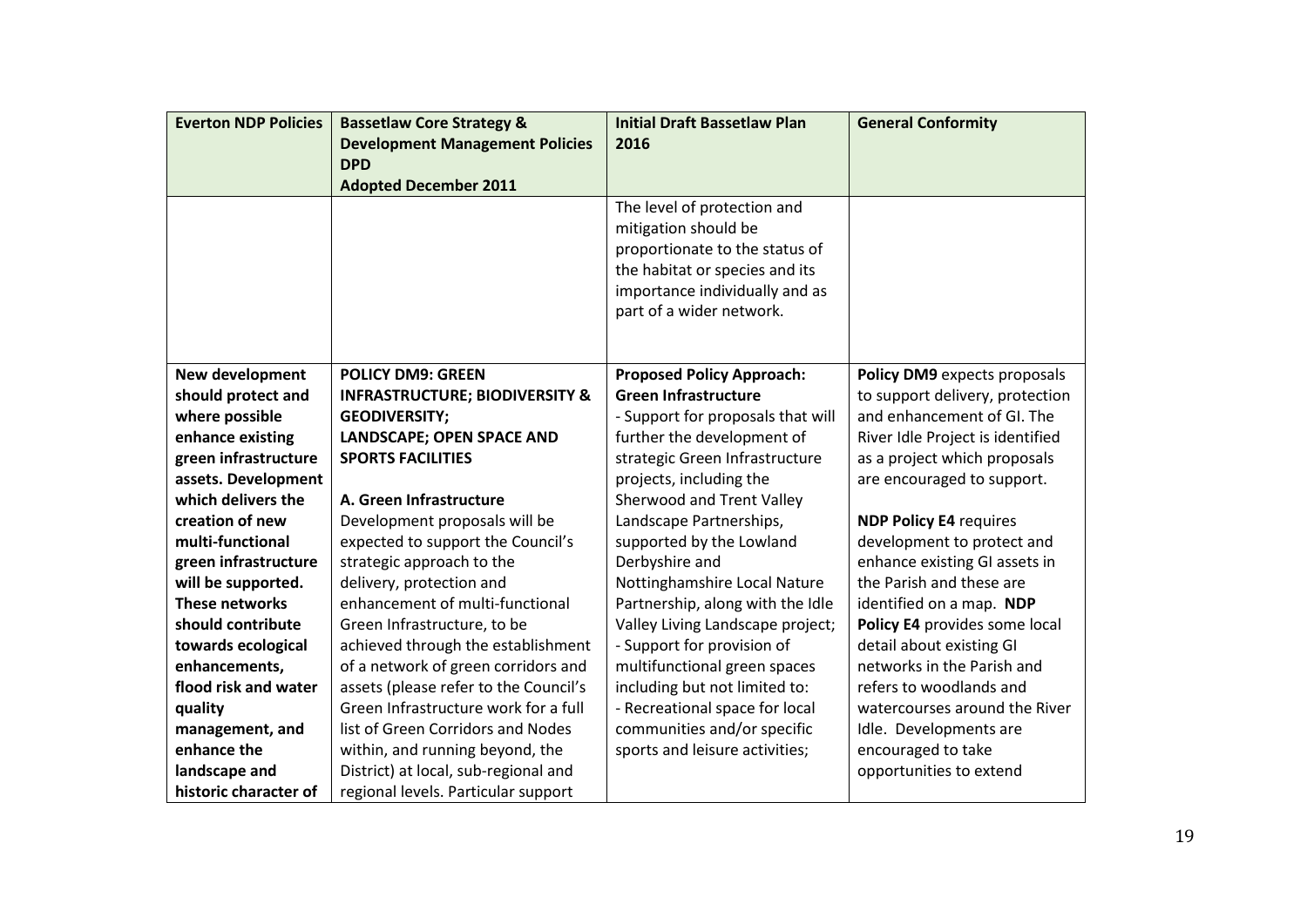| Everton NDP Policies | Bassetlaw Core Strategy & Development Management Policies DPD Adopted December 2011 | Initial Draft Bassetlaw Plan 2016 | General Conformity |
|---|---|---|---|
| | | The level of protection and mitigation should be proportionate to the status of the habitat or species and its importance individually and as part of a wider network. | |
| **New development should protect and where possible enhance existing green infrastructure assets. Development which delivers the creation of new multi-functional green infrastructure will be supported. These networks should contribute towards ecological enhancements, flood risk and water quality management, and enhance the landscape and historic character of** | **POLICY DM9: GREEN INFRASTRUCTURE; BIODIVERSITY & GEODIVERSITY; LANDSCAPE; OPEN SPACE AND SPORTS FACILITIES**<br><br>**A. Green Infrastructure**<br>Development proposals will be expected to support the Council's strategic approach to the delivery, protection and enhancement of multi-functional Green Infrastructure, to be achieved through the establishment of a network of green corridors and assets (please refer to the Council's Green Infrastructure work for a full list of Green Corridors and Nodes within, and running beyond, the District) at local, sub-regional and regional levels. Particular support | **Proposed Policy Approach: Green Infrastructure**<br>- Support for proposals that will further the development of strategic Green Infrastructure projects, including the Sherwood and Trent Valley Landscape Partnerships, supported by the Lowland Derbyshire and Nottinghamshire Local Nature Partnership, along with the Idle Valley Living Landscape project;<br>- Support for provision of multifunctional green spaces including but not limited to:<br>- Recreational space for local communities and/or specific sports and leisure activities; | **Policy DM9** expects proposals to support delivery, protection and enhancement of GI. The River Idle Project is identified as a project which proposals are encouraged to support.<br><br>**NDP Policy E4** requires development to protect and enhance existing GI assets in the Parish and these are identified on a map. **NDP Policy E4** provides some local detail about existing GI networks in the Parish and refers to woodlands and watercourses around the River Idle. Developments are encouraged to take opportunities to extend |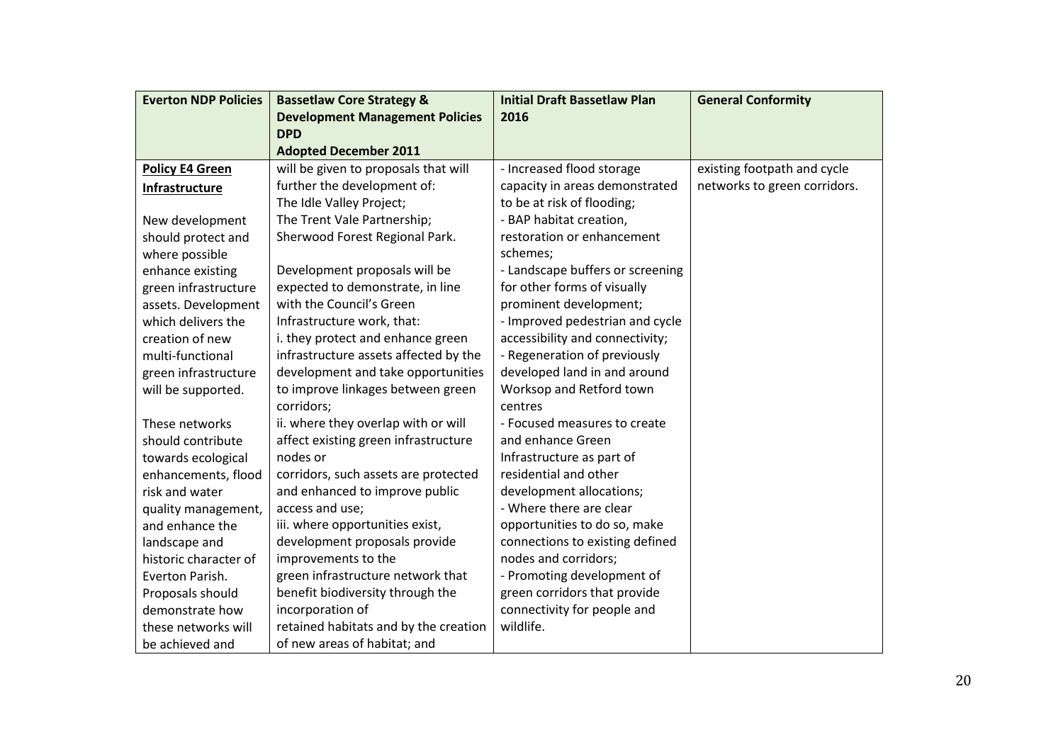| Everton NDP Policies | Bassetlaw Core Strategy & Development Management Policies DPD Adopted December 2011 | Initial Draft Bassetlaw Plan 2016 | General Conformity |
|---|---|---|---|
| **Policy E4 Green Infrastructure**<br><br>New development should protect and where possible enhance existing green infrastructure assets. Development which delivers the creation of new multi-functional green infrastructure will be supported.<br><br>These networks should contribute towards ecological enhancements, flood risk and water quality management, and enhance the landscape and historic character of Everton Parish. Proposals should demonstrate how these networks will be achieved and | will be given to proposals that will further the development of:<br>The Idle Valley Project;<br>The Trent Vale Partnership;<br>Sherwood Forest Regional Park.<br><br>Development proposals will be expected to demonstrate, in line with the Council's Green Infrastructure work, that:<br>i. they protect and enhance green infrastructure assets affected by the development and take opportunities to improve linkages between green corridors;<br>ii. where they overlap with or will affect existing green infrastructure nodes or corridors, such assets are protected and enhanced to improve public access and use;<br>iii. where opportunities exist, development proposals provide improvements to the green infrastructure network that benefit biodiversity through the incorporation of retained habitats and by the creation of new areas of habitat; and | - Increased flood storage capacity in areas demonstrated to be at risk of flooding;<br>- BAP habitat creation, restoration or enhancement schemes;<br>- Landscape buffers or screening for other forms of visually prominent development;<br>- Improved pedestrian and cycle accessibility and connectivity;<br>- Regeneration of previously developed land in and around Worksop and Retford town centres<br>- Focused measures to create and enhance Green Infrastructure as part of residential and other development allocations;<br>- Where there are clear opportunities to do so, make connections to existing defined nodes and corridors;<br>- Promoting development of green corridors that provide connectivity for people and wildlife. | existing footpath and cycle networks to green corridors. |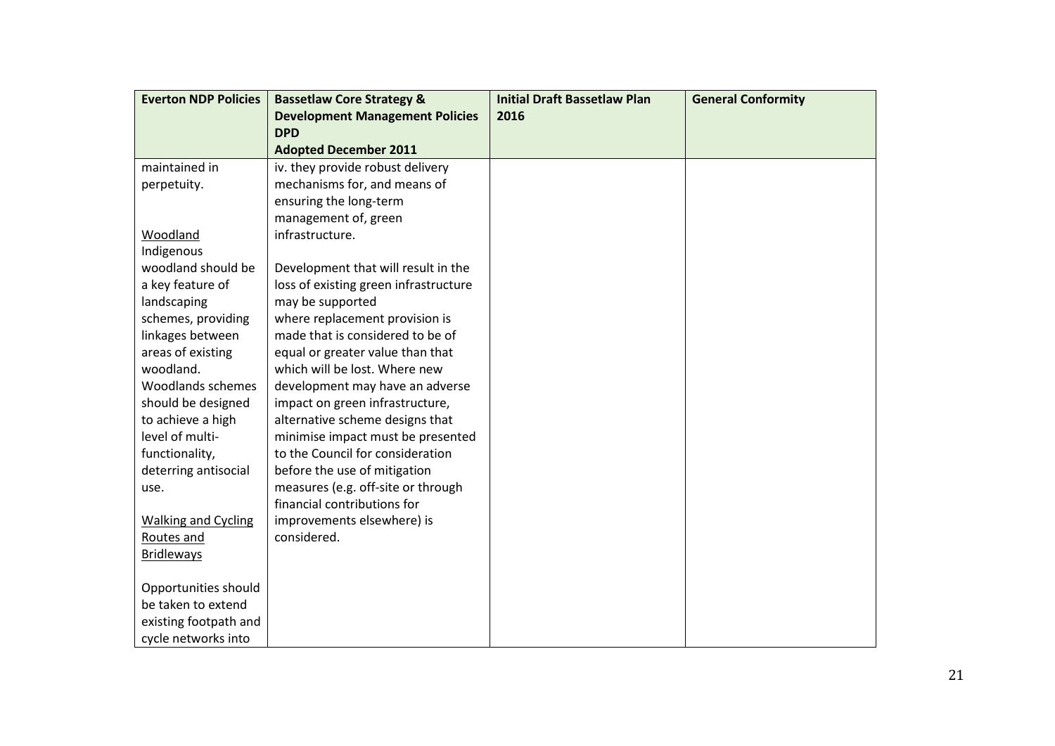| Everton NDP Policies | Bassetlaw Core Strategy & Development Management Policies DPD Adopted December 2011 | Initial Draft Bassetlaw Plan 2016 | General Conformity |
|---|---|---|---|
| maintained in perpetuity.<br><br>Woodland<br>Indigenous woodland should be a key feature of landscaping schemes, providing linkages between areas of existing woodland.<br>Woodlands schemes should be designed to achieve a high level of multi-functionality, deterring antisocial use.<br><br>Walking and Cycling Routes and Bridleways<br><br>Opportunities should be taken to extend existing footpath and cycle networks into | iv. they provide robust delivery mechanisms for, and means of ensuring the long-term management of, green infrastructure.<br><br>Development that will result in the loss of existing green infrastructure may be supported where replacement provision is made that is considered to be of equal or greater value than that which will be lost. Where new development may have an adverse impact on green infrastructure, alternative scheme designs that minimise impact must be presented to the Council for consideration before the use of mitigation measures (e.g. off-site or through financial contributions for improvements elsewhere) is considered. | | |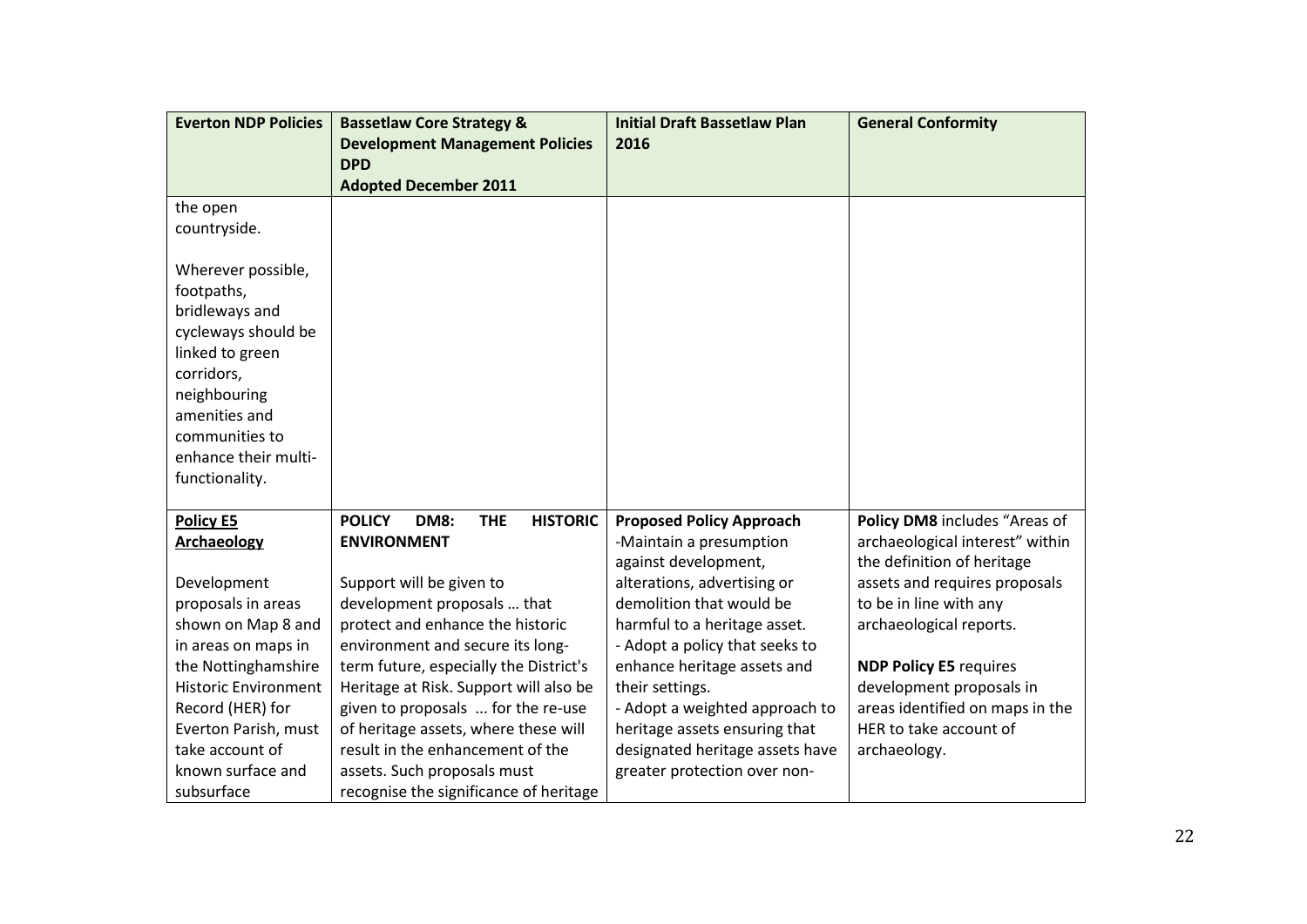| Everton NDP Policies | Bassetlaw Core Strategy & Development Management Policies DPD Adopted December 2011 | Initial Draft Bassetlaw Plan 2016 | General Conformity |
| --- | --- | --- | --- |
| the open countryside.<br><br>Wherever possible, footpaths, bridleways and cycleways should be linked to green corridors, neighbouring amenities and communities to enhance their multi-functionality. | | | |
| **Policy E5 Archaeology**<br><br>Development proposals in areas shown on Map 8 and in areas on maps in the Nottinghamshire Historic Environment Record (HER) for Everton Parish, must take account of known surface and subsurface | **POLICY DM8: THE HISTORIC ENVIRONMENT**<br><br>Support will be given to development proposals … that protect and enhance the historic environment and secure its long-term future, especially the District's Heritage at Risk. Support will also be given to proposals ... for the re-use of heritage assets, where these will result in the enhancement of the assets. Such proposals must recognise the significance of heritage | **Proposed Policy Approach**<br>-Maintain a presumption against development, alterations, advertising or demolition that would be harmful to a heritage asset.<br>- Adopt a policy that seeks to enhance heritage assets and their settings.<br>- Adopt a weighted approach to heritage assets ensuring that designated heritage assets have greater protection over non- | **Policy DM8** includes "Areas of archaeological interest" within the definition of heritage assets and requires proposals to be in line with any archaeological reports.<br><br>**NDP Policy E5** requires development proposals in areas identified on maps in the HER to take account of archaeology. |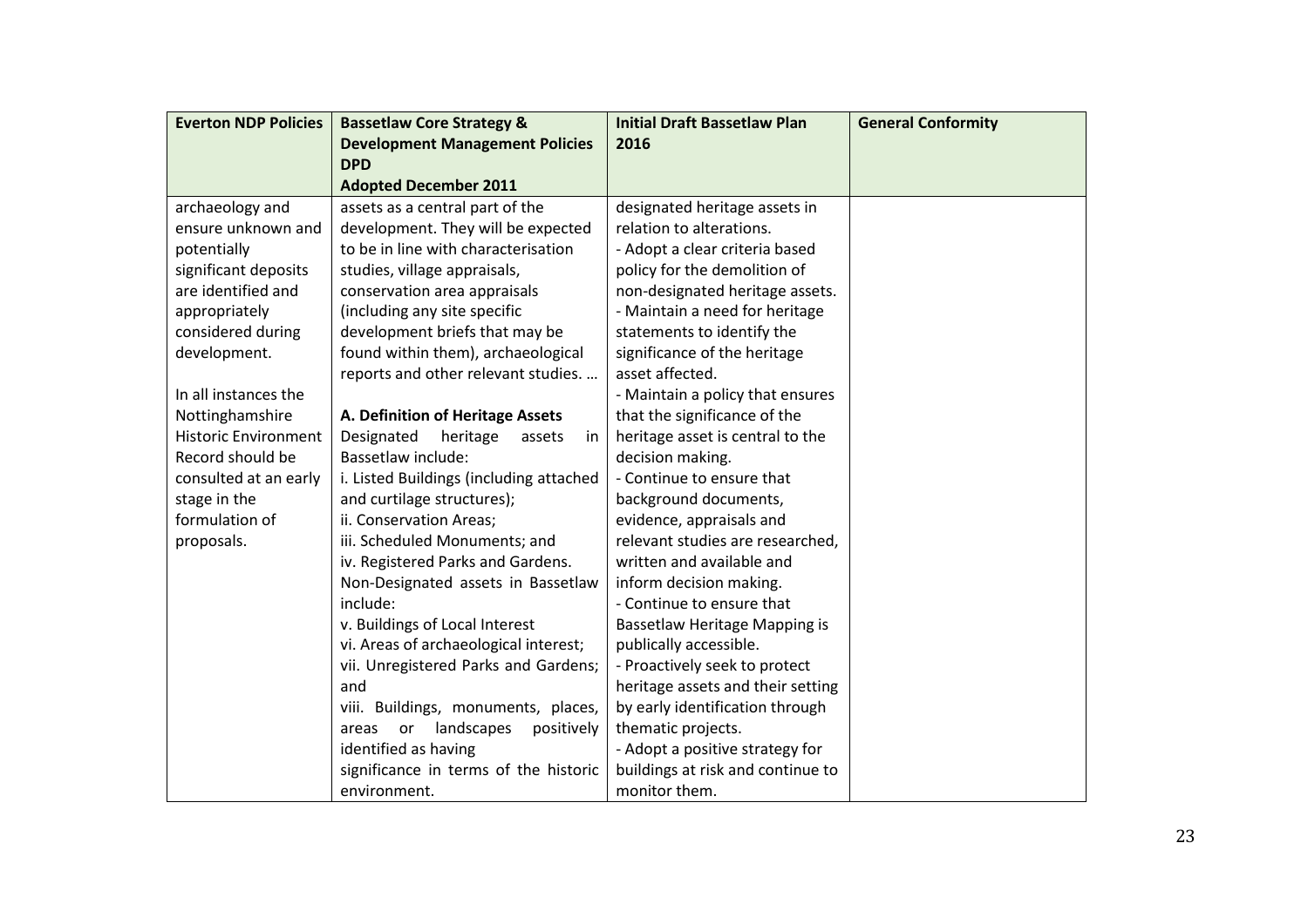| Everton NDP Policies | Bassetlaw Core Strategy & Development Management Policies DPD Adopted December 2011 | Initial Draft Bassetlaw Plan 2016 | General Conformity |
|---|---|---|---|
| archaeology and ensure unknown and potentially significant deposits are identified and appropriately considered during development.<br><br>In all instances the Nottinghamshire Historic Environment Record should be consulted at an early stage in the formulation of proposals. | assets as a central part of the development. They will be expected to be in line with characterisation studies, village appraisals, conservation area appraisals (including any site specific development briefs that may be found within them), archaeological reports and other relevant studies. …<br><br>**A. Definition of Heritage Assets**<br>Designated heritage assets in Bassetlaw include:<br>i. Listed Buildings (including attached and curtilage structures);<br>ii. Conservation Areas;<br>iii. Scheduled Monuments; and<br>iv. Registered Parks and Gardens.<br>Non-Designated assets in Bassetlaw include:<br>v. Buildings of Local Interest<br>vi. Areas of archaeological interest;<br>vii. Unregistered Parks and Gardens; and<br>viii. Buildings, monuments, places, areas or landscapes positively identified as having significance in terms of the historic environment. | designated heritage assets in relation to alterations.<br>- Adopt a clear criteria based policy for the demolition of non-designated heritage assets.<br>- Maintain a need for heritage statements to identify the significance of the heritage asset affected.<br>- Maintain a policy that ensures that the significance of the heritage asset is central to the decision making.<br>- Continue to ensure that background documents, evidence, appraisals and relevant studies are researched, written and available and inform decision making.<br>- Continue to ensure that Bassetlaw Heritage Mapping is publically accessible.<br>- Proactively seek to protect heritage assets and their setting by early identification through thematic projects.<br>- Adopt a positive strategy for buildings at risk and continue to monitor them. | |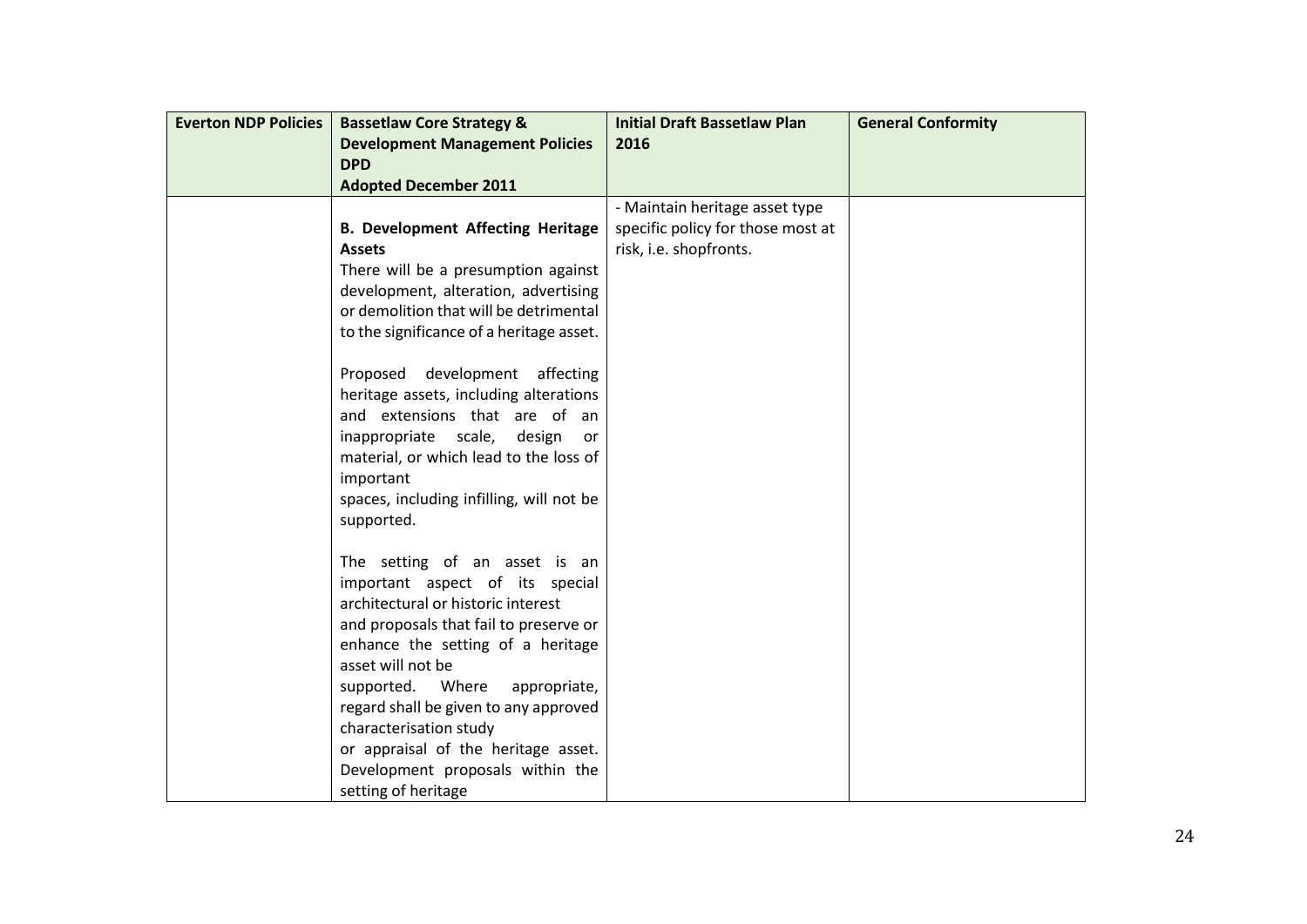| Everton NDP Policies | Bassetlaw Core Strategy & Development Management Policies DPD Adopted December 2011 | Initial Draft Bassetlaw Plan 2016 | General Conformity |
|---|---|---|---|
| | **B. Development Affecting Heritage Assets**<br>There will be a presumption against development, alteration, advertising or demolition that will be detrimental to the significance of a heritage asset.<br><br>Proposed development affecting heritage assets, including alterations and extensions that are of an inappropriate scale, design or material, or which lead to the loss of important spaces, including infilling, will not be supported.<br><br>The setting of an asset is an important aspect of its special architectural or historic interest and proposals that fail to preserve or enhance the setting of a heritage asset will not be supported. Where appropriate, regard shall be given to any approved characterisation study or appraisal of the heritage asset. Development proposals within the setting of heritage | - Maintain heritage asset type specific policy for those most at risk, i.e. shopfronts. | |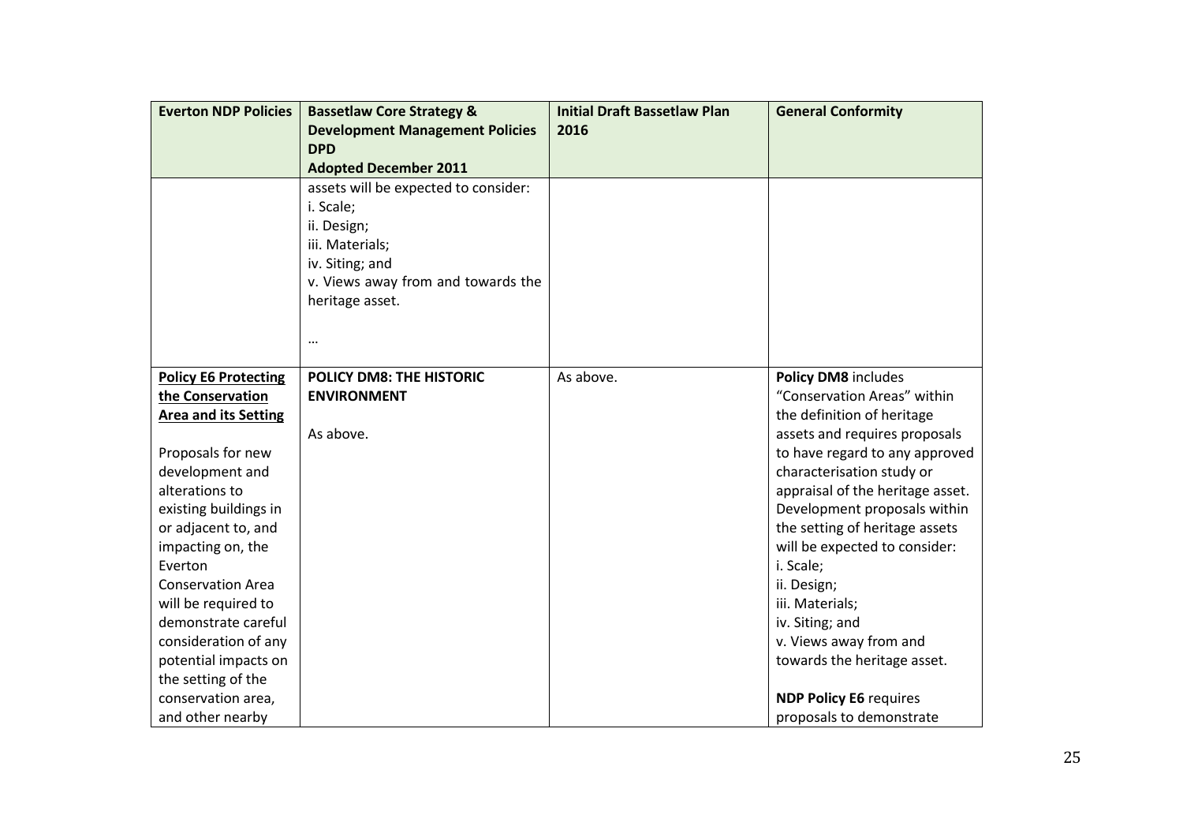| Everton NDP Policies | Bassetlaw Core Strategy & Development Management Policies DPD Adopted December 2011 | Initial Draft Bassetlaw Plan 2016 | General Conformity |
|---|---|---|---|
| | assets will be expected to consider:<br>i. Scale;<br>ii. Design;<br>iii. Materials;<br>iv. Siting; and<br>v. Views away from and towards the heritage asset.<br><br>… | | |
| **Policy E6 Protecting the Conservation Area and its Setting**<br><br>Proposals for new development and alterations to existing buildings in or adjacent to, and impacting on, the Everton Conservation Area will be required to demonstrate careful consideration of any potential impacts on the setting of the conservation area, and other nearby | **POLICY DM8: THE HISTORIC ENVIRONMENT**<br><br>As above. | As above. | **Policy DM8** includes "Conservation Areas" within the definition of heritage assets and requires proposals to have regard to any approved characterisation study or appraisal of the heritage asset. Development proposals within the setting of heritage assets will be expected to consider:<br>i. Scale;<br>ii. Design;<br>iii. Materials;<br>iv. Siting; and<br>v. Views away from and towards the heritage asset.<br><br>**NDP Policy E6** requires proposals to demonstrate |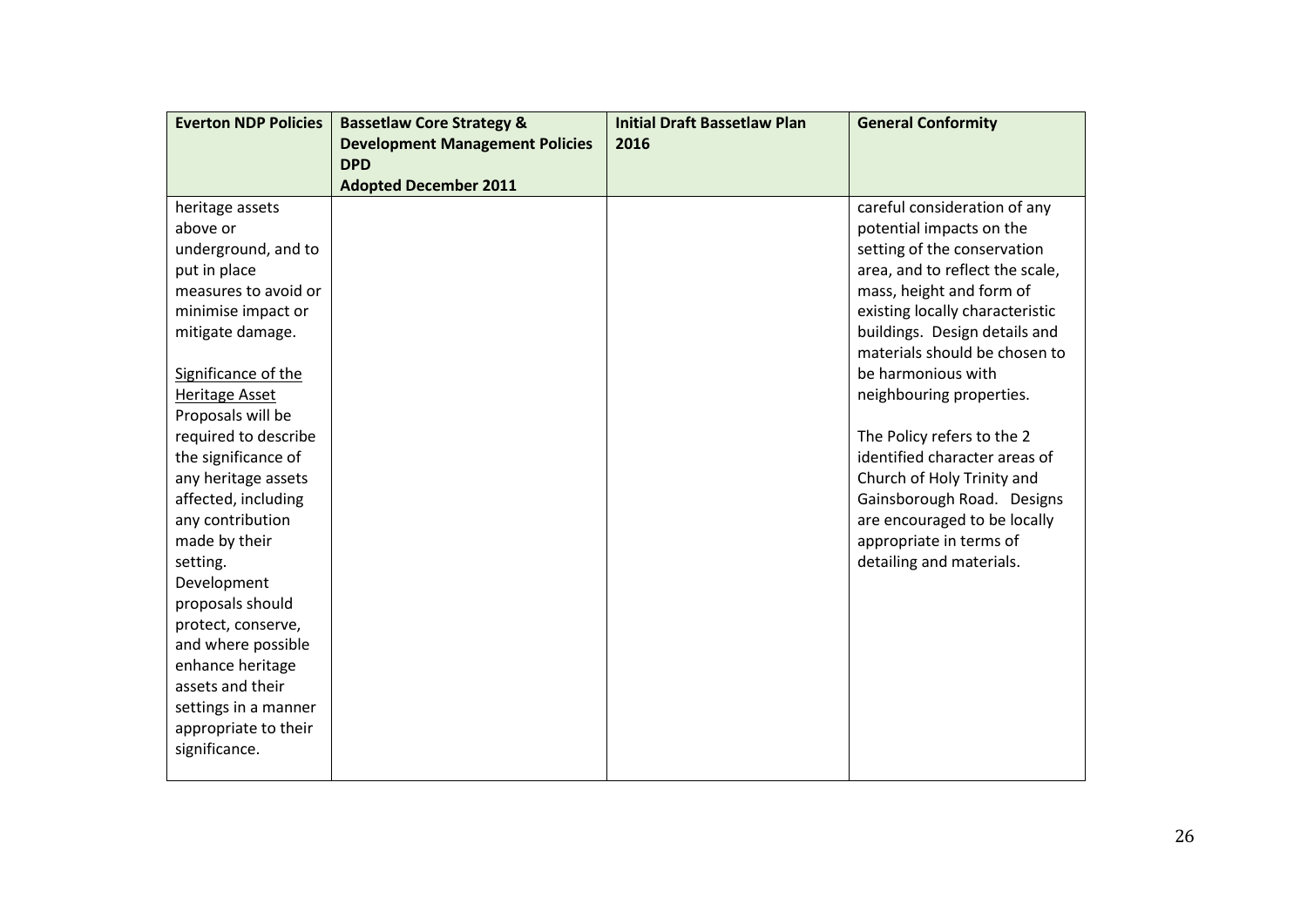| Everton NDP Policies | Bassetlaw Core Strategy & Development Management Policies DPD Adopted December 2011 | Initial Draft Bassetlaw Plan 2016 | General Conformity |
|---|---|---|---|
| heritage assets above or underground, and to put in place measures to avoid or minimise impact or mitigate damage.<br><br><u>Significance of the Heritage Asset</u><br>Proposals will be required to describe the significance of any heritage assets affected, including any contribution made by their setting.<br>Development proposals should protect, conserve, and where possible enhance heritage assets and their settings in a manner appropriate to their significance. | | | careful consideration of any potential impacts on the setting of the conservation area, and to reflect the scale, mass, height and form of existing locally characteristic buildings. Design details and materials should be chosen to be harmonious with neighbouring properties.<br><br>The Policy refers to the 2 identified character areas of Church of Holy Trinity and Gainsborough Road. Designs are encouraged to be locally appropriate in terms of detailing and materials. |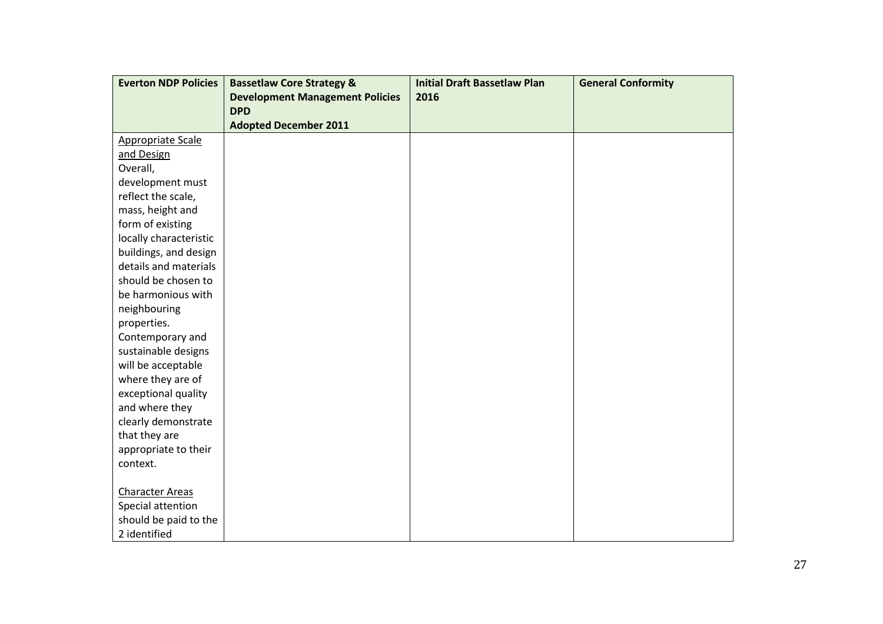| Everton NDP Policies | Bassetlaw Core Strategy & Development Management Policies DPD Adopted December 2011 | Initial Draft Bassetlaw Plan 2016 | General Conformity |
|---|---|---|---|
| <u>Appropriate Scale and Design</u> Overall, development must reflect the scale, mass, height and form of existing locally characteristic buildings, and design details and materials should be chosen to be harmonious with neighbouring properties. Contemporary and sustainable designs will be acceptable where they are of exceptional quality and where they clearly demonstrate that they are appropriate to their context.<br><br><u>Character Areas</u> Special attention should be paid to the 2 identified | | | |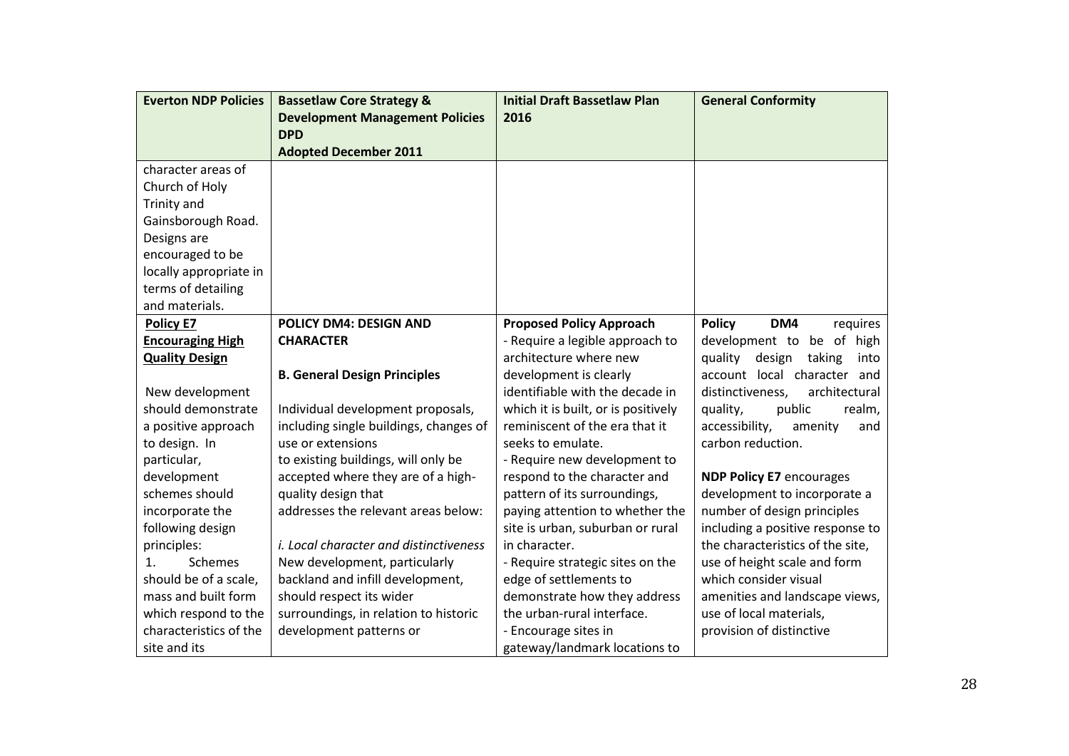| Everton NDP Policies | Bassetlaw Core Strategy & Development Management Policies DPD Adopted December 2011 | Initial Draft Bassetlaw Plan 2016 | General Conformity |
|---|---|---|---|
| character areas of Church of Holy Trinity and Gainsborough Road. Designs are encouraged to be locally appropriate in terms of detailing and materials. | | | |
| **Policy E7** **Encouraging High Quality Design** <br><br> New development should demonstrate a positive approach to design. In particular, development schemes should incorporate the following design principles: <br> 1. Schemes should be of a scale, mass and built form which respond to the characteristics of the site and its | **POLICY DM4: DESIGN AND CHARACTER** <br><br> **B. General Design Principles** <br><br> Individual development proposals, including single buildings, changes of use or extensions to existing buildings, will only be accepted where they are of a high-quality design that addresses the relevant areas below: <br><br> *i. Local character and distinctiveness* <br> New development, particularly backland and infill development, should respect its wider surroundings, in relation to historic development patterns or | **Proposed Policy Approach** <br> - Require a legible approach to architecture where new development is clearly identifiable with the decade in which it is built, or is positively reminiscent of the era that it seeks to emulate. <br> - Require new development to respond to the character and pattern of its surroundings, paying attention to whether the site is urban, suburban or rural in character. <br> - Require strategic sites on the edge of settlements to demonstrate how they address the urban-rural interface. <br> - Encourage sites in gateway/landmark locations to | **Policy DM4** requires development to be of high quality design taking into account local character and distinctiveness, architectural quality, public realm, accessibility, amenity and carbon reduction. <br><br> **NDP Policy E7** encourages development to incorporate a number of design principles including a positive response to the characteristics of the site, use of height scale and form which consider visual amenities and landscape views, use of local materials, provision of distinctive |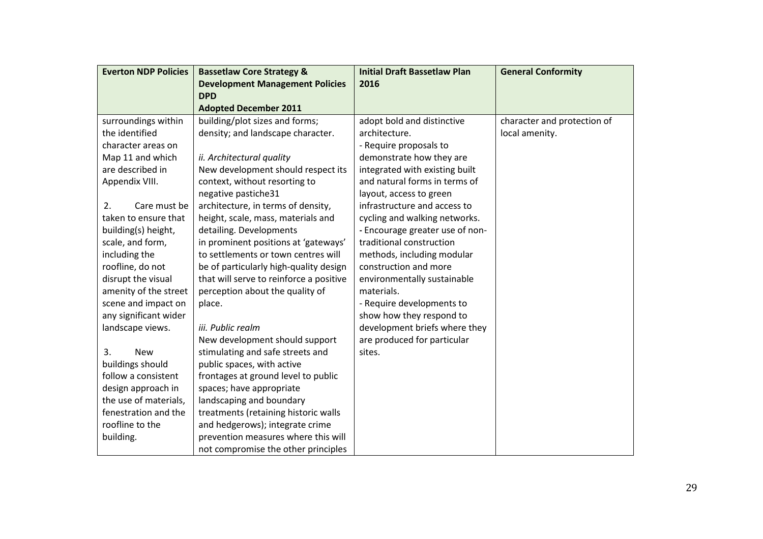| Everton NDP Policies | Bassetlaw Core Strategy & Development Management Policies DPD Adopted December 2011 | Initial Draft Bassetlaw Plan 2016 | General Conformity |
|---|---|---|---|
| surroundings within the identified character areas on Map 11 and which are described in Appendix VIII.<br><br>2. Care must be taken to ensure that building(s) height, scale, and form, including the roofline, do not disrupt the visual amenity of the street scene and impact on any significant wider landscape views.<br><br>3. New buildings should follow a consistent design approach in the use of materials, fenestration and the roofline to the building. | building/plot sizes and forms; density; and landscape character.<br><br>*ii. Architectural quality*<br>New development should respect its context, without resorting to negative pastiche31 architecture, in terms of density, height, scale, mass, materials and detailing. Developments in prominent positions at 'gateways' to settlements or town centres will be of particularly high-quality design that will serve to reinforce a positive perception about the quality of place.<br><br>*iii. Public realm*<br>New development should support stimulating and safe streets and public spaces, with active frontages at ground level to public spaces; have appropriate landscaping and boundary treatments (retaining historic walls and hedgerows); integrate crime prevention measures where this will not compromise the other principles | adopt bold and distinctive architecture.<br>- Require proposals to demonstrate how they are integrated with existing built and natural forms in terms of layout, access to green infrastructure and access to cycling and walking networks.<br>- Encourage greater use of non-traditional construction methods, including modular construction and more environmentally sustainable materials.<br>- Require developments to show how they respond to development briefs where they are produced for particular sites. | character and protection of local amenity. |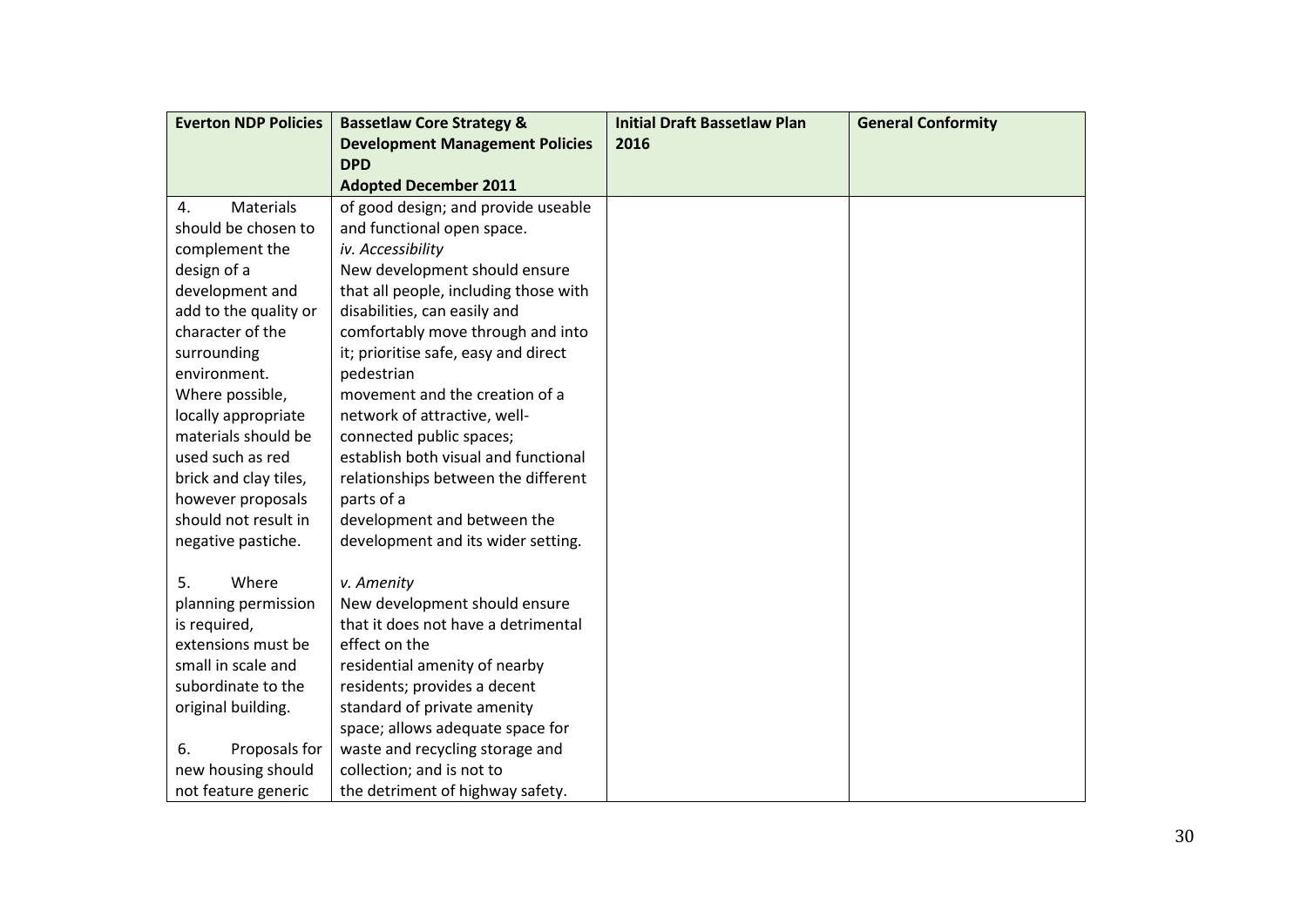| Everton NDP Policies | Bassetlaw Core Strategy & Development Management Policies DPD<br>Adopted December 2011 | Initial Draft Bassetlaw Plan 2016 | General Conformity |
|---|---|---|---|
| 4. Materials should be chosen to complement the design of a development and add to the quality or character of the surrounding environment. Where possible, locally appropriate materials should be used such as red brick and clay tiles, however proposals should not result in negative pastiche.<br><br>5. Where planning permission is required, extensions must be small in scale and subordinate to the original building.<br><br>6. Proposals for new housing should not feature generic | of good design; and provide useable and functional open space.<br>*iv. Accessibility*<br>New development should ensure that all people, including those with disabilities, can easily and comfortably move through and into it; prioritise safe, easy and direct pedestrian movement and the creation of a network of attractive, well-connected public spaces; establish both visual and functional relationships between the different parts of a development and between the development and its wider setting.<br><br>*v. Amenity*<br>New development should ensure that it does not have a detrimental effect on the residential amenity of nearby residents; provides a decent standard of private amenity space; allows adequate space for waste and recycling storage and collection; and is not to the detriment of highway safety. | | |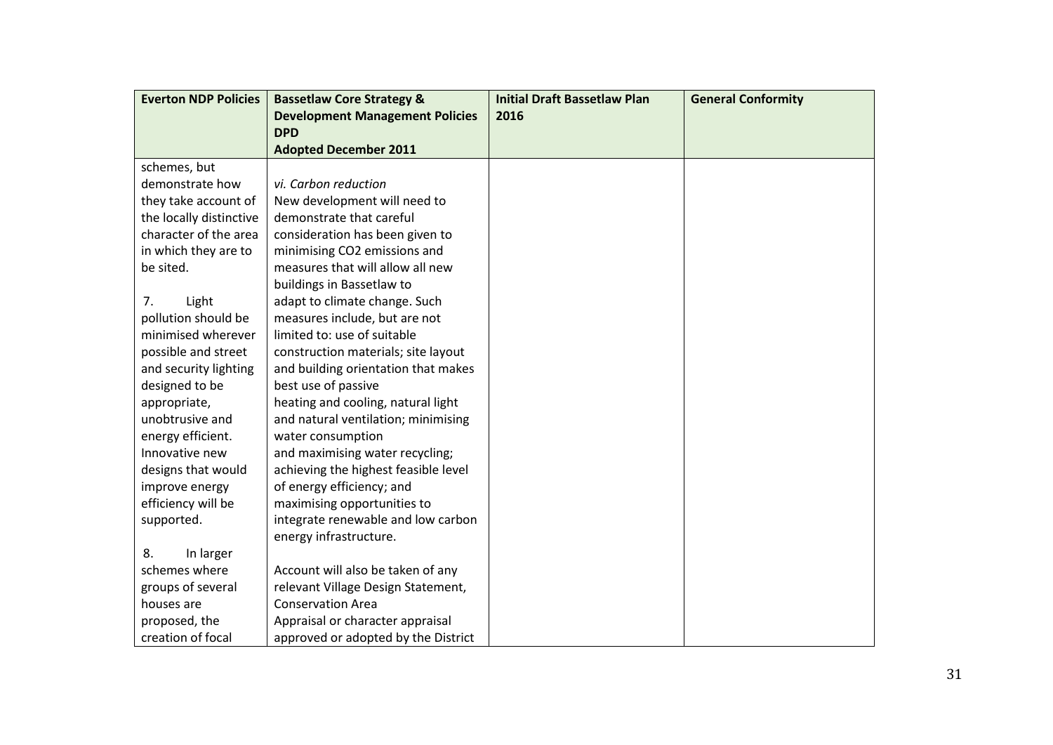| Everton NDP Policies | Bassetlaw Core Strategy & Development Management Policies DPD Adopted December 2011 | Initial Draft Bassetlaw Plan 2016 | General Conformity |
|---|---|---|---|
| schemes, but demonstrate how they take account of the locally distinctive character of the area in which they are to be sited.<br><br>7. Light pollution should be minimised wherever possible and street and security lighting designed to be appropriate, unobtrusive and energy efficient. Innovative new designs that would improve energy efficiency will be supported.<br><br>8. In larger schemes where groups of several houses are proposed, the creation of focal | *vi. Carbon reduction*<br>New development will need to demonstrate that careful consideration has been given to minimising CO2 emissions and measures that will allow all new buildings in Bassetlaw to adapt to climate change. Such measures include, but are not limited to: use of suitable construction materials; site layout and building orientation that makes best use of passive heating and cooling, natural light and natural ventilation; minimising water consumption and maximising water recycling; achieving the highest feasible level of energy efficiency; and maximising opportunities to integrate renewable and low carbon energy infrastructure.<br><br>Account will also be taken of any relevant Village Design Statement, Conservation Area Appraisal or character appraisal approved or adopted by the District | | |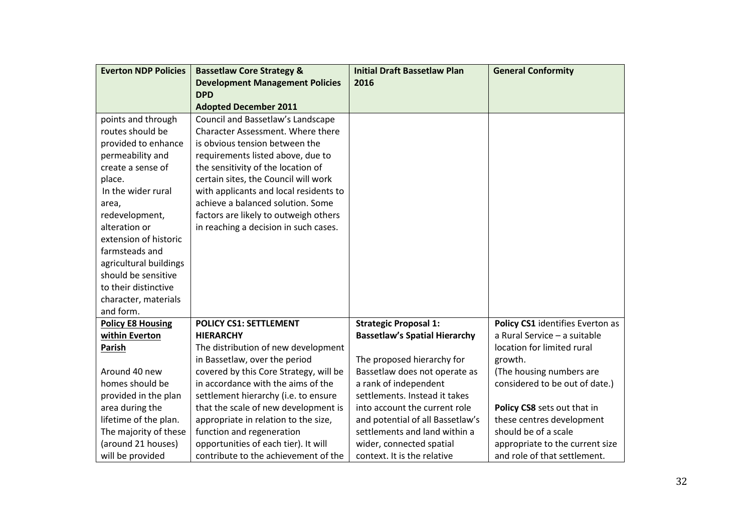| Everton NDP Policies | Bassetlaw Core Strategy & Development Management Policies DPD Adopted December 2011 | Initial Draft Bassetlaw Plan 2016 | General Conformity |
|---|---|---|---|
| points and through routes should be provided to enhance permeability and create a sense of place. In the wider rural area, redevelopment, alteration or extension of historic farmsteads and agricultural buildings should be sensitive to their distinctive character, materials and form. | Council and Bassetlaw's Landscape Character Assessment. Where there is obvious tension between the requirements listed above, due to the sensitivity of the location of certain sites, the Council will work with applicants and local residents to achieve a balanced solution. Some factors are likely to outweigh others in reaching a decision in such cases. | | |
| **Policy E8 Housing within Everton Parish**<br><br>Around 40 new homes should be provided in the plan area during the lifetime of the plan. The majority of these (around 21 houses) will be provided | **POLICY CS1: SETTLEMENT HIERARCHY**<br>The distribution of new development in Bassetlaw, over the period covered by this Core Strategy, will be in accordance with the aims of the settlement hierarchy (i.e. to ensure that the scale of new development is appropriate in relation to the size, function and regeneration opportunities of each tier). It will contribute to the achievement of the | **Strategic Proposal 1: Bassetlaw's Spatial Hierarchy**<br><br>The proposed hierarchy for Bassetlaw does not operate as a rank of independent settlements. Instead it takes into account the current role and potential of all Bassetlaw's settlements and land within a wider, connected spatial context. It is the relative | **Policy CS1** identifies Everton as a Rural Service – a suitable location for limited rural growth.<br>(The housing numbers are considered to be out of date.)<br><br>**Policy CS8** sets out that in these centres development should be of a scale appropriate to the current size and role of that settlement. |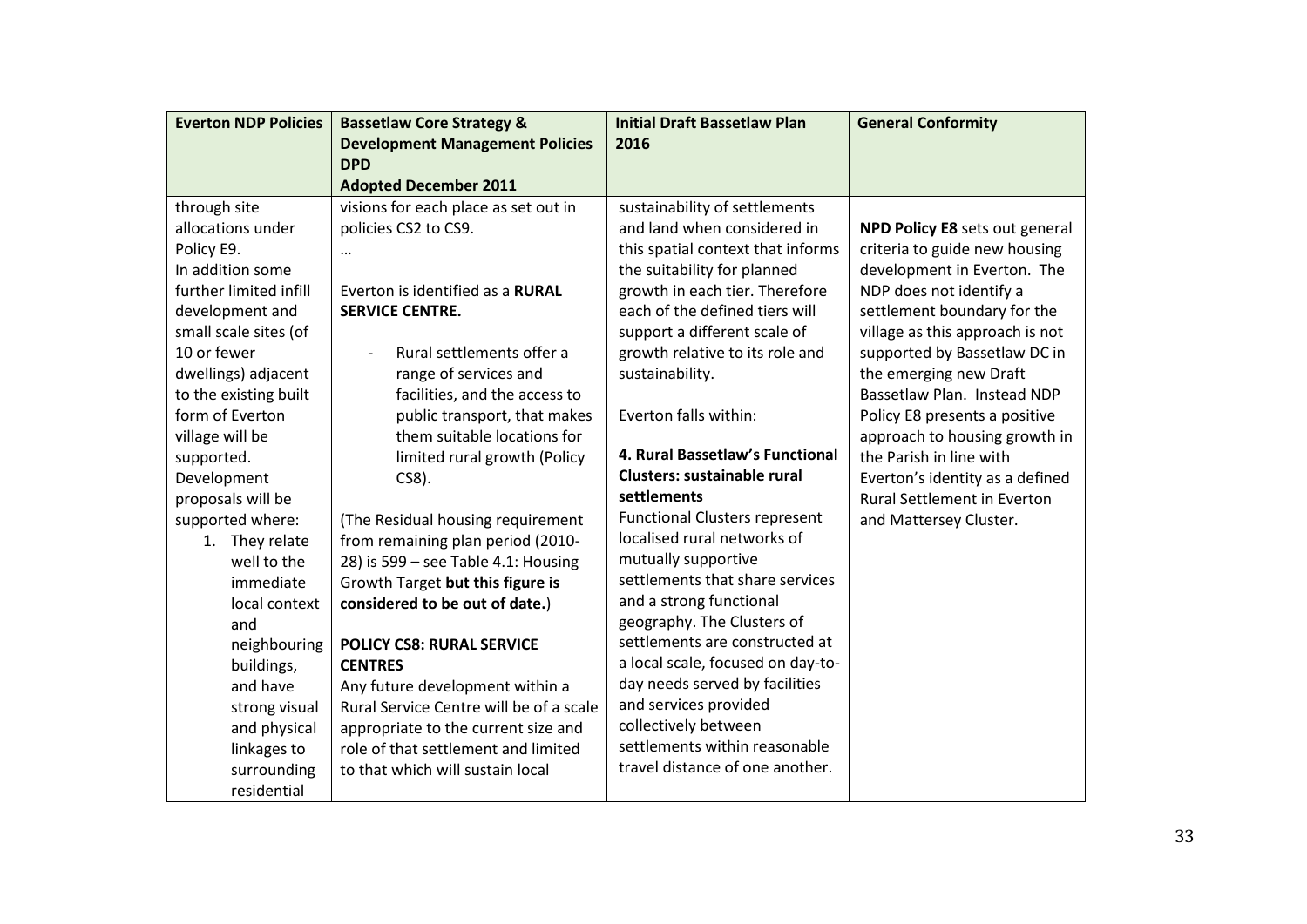| Everton NDP Policies | Bassetlaw Core Strategy & Development Management Policies DPD Adopted December 2011 | Initial Draft Bassetlaw Plan 2016 | General Conformity |
|---|---|---|---|
| through site allocations under Policy E9.<br>In addition some further limited infill development and small scale sites (of 10 or fewer dwellings) adjacent to the existing built form of Everton village will be supported.<br>Development proposals will be supported where:<br>1. They relate well to the immediate local context and neighbouring buildings, and have strong visual and physical linkages to surrounding residential | visions for each place as set out in policies CS2 to CS9.<br>…<br><br>Everton is identified as a **RURAL SERVICE CENTRE.**<br><br>- Rural settlements offer a range of services and facilities, and the access to public transport, that makes them suitable locations for limited rural growth (Policy CS8).<br><br>(The Residual housing requirement from remaining plan period (2010-28) is 599 – see Table 4.1: Housing Growth Target **but this figure is considered to be out of date.**)<br><br>**POLICY CS8: RURAL SERVICE CENTRES**<br>Any future development within a Rural Service Centre will be of a scale appropriate to the current size and role of that settlement and limited to that which will sustain local | sustainability of settlements and land when considered in this spatial context that informs the suitability for planned growth in each tier. Therefore each of the defined tiers will support a different scale of growth relative to its role and sustainability.<br><br>Everton falls within:<br><br>**4. Rural Bassetlaw's Functional Clusters: sustainable rural settlements**<br>Functional Clusters represent localised rural networks of mutually supportive settlements that share services and a strong functional geography. The Clusters of settlements are constructed at a local scale, focused on day-to-day needs served by facilities and services provided collectively between settlements within reasonable travel distance of one another. | **NPD Policy E8** sets out general criteria to guide new housing development in Everton. The NDP does not identify a settlement boundary for the village as this approach is not supported by Bassetlaw DC in the emerging new Draft Bassetlaw Plan. Instead NDP Policy E8 presents a positive approach to housing growth in the Parish in line with Everton's identity as a defined Rural Settlement in Everton and Mattersey Cluster. |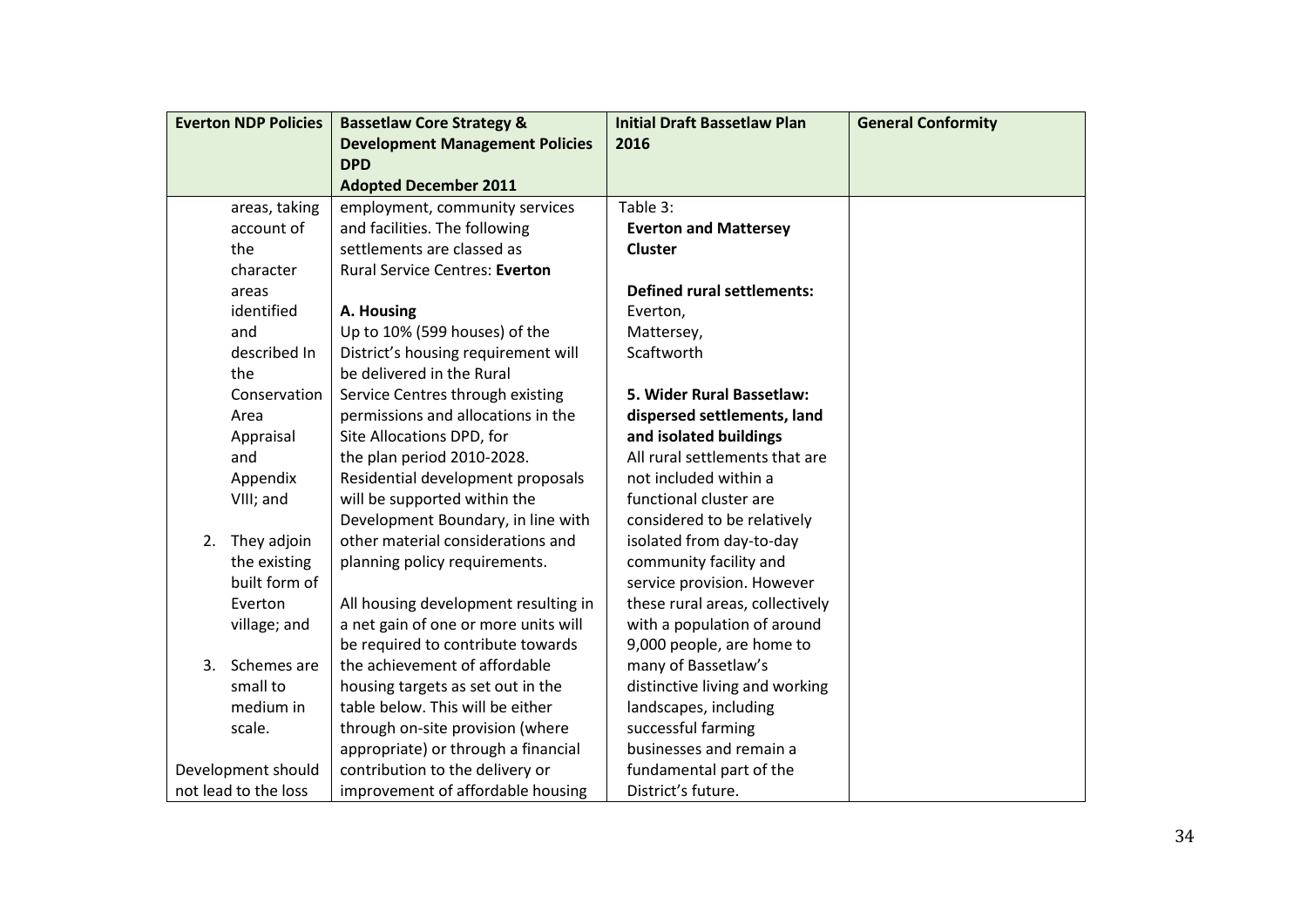| Everton NDP Policies | Bassetlaw Core Strategy & Development Management Policies DPD Adopted December 2011 | Initial Draft Bassetlaw Plan 2016 | General Conformity |
|---|---|---|---|
| areas, taking account of the character areas identified and described In the Conservation Area Appraisal and Appendix VIII; and<br><br>2. They adjoin the existing built form of Everton village; and<br><br>3. Schemes are small to medium in scale.<br><br>Development should not lead to the loss | employment, community services and facilities. The following settlements are classed as Rural Service Centres: **Everton**<br><br>**A. Housing**<br>Up to 10% (599 houses) of the District's housing requirement will be delivered in the Rural Service Centres through existing permissions and allocations in the Site Allocations DPD, for the plan period 2010-2028. Residential development proposals will be supported within the Development Boundary, in line with other material considerations and planning policy requirements.<br><br>All housing development resulting in a net gain of one or more units will be required to contribute towards the achievement of affordable housing targets as set out in the table below. This will be either through on-site provision (where appropriate) or through a financial contribution to the delivery or improvement of affordable housing | Table 3:<br>**Everton and Mattersey Cluster**<br><br>**Defined rural settlements:**<br>Everton,<br>Mattersey,<br>Scaftworth<br><br>**5. Wider Rural Bassetlaw: dispersed settlements, land and isolated buildings**<br>All rural settlements that are not included within a functional cluster are considered to be relatively isolated from day-to-day community facility and service provision. However these rural areas, collectively with a population of around 9,000 people, are home to many of Bassetlaw's distinctive living and working landscapes, including successful farming businesses and remain a fundamental part of the District's future. | |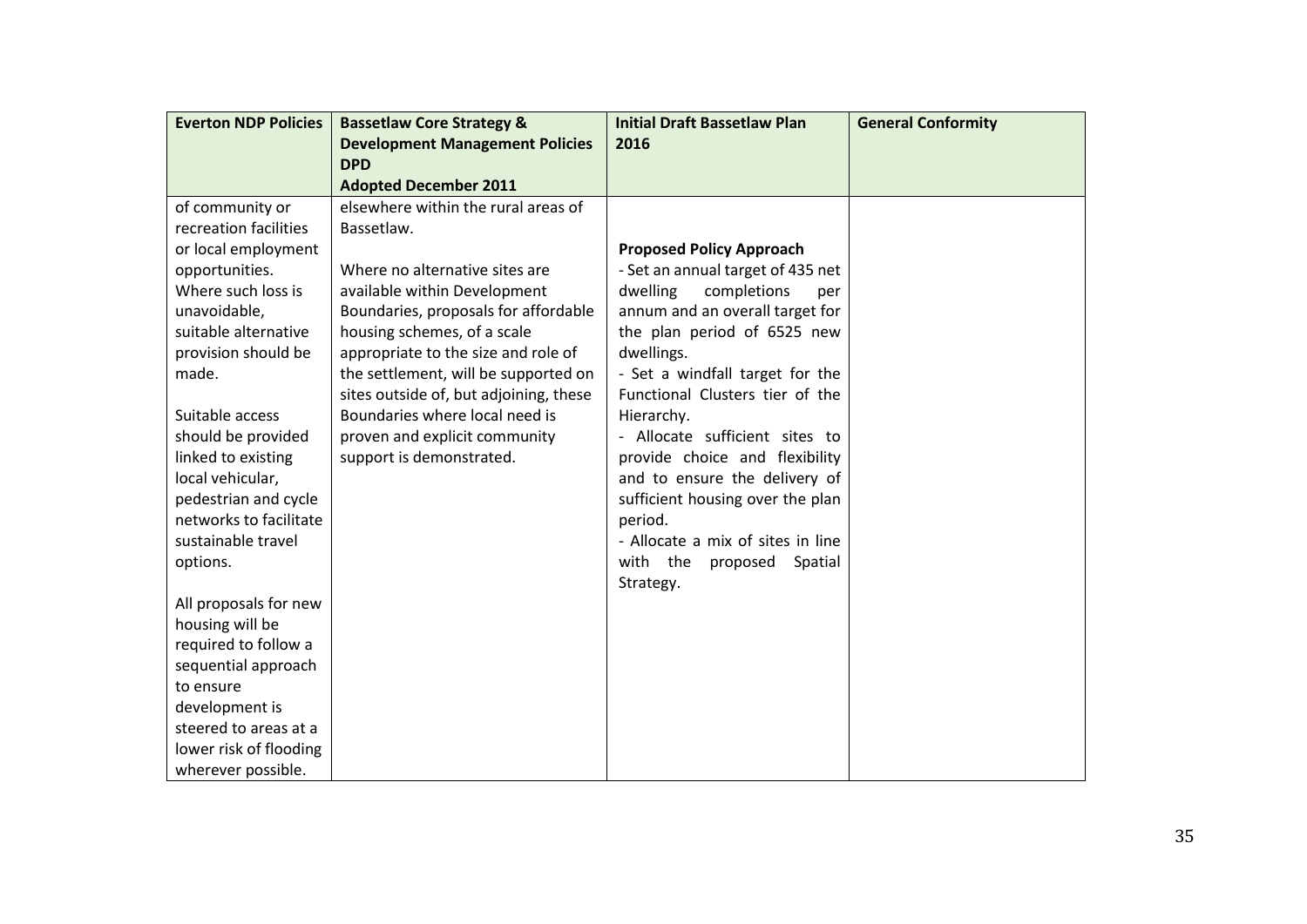| Everton NDP Policies | Bassetlaw Core Strategy & Development Management Policies DPD Adopted December 2011 | Initial Draft Bassetlaw Plan 2016 | General Conformity |
|---|---|---|---|
| of community or recreation facilities or local employment opportunities. Where such loss is unavoidable, suitable alternative provision should be made.<br><br>Suitable access should be provided linked to existing local vehicular, pedestrian and cycle networks to facilitate sustainable travel options.<br><br>All proposals for new housing will be required to follow a sequential approach to ensure development is steered to areas at a lower risk of flooding wherever possible. | elsewhere within the rural areas of Bassetlaw.<br><br>Where no alternative sites are available within Development Boundaries, proposals for affordable housing schemes, of a scale appropriate to the size and role of the settlement, will be supported on sites outside of, but adjoining, these Boundaries where local need is proven and explicit community support is demonstrated. | **Proposed Policy Approach**<br>- Set an annual target of 435 net dwelling completions per annum and an overall target for the plan period of 6525 new dwellings.<br>- Set a windfall target for the Functional Clusters tier of the Hierarchy.<br>- Allocate sufficient sites to provide choice and flexibility and to ensure the delivery of sufficient housing over the plan period.<br>- Allocate a mix of sites in line with the proposed Spatial Strategy. | |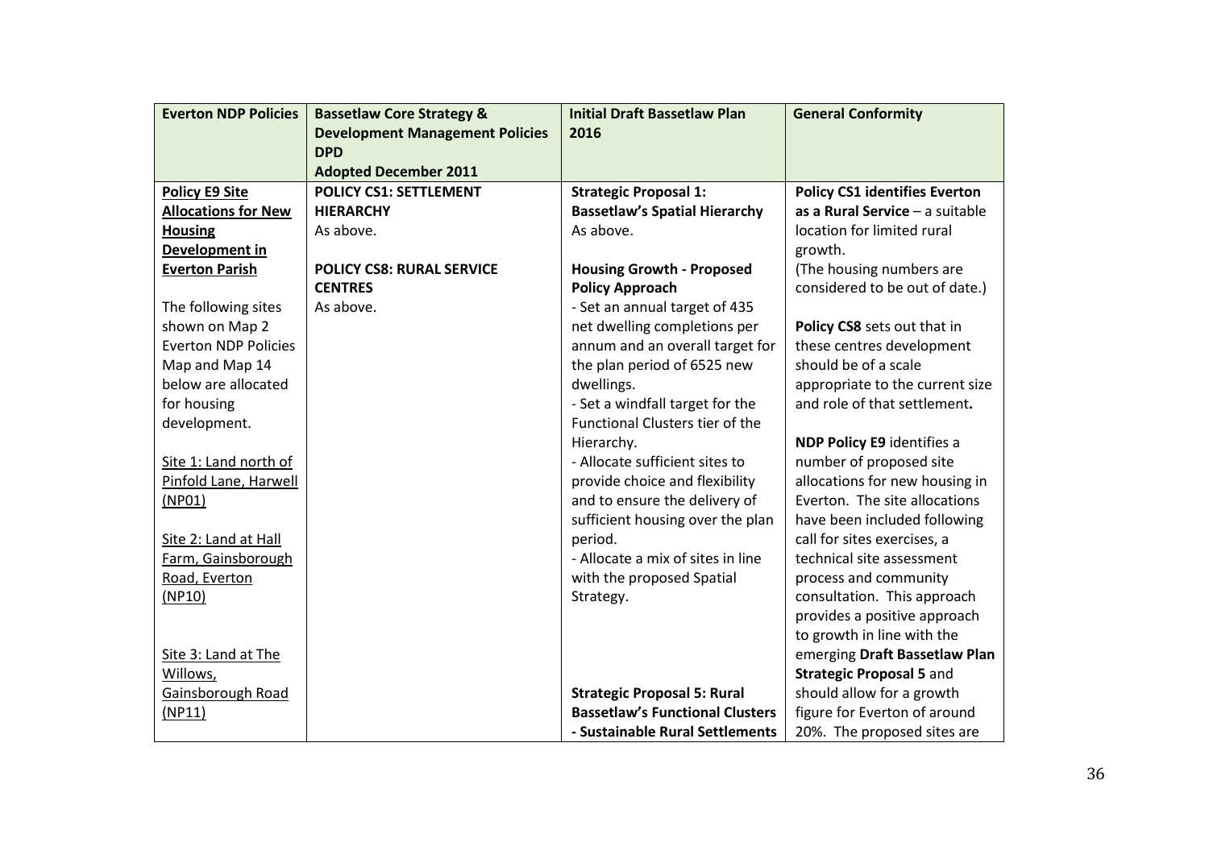| Everton NDP Policies | Bassetlaw Core Strategy & Development Management Policies DPD Adopted December 2011 | Initial Draft Bassetlaw Plan 2016 | General Conformity |
|---|---|---|---|
| **Policy E9 Site Allocations for New Housing Development in Everton Parish**<br><br>The following sites shown on Map 2 Everton NDP Policies Map and Map 14 below are allocated for housing development.<br><br>Site 1: Land north of Pinfold Lane, Harwell (NP01)<br><br>Site 2: Land at Hall Farm, Gainsborough Road, Everton (NP10)<br><br>Site 3: Land at The Willows, Gainsborough Road (NP11) | **POLICY CS1: SETTLEMENT HIERARCHY**<br>As above.<br><br>**POLICY CS8: RURAL SERVICE CENTRES**<br>As above. | **Strategic Proposal 1: Bassetlaw's Spatial Hierarchy**<br>As above.<br><br>**Housing Growth - Proposed Policy Approach**<br>- Set an annual target of 435 net dwelling completions per annum and an overall target for the plan period of 6525 new dwellings.<br>- Set a windfall target for the Functional Clusters tier of the Hierarchy.<br>- Allocate sufficient sites to provide choice and flexibility and to ensure the delivery of sufficient housing over the plan period.<br>- Allocate a mix of sites in line with the proposed Spatial Strategy.<br><br>**Strategic Proposal 5: Rural Bassetlaw's Functional Clusters - Sustainable Rural Settlements** | **Policy CS1 identifies Everton as a Rural Service** – a suitable location for limited rural growth.<br>(The housing numbers are considered to be out of date.)<br><br>**Policy CS8** sets out that in these centres development should be of a scale appropriate to the current size and role of that settlement.<br><br>**NDP Policy E9** identifies a number of proposed site allocations for new housing in Everton. The site allocations have been included following call for sites exercises, a technical site assessment process and community consultation. This approach provides a positive approach to growth in line with the emerging **Draft Bassetlaw Plan Strategic Proposal 5** and should allow for a growth figure for Everton of around 20%. The proposed sites are |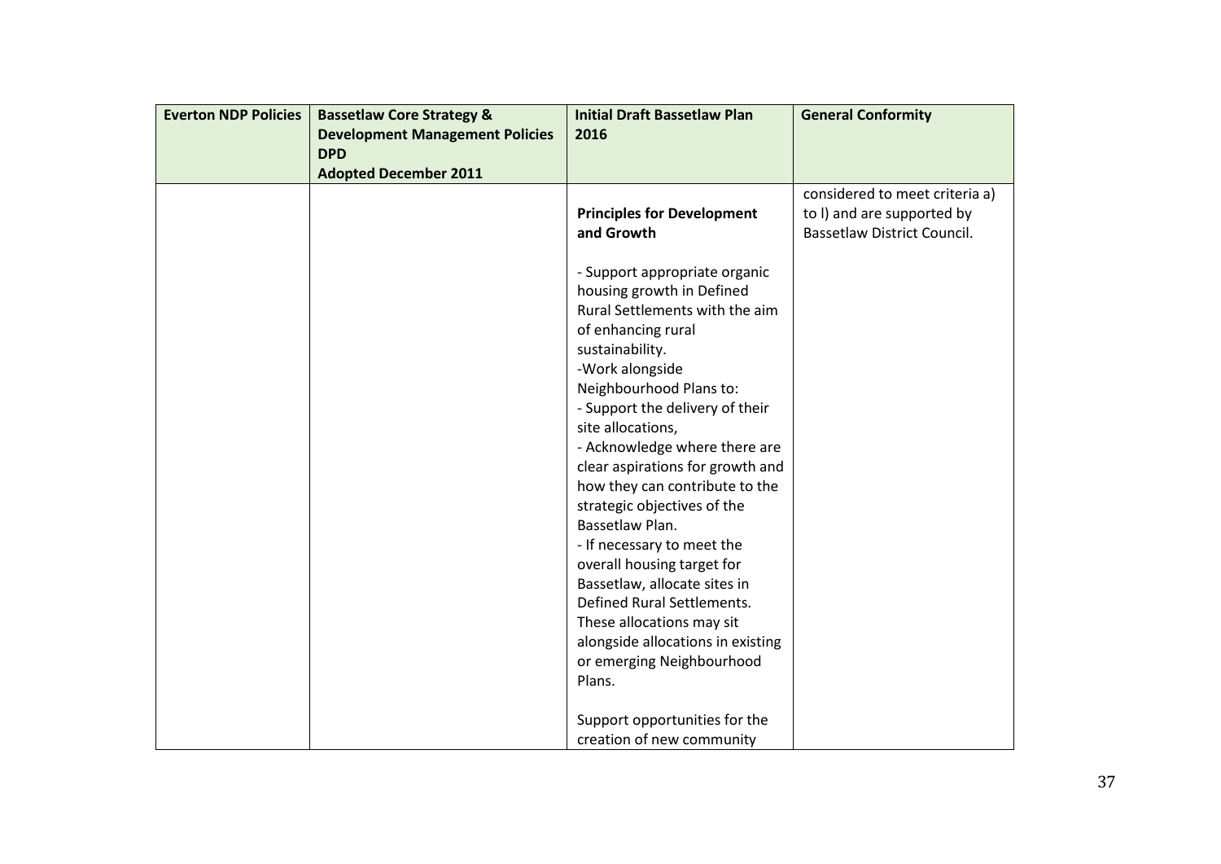| Everton NDP Policies | Bassetlaw Core Strategy & Development Management Policies DPD Adopted December 2011 | Initial Draft Bassetlaw Plan 2016 | General Conformity |
|---|---|---|---|
| | | **Principles for Development and Growth**<br><br>- Support appropriate organic housing growth in Defined Rural Settlements with the aim of enhancing rural sustainability.<br>-Work alongside Neighbourhood Plans to:<br>- Support the delivery of their site allocations,<br>- Acknowledge where there are clear aspirations for growth and how they can contribute to the strategic objectives of the Bassetlaw Plan.<br>- If necessary to meet the overall housing target for Bassetlaw, allocate sites in Defined Rural Settlements. These allocations may sit alongside allocations in existing or emerging Neighbourhood Plans.<br><br>Support opportunities for the creation of new community | considered to meet criteria a) to l) and are supported by Bassetlaw District Council. |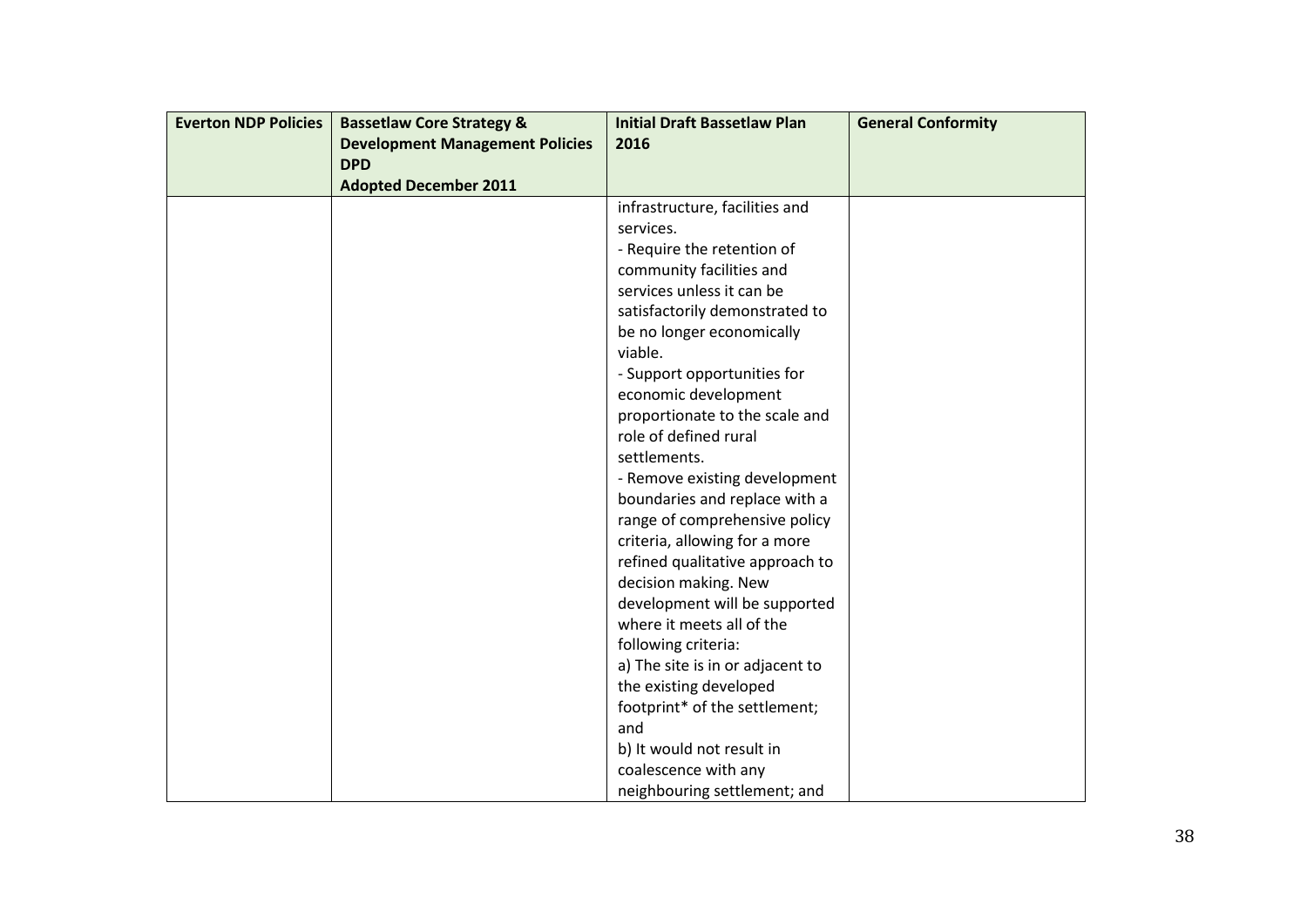| Everton NDP Policies | Bassetlaw Core Strategy & Development Management Policies DPD Adopted December 2011 | Initial Draft Bassetlaw Plan 2016 | General Conformity |
|---|---|---|---|
| | | infrastructure, facilities and services.<br>- Require the retention of community facilities and services unless it can be satisfactorily demonstrated to be no longer economically viable.<br>- Support opportunities for economic development proportionate to the scale and role of defined rural settlements.<br>- Remove existing development boundaries and replace with a range of comprehensive policy criteria, allowing for a more refined qualitative approach to decision making. New development will be supported where it meets all of the following criteria:<br>a) The site is in or adjacent to the existing developed footprint* of the settlement; and<br>b) It would not result in coalescence with any neighbouring settlement; and | |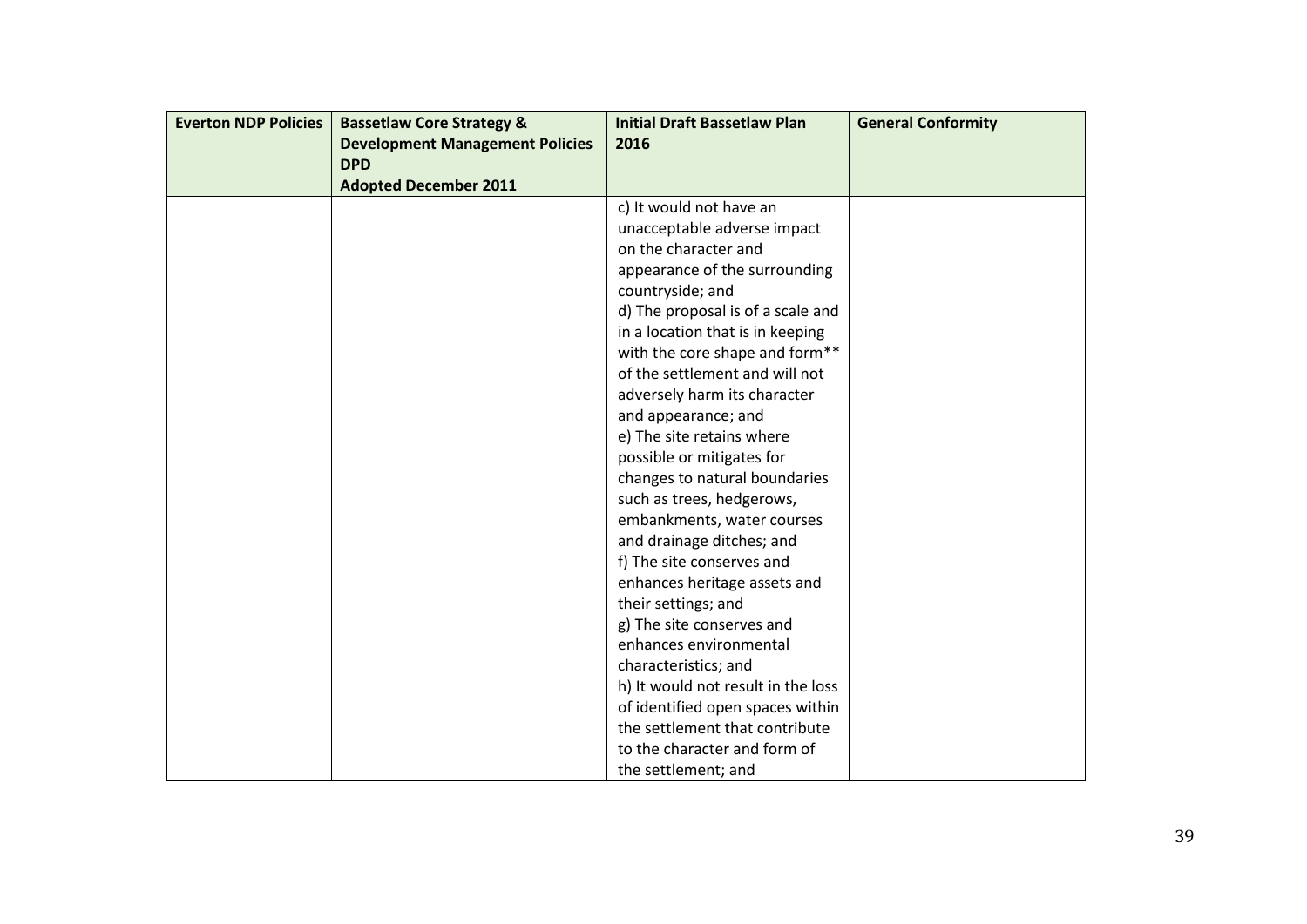| Everton NDP Policies | Bassetlaw Core Strategy & Development Management Policies DPD Adopted December 2011 | Initial Draft Bassetlaw Plan 2016 | General Conformity |
|---|---|---|---|
| | | c) It would not have an unacceptable adverse impact on the character and appearance of the surrounding countryside; and<br>d) The proposal is of a scale and in a location that is in keeping with the core shape and form** of the settlement and will not adversely harm its character and appearance; and<br>e) The site retains where possible or mitigates for changes to natural boundaries such as trees, hedgerows, embankments, water courses and drainage ditches; and<br>f) The site conserves and enhances heritage assets and their settings; and<br>g) The site conserves and enhances environmental characteristics; and<br>h) It would not result in the loss of identified open spaces within the settlement that contribute to the character and form of the settlement; and | |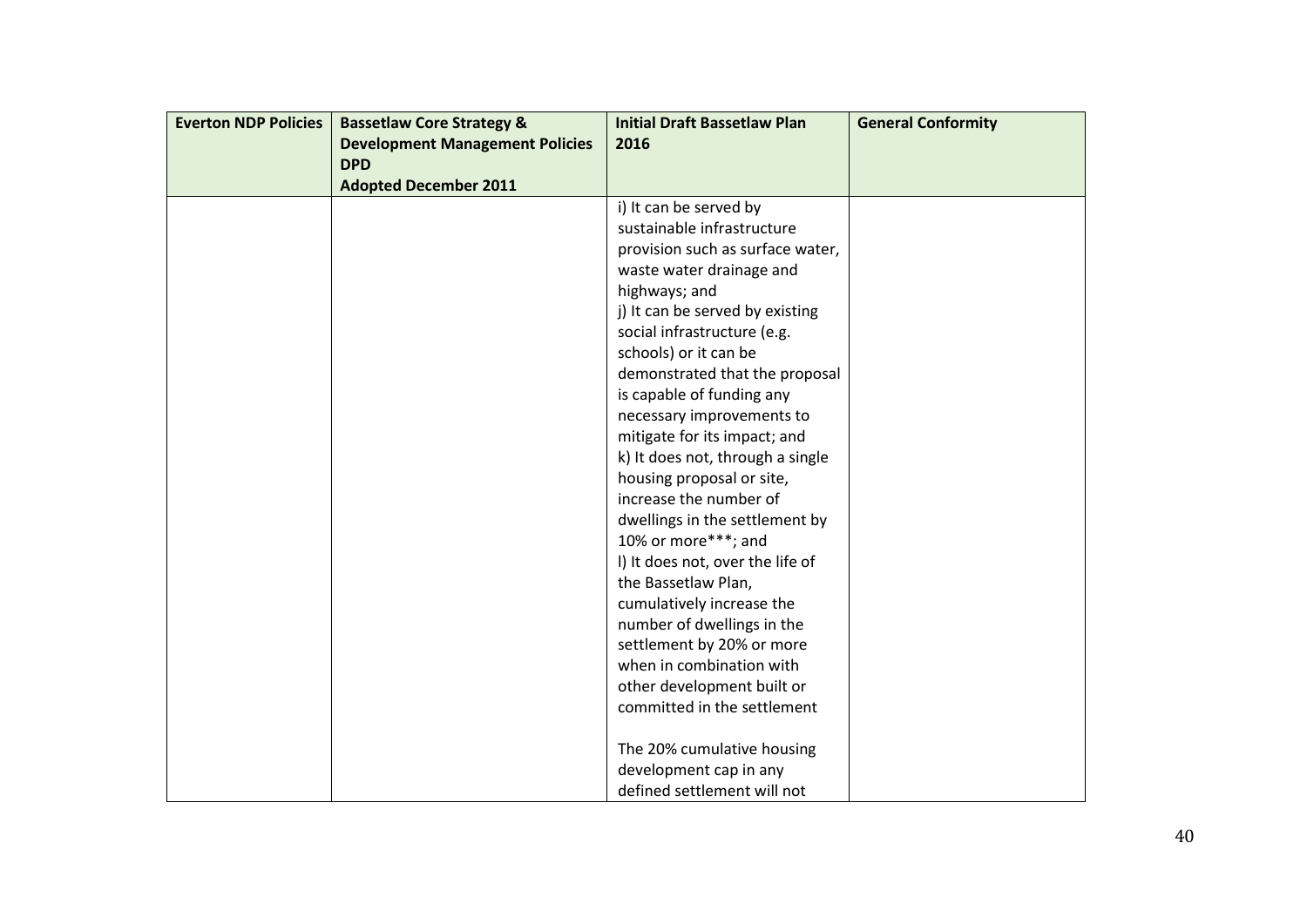| Everton NDP Policies | Bassetlaw Core Strategy & Development Management Policies DPD Adopted December 2011 | Initial Draft Bassetlaw Plan 2016 | General Conformity |
|---|---|---|---|
| | | i) It can be served by sustainable infrastructure provision such as surface water, waste water drainage and highways; and<br>j) It can be served by existing social infrastructure (e.g. schools) or it can be demonstrated that the proposal is capable of funding any necessary improvements to mitigate for its impact; and<br>k) It does not, through a single housing proposal or site, increase the number of dwellings in the settlement by 10% or more***; and<br>l) It does not, over the life of the Bassetlaw Plan, cumulatively increase the number of dwellings in the settlement by 20% or more when in combination with other development built or committed in the settlement<br><br>The 20% cumulative housing development cap in any defined settlement will not | |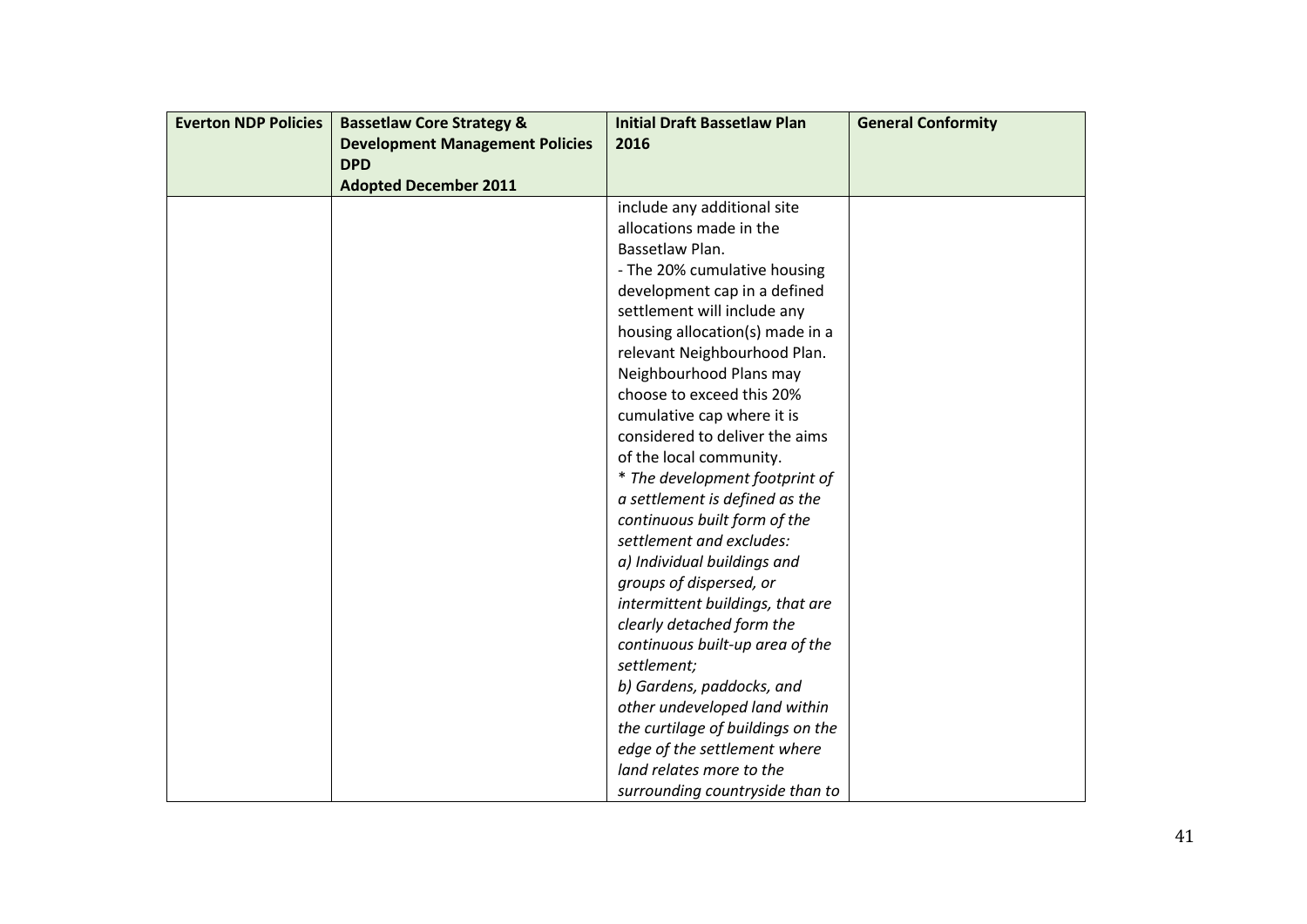| Everton NDP Policies | Bassetlaw Core Strategy & Development Management Policies DPD Adopted December 2011 | Initial Draft Bassetlaw Plan 2016 | General Conformity |
| --- | --- | --- | --- |
| | | include any additional site allocations made in the Bassetlaw Plan.<br>- The 20% cumulative housing development cap in a defined settlement will include any housing allocation(s) made in a relevant Neighbourhood Plan. Neighbourhood Plans may choose to exceed this 20% cumulative cap where it is considered to deliver the aims of the local community.<br>*\* The development footprint of a settlement is defined as the continuous built form of the settlement and excludes:*<br>*a) Individual buildings and groups of dispersed, or intermittent buildings, that are clearly detached form the continuous built-up area of the settlement;*<br>*b) Gardens, paddocks, and other undeveloped land within the curtilage of buildings on the edge of the settlement where land relates more to the surrounding countryside than to* | |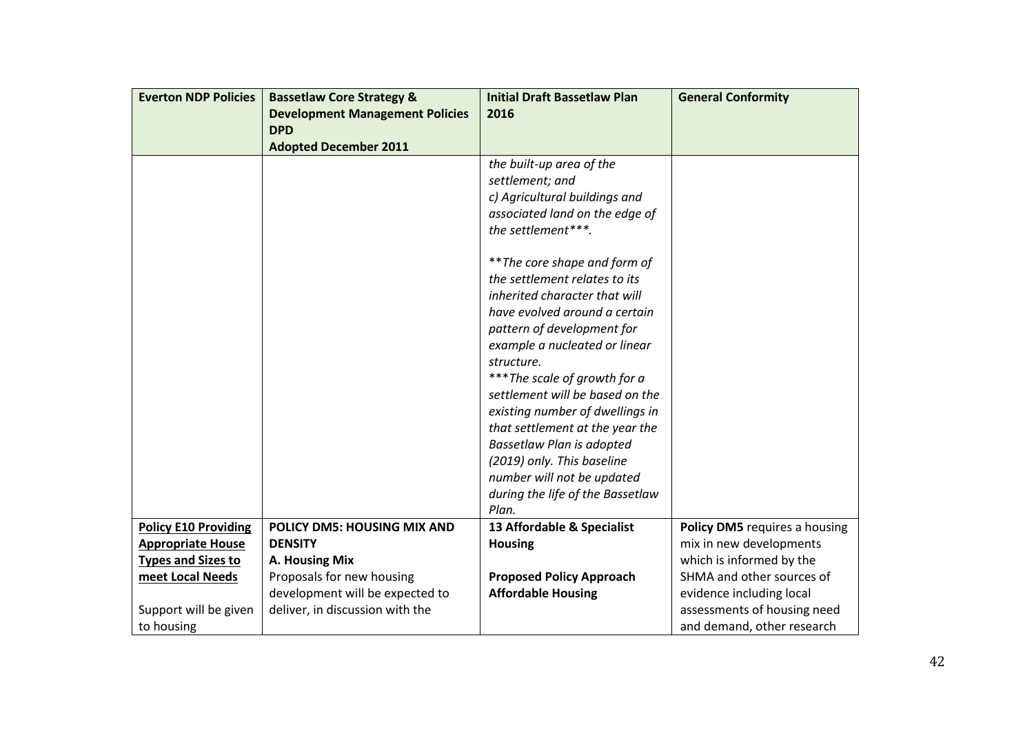| Everton NDP Policies | Bassetlaw Core Strategy & Development Management Policies DPD Adopted December 2011 | Initial Draft Bassetlaw Plan 2016 | General Conformity |
|---|---|---|---|
| | | *the built-up area of the settlement; and*<br>*c) Agricultural buildings and associated land on the edge of the settlement\*\*\*.*<br><br>*\*\*The core shape and form of the settlement relates to its inherited character that will have evolved around a certain pattern of development for example a nucleated or linear structure.*<br>*\*\*\*The scale of growth for a settlement will be based on the existing number of dwellings in that settlement at the year the Bassetlaw Plan is adopted (2019) only. This baseline number will not be updated during the life of the Bassetlaw Plan.* | |
| **Policy E10 Providing Appropriate House Types and Sizes to meet Local Needs**<br><br>Support will be given to housing | **POLICY DM5: HOUSING MIX AND DENSITY**<br>**A. Housing Mix**<br>Proposals for new housing development will be expected to deliver, in discussion with the | **13 Affordable & Specialist Housing**<br><br>**Proposed Policy Approach Affordable Housing** | **Policy DM5** requires a housing mix in new developments which is informed by the SHMA and other sources of evidence including local assessments of housing need and demand, other research |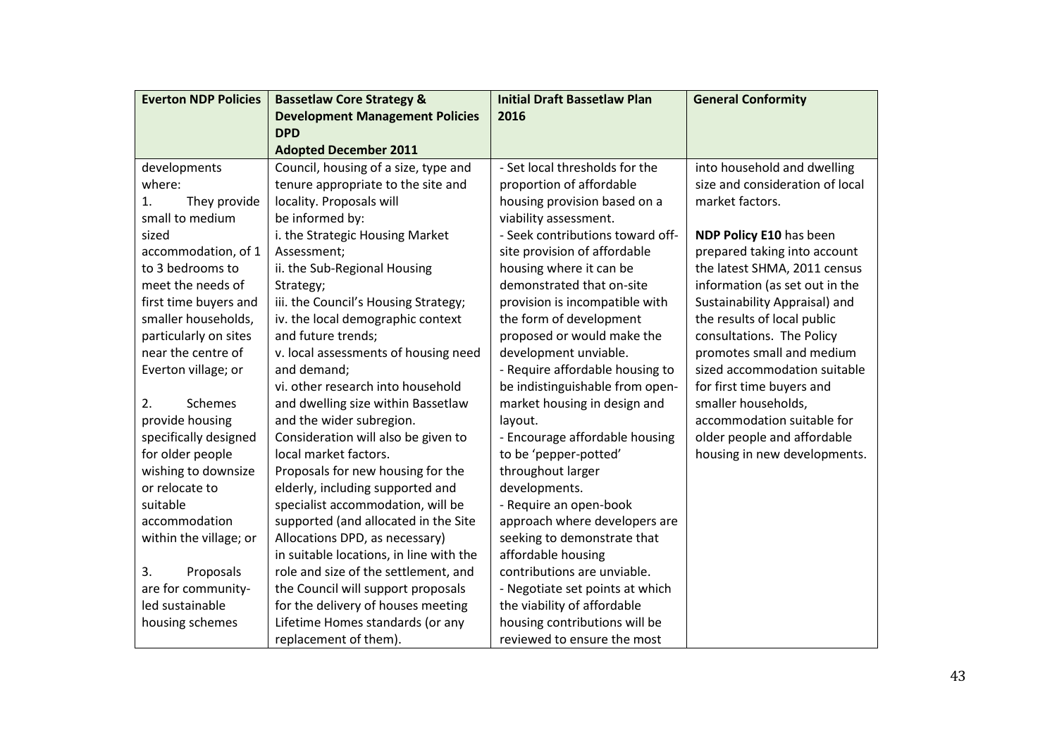| Everton NDP Policies | Bassetlaw Core Strategy & Development Management Policies DPD Adopted December 2011 | Initial Draft Bassetlaw Plan 2016 | General Conformity |
|---|---|---|---|
| developments where:<br>1. They provide small to medium sized accommodation, of 1 to 3 bedrooms to meet the needs of first time buyers and smaller households, particularly on sites near the centre of Everton village; or<br><br>2. Schemes provide housing specifically designed for older people wishing to downsize or relocate to suitable accommodation within the village; or<br><br>3. Proposals are for community-led sustainable housing schemes | Council, housing of a size, type and tenure appropriate to the site and locality. Proposals will be informed by:<br>i. the Strategic Housing Market Assessment;<br>ii. the Sub-Regional Housing Strategy;<br>iii. the Council's Housing Strategy;<br>iv. the local demographic context and future trends;<br>v. local assessments of housing need and demand;<br>vi. other research into household and dwelling size within Bassetlaw and the wider subregion.<br>Consideration will also be given to local market factors.<br>Proposals for new housing for the elderly, including supported and specialist accommodation, will be supported (and allocated in the Site Allocations DPD, as necessary) in suitable locations, in line with the role and size of the settlement, and the Council will support proposals for the delivery of houses meeting Lifetime Homes standards (or any replacement of them). | - Set local thresholds for the proportion of affordable housing provision based on a viability assessment.<br>- Seek contributions toward off-site provision of affordable housing where it can be demonstrated that on-site provision is incompatible with the form of development proposed or would make the development unviable.<br>- Require affordable housing to be indistinguishable from open-market housing in design and layout.<br>- Encourage affordable housing to be 'pepper-potted' throughout larger developments.<br>- Require an open-book approach where developers are seeking to demonstrate that affordable housing contributions are unviable.<br>- Negotiate set points at which the viability of affordable housing contributions will be reviewed to ensure the most | into household and dwelling size and consideration of local market factors.<br><br>**NDP Policy E10** has been prepared taking into account the latest SHMA, 2011 census information (as set out in the Sustainability Appraisal) and the results of local public consultations. The Policy promotes small and medium sized accommodation suitable for first time buyers and smaller households, accommodation suitable for older people and affordable housing in new developments. |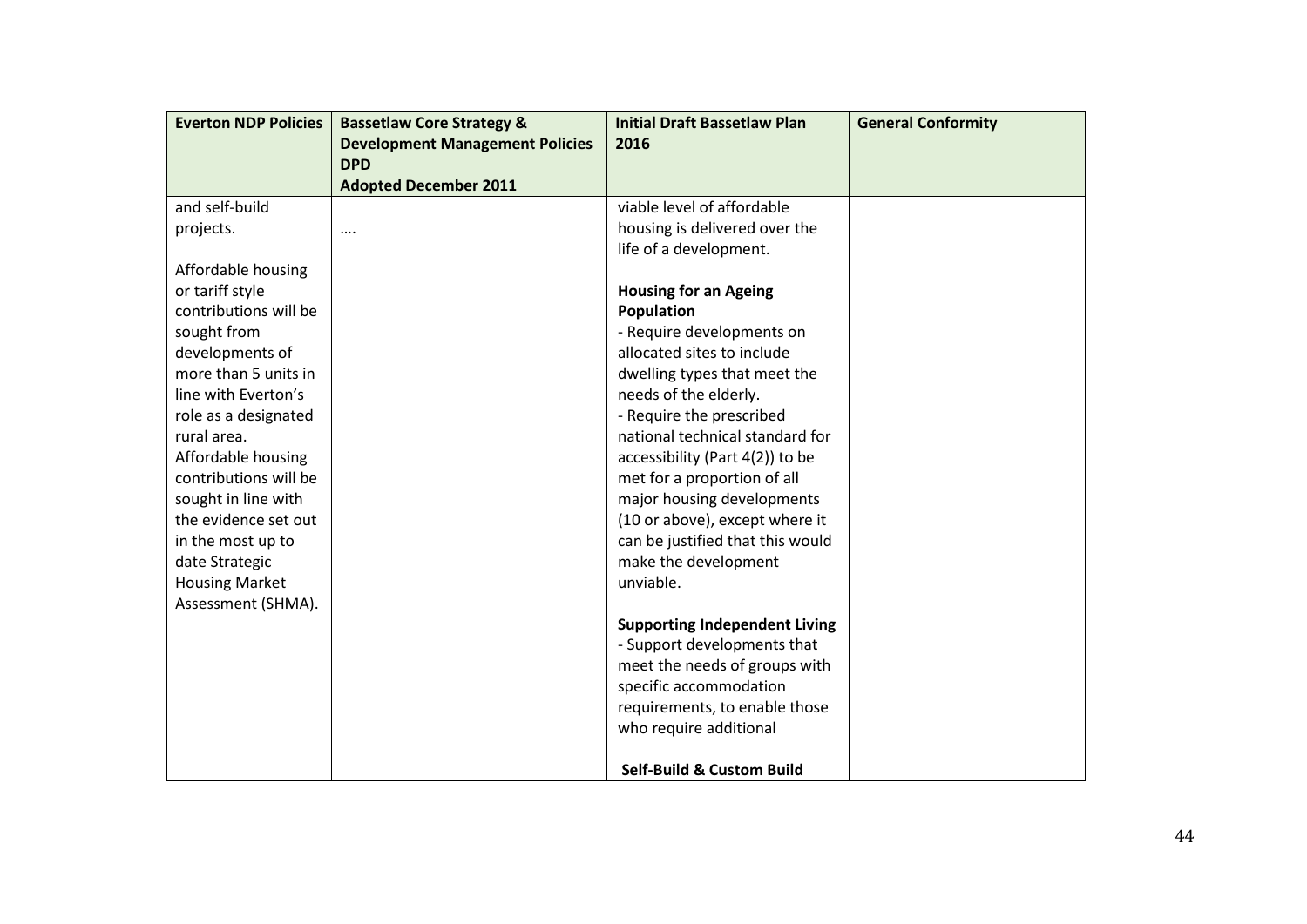| Everton NDP Policies | Bassetlaw Core Strategy & Development Management Policies DPD Adopted December 2011 | Initial Draft Bassetlaw Plan 2016 | General Conformity |
|---|---|---|---|
| and self-build projects.<br><br>Affordable housing or tariff style contributions will be sought from developments of more than 5 units in line with Everton's role as a designated rural area.<br>Affordable housing contributions will be sought in line with the evidence set out in the most up to date Strategic Housing Market Assessment (SHMA). | …. | viable level of affordable housing is delivered over the life of a development.<br><br>**Housing for an Ageing Population**<br>- Require developments on allocated sites to include dwelling types that meet the needs of the elderly.<br>- Require the prescribed national technical standard for accessibility (Part 4(2)) to be met for a proportion of all major housing developments (10 or above), except where it can be justified that this would make the development unviable.<br><br>**Supporting Independent Living**<br>- Support developments that meet the needs of groups with specific accommodation requirements, to enable those who require additional<br><br>**Self-Build & Custom Build** | |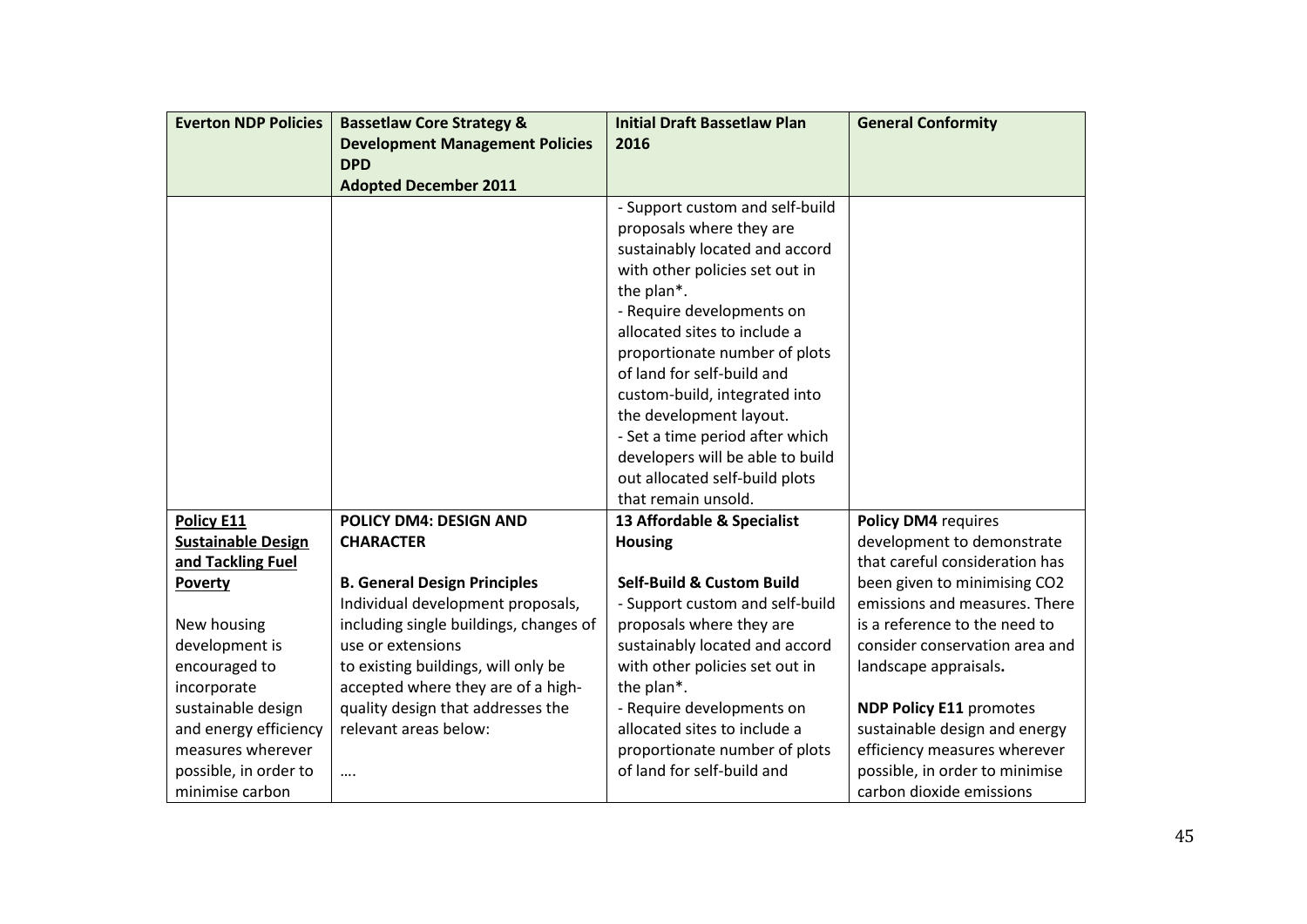| Everton NDP Policies | Bassetlaw Core Strategy & Development Management Policies DPD Adopted December 2011 | Initial Draft Bassetlaw Plan 2016 | General Conformity |
|---|---|---|---|
| | | - Support custom and self-build proposals where they are sustainably located and accord with other policies set out in the plan*.<br>- Require developments on allocated sites to include a proportionate number of plots of land for self-build and custom-build, integrated into the development layout.<br>- Set a time period after which developers will be able to build out allocated self-build plots that remain unsold. | |
| **<u>Policy E11</u>**<br>**<u>Sustainable Design and Tackling Fuel Poverty</u>**<br><br>New housing development is encouraged to incorporate sustainable design and energy efficiency measures wherever possible, in order to minimise carbon | **POLICY DM4: DESIGN AND CHARACTER**<br><br>**B. General Design Principles**<br>Individual development proposals, including single buildings, changes of use or extensions to existing buildings, will only be accepted where they are of a high-quality design that addresses the relevant areas below:<br><br>…. | **13 Affordable & Specialist Housing**<br><br>**Self-Build & Custom Build**<br>- Support custom and self-build proposals where they are sustainably located and accord with other policies set out in the plan*.<br>- Require developments on allocated sites to include a proportionate number of plots of land for self-build and | **Policy DM4** requires development to demonstrate that careful consideration has been given to minimising $CO_2$ emissions and measures. There is a reference to the need to consider conservation area and landscape appraisals**.**<br><br>**NDP Policy E11** promotes sustainable design and energy efficiency measures wherever possible, in order to minimise carbon dioxide emissions |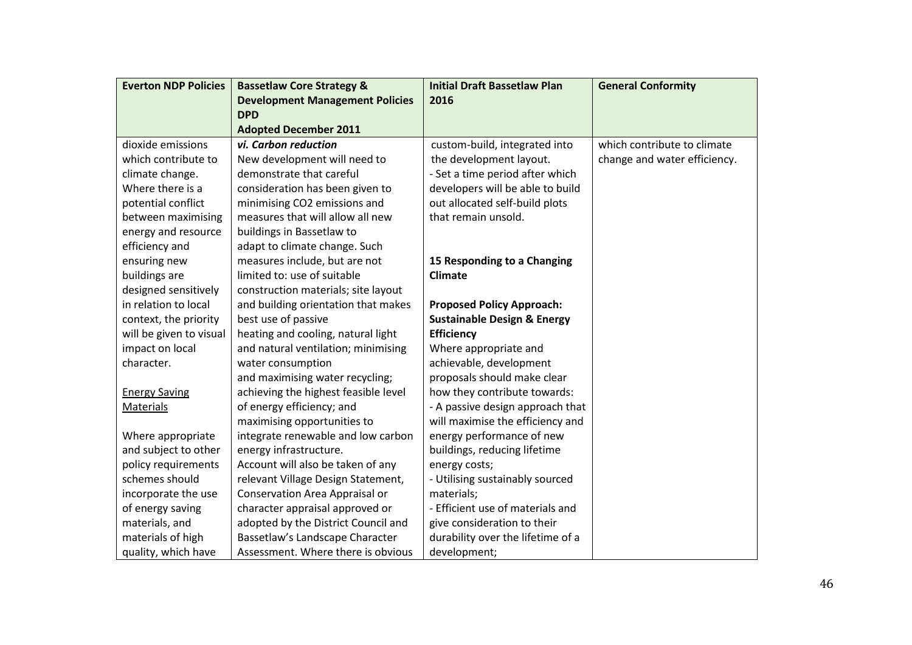| Everton NDP Policies | Bassetlaw Core Strategy & Development Management Policies DPD Adopted December 2011 | Initial Draft Bassetlaw Plan 2016 | General Conformity |
|---|---|---|---|
| dioxide emissions which contribute to climate change. Where there is a potential conflict between maximising energy and resource efficiency and ensuring new buildings are designed sensitively in relation to local context, the priority will be given to visual impact on local character.<br><br><u>Energy Saving Materials</u><br><br>Where appropriate and subject to other policy requirements schemes should incorporate the use of energy saving materials, and materials of high quality, which have | ***vi. Carbon reduction***<br>New development will need to demonstrate that careful consideration has been given to minimising $CO_2$ emissions and measures that will allow all new buildings in Bassetlaw to adapt to climate change. Such measures include, but are not limited to: use of suitable construction materials; site layout and building orientation that makes best use of passive heating and cooling, natural light and natural ventilation; minimising water consumption and maximising water recycling; achieving the highest feasible level of energy efficiency; and maximising opportunities to integrate renewable and low carbon energy infrastructure.<br>Account will also be taken of any relevant Village Design Statement, Conservation Area Appraisal or character appraisal approved or adopted by the District Council and Bassetlaw's Landscape Character Assessment. Where there is obvious | custom-build, integrated into the development layout.<br>- Set a time period after which developers will be able to build out allocated self-build plots that remain unsold.<br><br>**15 Responding to a Changing Climate**<br><br>**Proposed Policy Approach: Sustainable Design & Energy Efficiency**<br>Where appropriate and achievable, development proposals should make clear how they contribute towards:<br>- A passive design approach that will maximise the efficiency and energy performance of new buildings, reducing lifetime energy costs;<br>- Utilising sustainably sourced materials;<br>- Efficient use of materials and give consideration to their durability over the lifetime of a development; | which contribute to climate change and water efficiency. |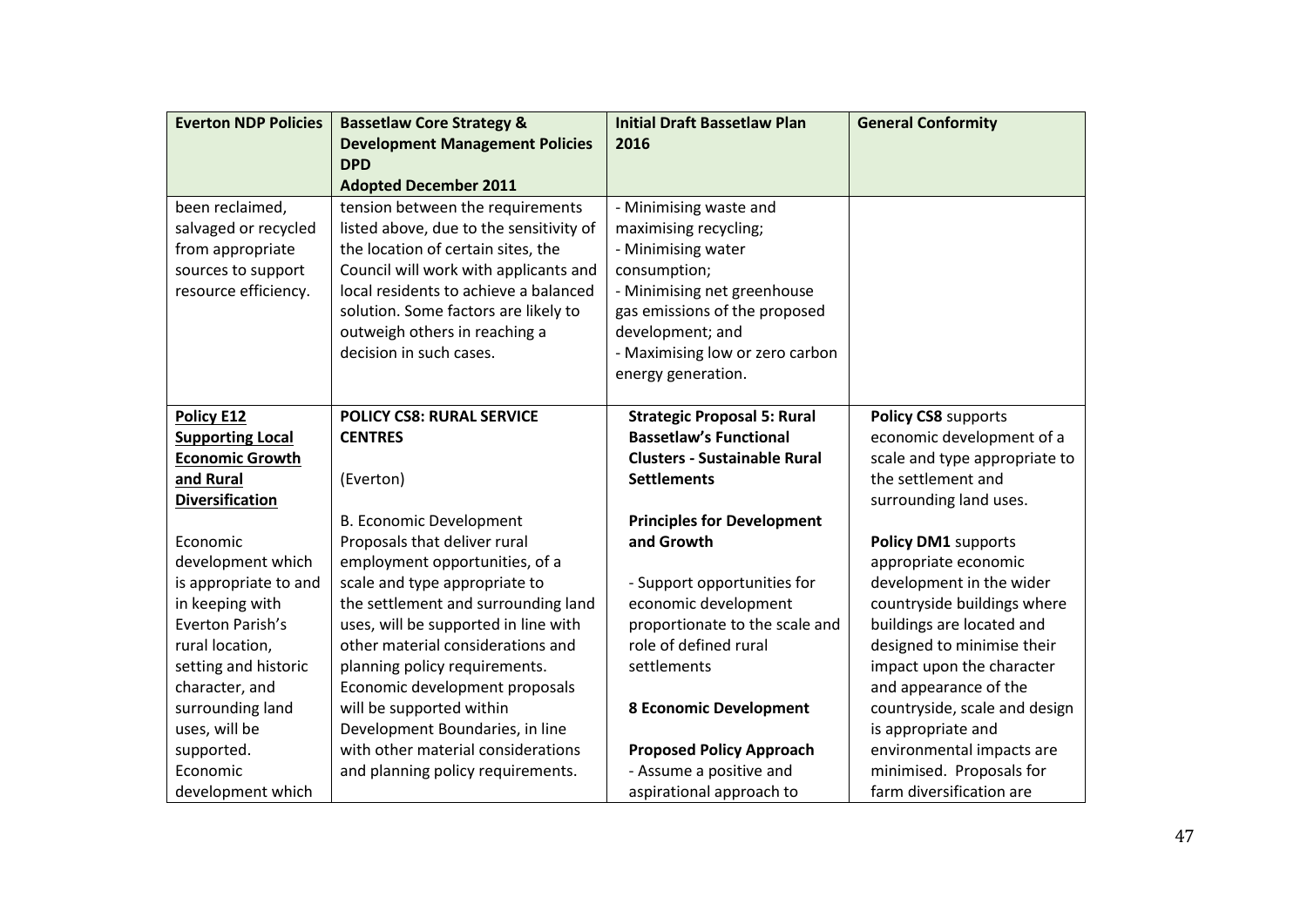| Everton NDP Policies | Bassetlaw Core Strategy & Development Management Policies DPD Adopted December 2011 | Initial Draft Bassetlaw Plan 2016 | General Conformity |
|---|---|---|---|
| been reclaimed, salvaged or recycled from appropriate sources to support resource efficiency. | tension between the requirements listed above, due to the sensitivity of the location of certain sites, the Council will work with applicants and local residents to achieve a balanced solution. Some factors are likely to outweigh others in reaching a decision in such cases. | - Minimising waste and maximising recycling;<br>- Minimising water consumption;<br>- Minimising net greenhouse gas emissions of the proposed development; and<br>- Maximising low or zero carbon energy generation. | |
| **Policy E12 Supporting Local Economic Growth and Rural Diversification**<br><br>Economic development which is appropriate to and in keeping with Everton Parish's rural location, setting and historic character, and surrounding land uses, will be supported. Economic development which | **POLICY CS8: RURAL SERVICE CENTRES**<br><br>(Everton)<br><br>B. Economic Development<br>Proposals that deliver rural employment opportunities, of a scale and type appropriate to the settlement and surrounding land uses, will be supported in line with other material considerations and planning policy requirements. Economic development proposals will be supported within Development Boundaries, in line with other material considerations and planning policy requirements. | **Strategic Proposal 5: Rural Bassetlaw's Functional Clusters - Sustainable Rural Settlements**<br><br>**Principles for Development and Growth**<br><br>- Support opportunities for economic development proportionate to the scale and role of defined rural settlements<br><br>**8 Economic Development**<br><br>**Proposed Policy Approach**<br>- Assume a positive and aspirational approach to | **Policy CS8** supports economic development of a scale and type appropriate to the settlement and surrounding land uses.<br><br>**Policy DM1** supports appropriate economic development in the wider countryside buildings where buildings are located and designed to minimise their impact upon the character and appearance of the countryside, scale and design is appropriate and environmental impacts are minimised. Proposals for farm diversification are |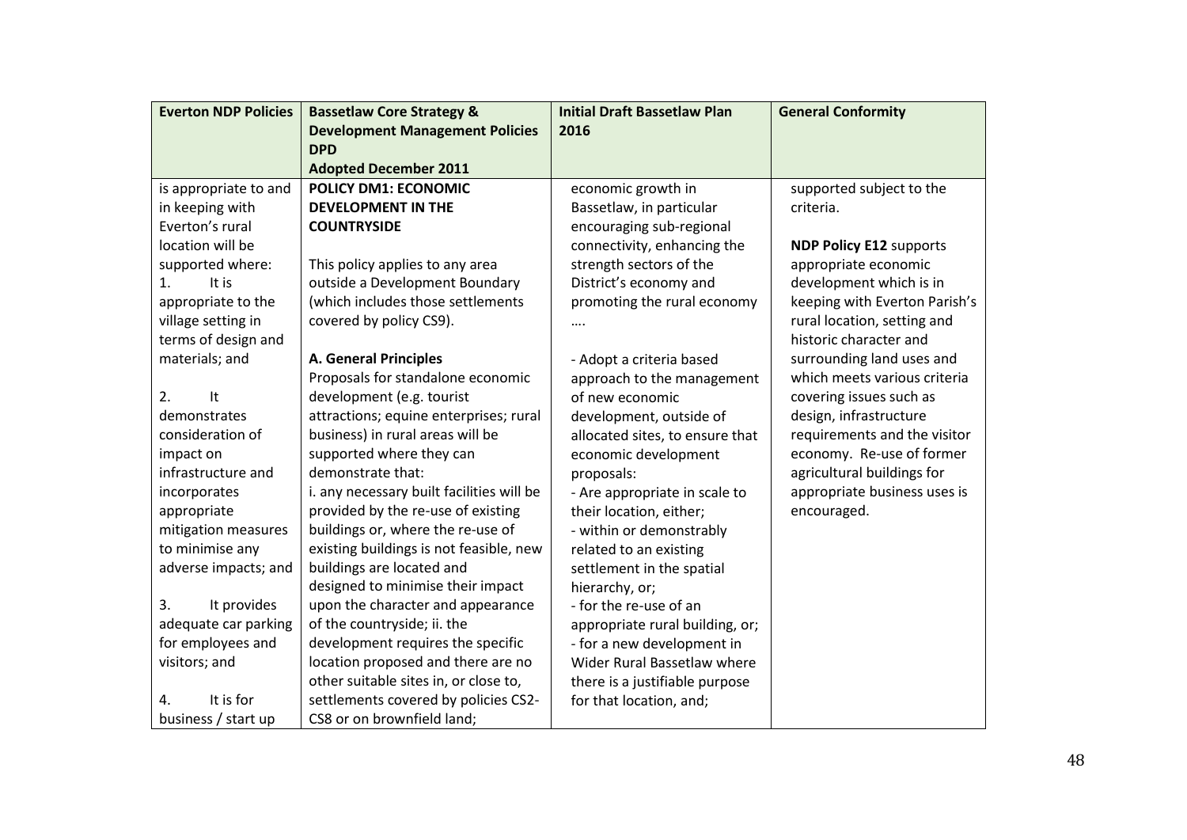| Everton NDP Policies | Bassetlaw Core Strategy & Development Management Policies DPD Adopted December 2011 | Initial Draft Bassetlaw Plan 2016 | General Conformity |
|---|---|---|---|
| is appropriate to and in keeping with Everton's rural location will be supported where:<br>1. It is appropriate to the village setting in terms of design and materials; and<br><br>2. It demonstrates consideration of impact on infrastructure and incorporates appropriate mitigation measures to minimise any adverse impacts; and<br><br>3. It provides adequate car parking for employees and visitors; and<br><br>4. It is for business / start up | **POLICY DM1: ECONOMIC DEVELOPMENT IN THE COUNTRYSIDE**<br><br>This policy applies to any area outside a Development Boundary (which includes those settlements covered by policy CS9).<br><br>**A. General Principles**<br>Proposals for standalone economic development (e.g. tourist attractions; equine enterprises; rural business) in rural areas will be supported where they can demonstrate that:<br>i. any necessary built facilities will be provided by the re-use of existing buildings or, where the re-use of existing buildings is not feasible, new buildings are located and designed to minimise their impact upon the character and appearance of the countryside; ii. the development requires the specific location proposed and there are no other suitable sites in, or close to, settlements covered by policies CS2-CS8 or on brownfield land; | economic growth in Bassetlaw, in particular encouraging sub-regional connectivity, enhancing the strength sectors of the District's economy and promoting the rural economy ….<br><br>- Adopt a criteria based approach to the management of new economic development, outside of allocated sites, to ensure that economic development proposals:<br>- Are appropriate in scale to their location, either;<br>- within or demonstrably related to an existing settlement in the spatial hierarchy, or;<br>- for the re-use of an appropriate rural building, or;<br>- for a new development in Wider Rural Bassetlaw where there is a justifiable purpose for that location, and; | supported subject to the criteria.<br><br>**NDP Policy E12** supports appropriate economic development which is in keeping with Everton Parish's rural location, setting and historic character and surrounding land uses and which meets various criteria covering issues such as design, infrastructure requirements and the visitor economy. Re-use of former agricultural buildings for appropriate business uses is encouraged. |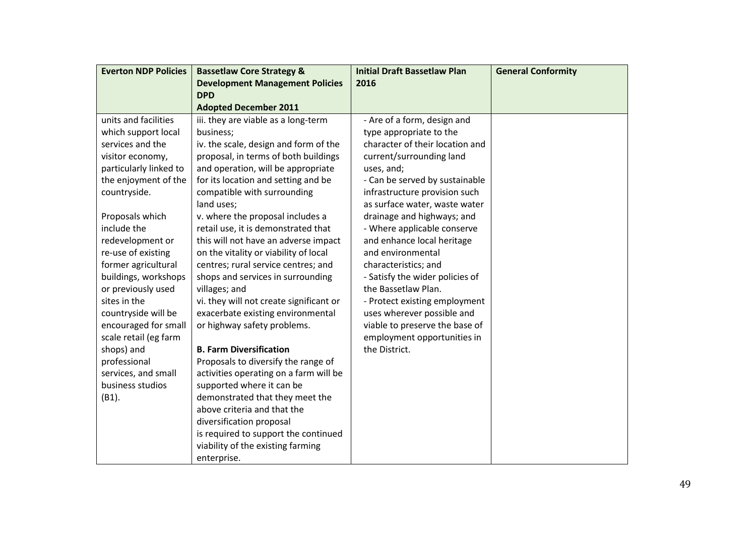| Everton NDP Policies | Bassetlaw Core Strategy & Development Management Policies DPD Adopted December 2011 | Initial Draft Bassetlaw Plan 2016 | General Conformity |
|---|---|---|---|
| units and facilities which support local services and the visitor economy, particularly linked to the enjoyment of the countryside.<br><br>Proposals which include the redevelopment or re-use of existing former agricultural buildings, workshops or previously used sites in the countryside will be encouraged for small scale retail (eg farm shops) and professional services, and small business studios (B1). | iii. they are viable as a long-term business;<br>iv. the scale, design and form of the proposal, in terms of both buildings and operation, will be appropriate for its location and setting and be compatible with surrounding land uses;<br>v. where the proposal includes a retail use, it is demonstrated that this will not have an adverse impact on the vitality or viability of local centres; rural service centres; and shops and services in surrounding villages; and<br>vi. they will not create significant or exacerbate existing environmental or highway safety problems.<br><br>**B. Farm Diversification**<br>Proposals to diversify the range of activities operating on a farm will be supported where it can be demonstrated that they meet the above criteria and that the diversification proposal is required to support the continued viability of the existing farming enterprise. | - Are of a form, design and type appropriate to the character of their location and current/surrounding land uses, and;<br>- Can be served by sustainable infrastructure provision such as surface water, waste water drainage and highways; and<br>- Where applicable conserve and enhance local heritage and environmental characteristics; and<br>- Satisfy the wider policies of the Bassetlaw Plan.<br>- Protect existing employment uses wherever possible and viable to preserve the base of employment opportunities in the District. | |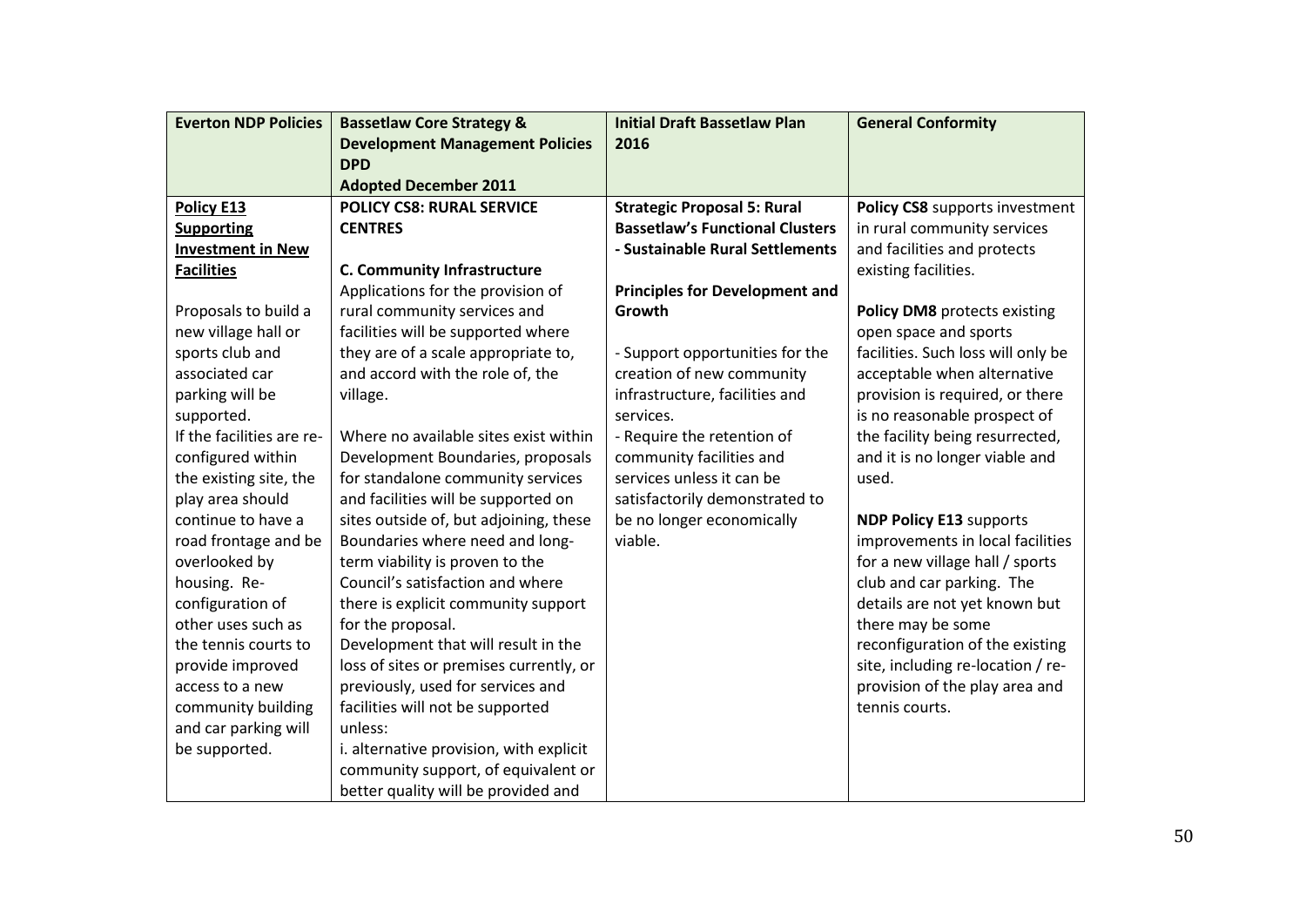| Everton NDP Policies | Bassetlaw Core Strategy & Development Management Policies DPD Adopted December 2011 | Initial Draft Bassetlaw Plan 2016 | General Conformity |
|---|---|---|---|
| **Policy E13 Supporting Investment in New Facilities**<br><br>Proposals to build a new village hall or sports club and associated car parking will be supported.<br>If the facilities are re-configured within the existing site, the play area should continue to have a road frontage and be overlooked by housing. Re-configuration of other uses such as the tennis courts to provide improved access to a new community building and car parking will be supported. | **POLICY CS8: RURAL SERVICE CENTRES**<br><br>**C. Community Infrastructure**<br>Applications for the provision of rural community services and facilities will be supported where they are of a scale appropriate to, and accord with the role of, the village.<br><br>Where no available sites exist within Development Boundaries, proposals for standalone community services and facilities will be supported on sites outside of, but adjoining, these Boundaries where need and long-term viability is proven to the Council's satisfaction and where there is explicit community support for the proposal.<br>Development that will result in the loss of sites or premises currently, or previously, used for services and facilities will not be supported unless:<br>i. alternative provision, with explicit community support, of equivalent or better quality will be provided and | **Strategic Proposal 5: Rural Bassetlaw's Functional Clusters - Sustainable Rural Settlements**<br><br>**Principles for Development and Growth**<br><br>- Support opportunities for the creation of new community infrastructure, facilities and services.<br>- Require the retention of community facilities and services unless it can be satisfactorily demonstrated to be no longer economically viable. | **Policy CS8** supports investment in rural community services and facilities and protects existing facilities.<br><br>**Policy DM8** protects existing open space and sports facilities. Such loss will only be acceptable when alternative provision is required, or there is no reasonable prospect of the facility being resurrected, and it is no longer viable and used.<br><br>**NDP Policy E13** supports improvements in local facilities for a new village hall / sports club and car parking. The details are not yet known but there may be some reconfiguration of the existing site, including re-location / re-provision of the play area and tennis courts. |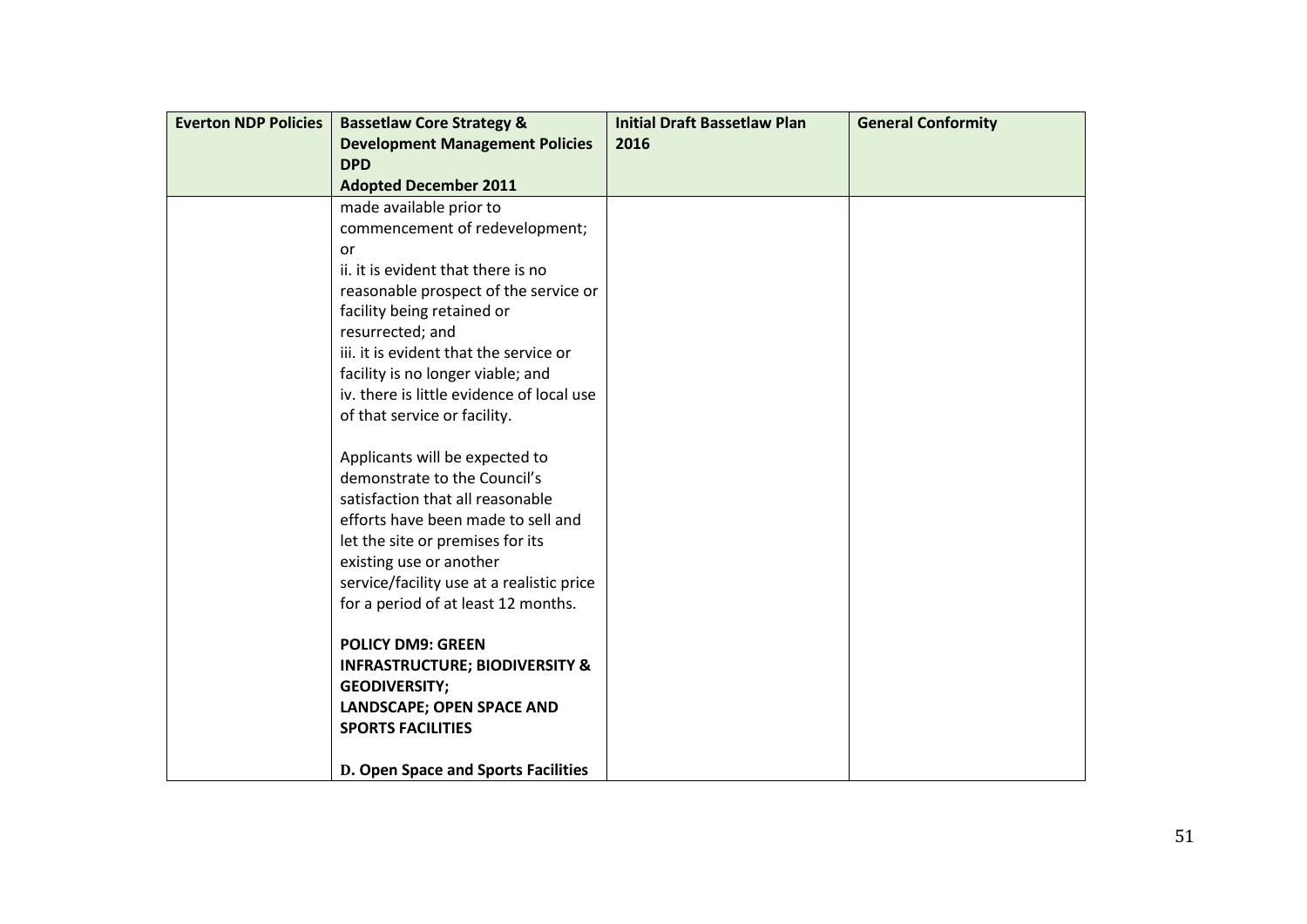| Everton NDP Policies | Bassetlaw Core Strategy & Development Management Policies DPD Adopted December 2011 | Initial Draft Bassetlaw Plan 2016 | General Conformity |
|---|---|---|---|
| | made available prior to commencement of redevelopment; or<br>ii. it is evident that there is no reasonable prospect of the service or facility being retained or resurrected; and<br>iii. it is evident that the service or facility is no longer viable; and<br>iv. there is little evidence of local use of that service or facility.<br><br>Applicants will be expected to demonstrate to the Council's satisfaction that all reasonable efforts have been made to sell and let the site or premises for its existing use or another service/facility use at a realistic price for a period of at least 12 months.<br><br>**POLICY DM9: GREEN INFRASTRUCTURE; BIODIVERSITY & GEODIVERSITY; LANDSCAPE; OPEN SPACE AND SPORTS FACILITIES**<br><br>**D. Open Space and Sports Facilities** | | |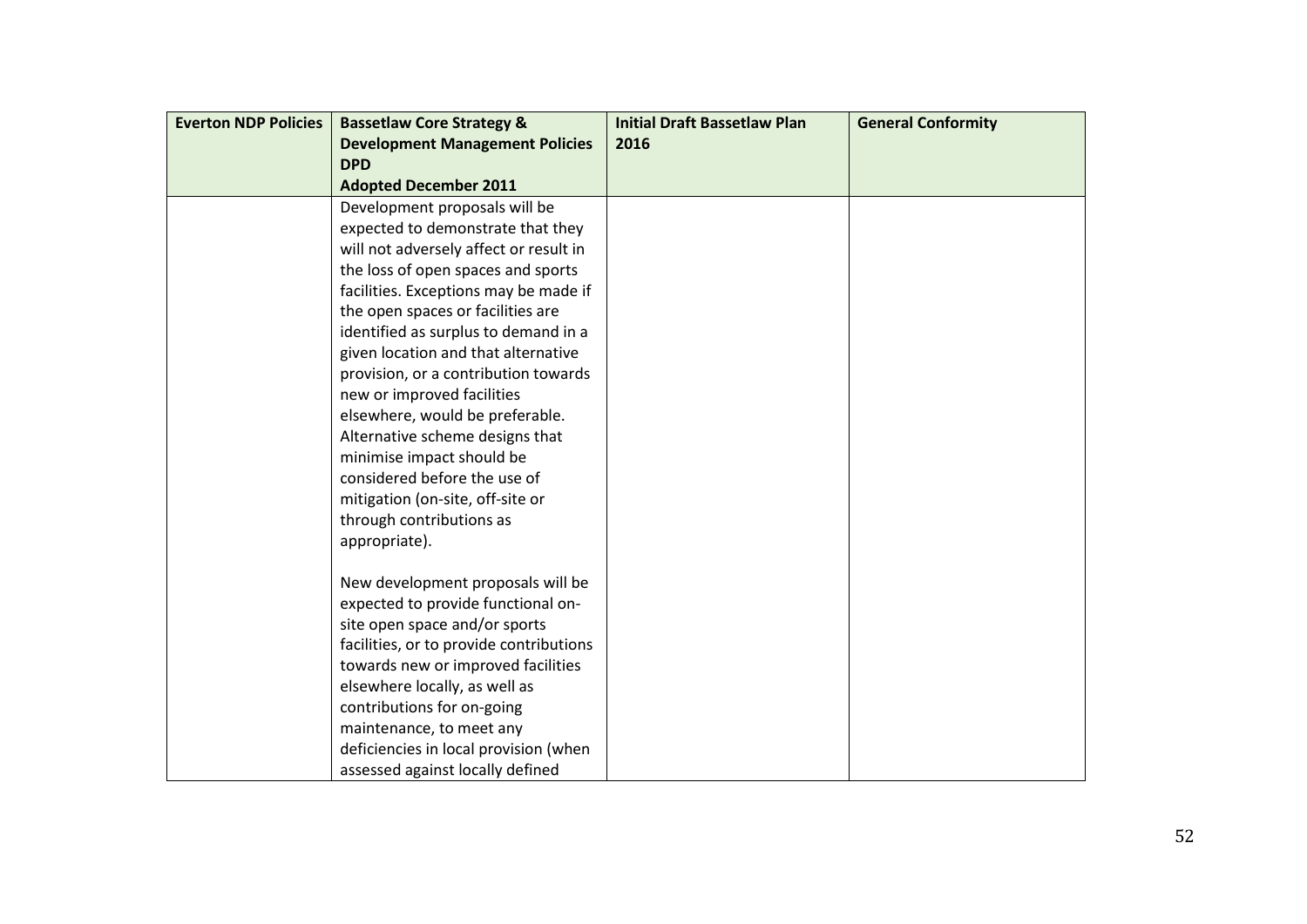| Everton NDP Policies | Bassetlaw Core Strategy & Development Management Policies DPD Adopted December 2011 | Initial Draft Bassetlaw Plan 2016 | General Conformity |
|---|---|---|---|
| | Development proposals will be expected to demonstrate that they will not adversely affect or result in the loss of open spaces and sports facilities. Exceptions may be made if the open spaces or facilities are identified as surplus to demand in a given location and that alternative provision, or a contribution towards new or improved facilities elsewhere, would be preferable. Alternative scheme designs that minimise impact should be considered before the use of mitigation (on-site, off-site or through contributions as appropriate).<br><br>New development proposals will be expected to provide functional on-site open space and/or sports facilities, or to provide contributions towards new or improved facilities elsewhere locally, as well as contributions for on-going maintenance, to meet any deficiencies in local provision (when assessed against locally defined | | |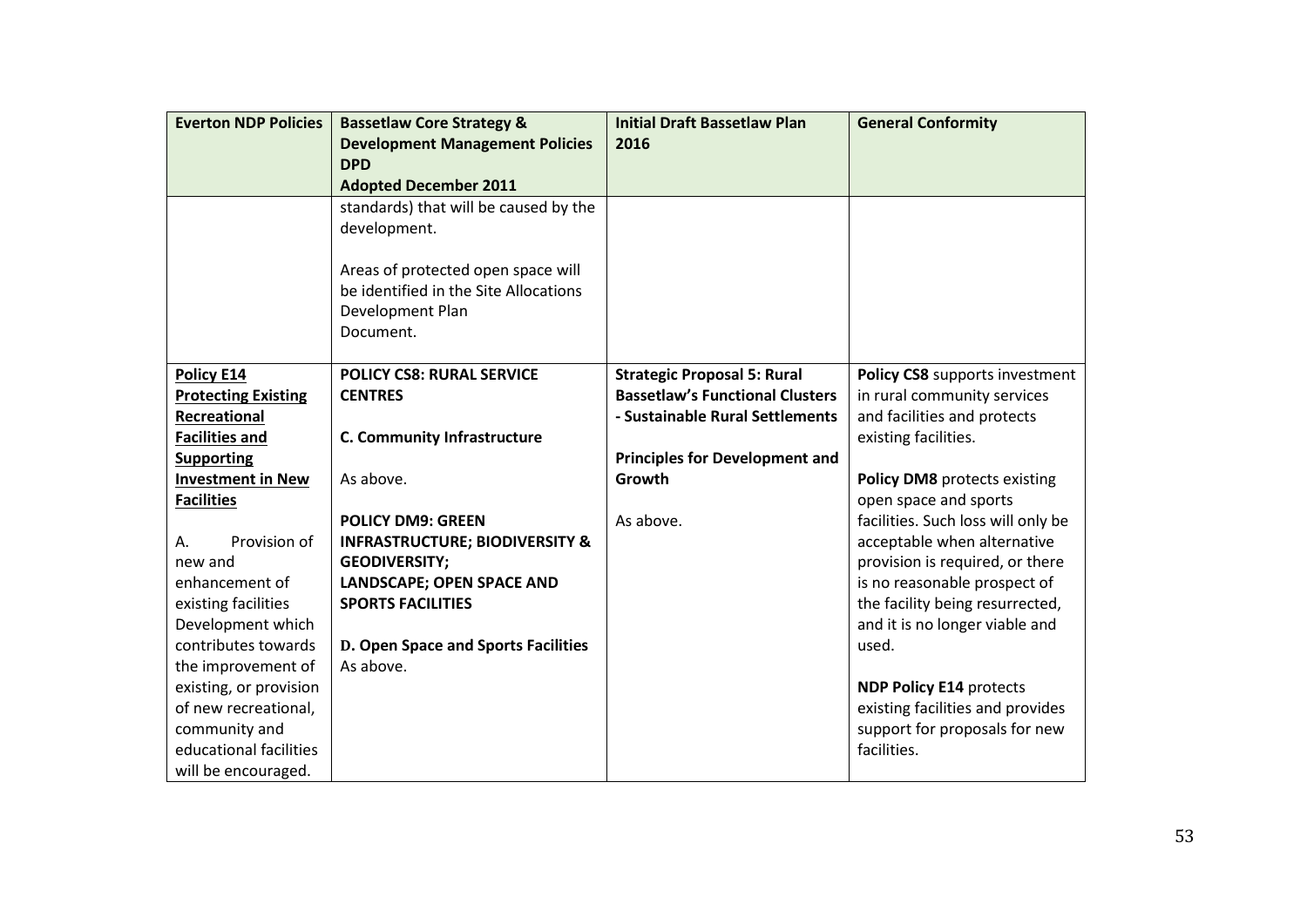| Everton NDP Policies | Bassetlaw Core Strategy & Development Management Policies DPD Adopted December 2011 | Initial Draft Bassetlaw Plan 2016 | General Conformity |
|---|---|---|---|
| | standards) that will be caused by the development.<br><br>Areas of protected open space will be identified in the Site Allocations Development Plan Document. | | |
| **Policy E14 Protecting Existing Recreational Facilities and Supporting Investment in New Facilities**<br><br>A. Provision of new and enhancement of existing facilities Development which contributes towards the improvement of existing, or provision of new recreational, community and educational facilities will be encouraged. | **POLICY CS8: RURAL SERVICE CENTRES**<br><br>**C. Community Infrastructure**<br><br>As above.<br><br>**POLICY DM9: GREEN INFRASTRUCTURE; BIODIVERSITY & GEODIVERSITY; LANDSCAPE; OPEN SPACE AND SPORTS FACILITIES**<br><br>**D. Open Space and Sports Facilities**<br>As above. | **Strategic Proposal 5: Rural Bassetlaw's Functional Clusters - Sustainable Rural Settlements**<br><br>**Principles for Development and Growth**<br><br>As above. | **Policy CS8** supports investment in rural community services and facilities and protects existing facilities.<br><br>**Policy DM8** protects existing open space and sports facilities. Such loss will only be acceptable when alternative provision is required, or there is no reasonable prospect of the facility being resurrected, and it is no longer viable and used.<br><br>**NDP Policy E14** protects existing facilities and provides support for proposals for new facilities. |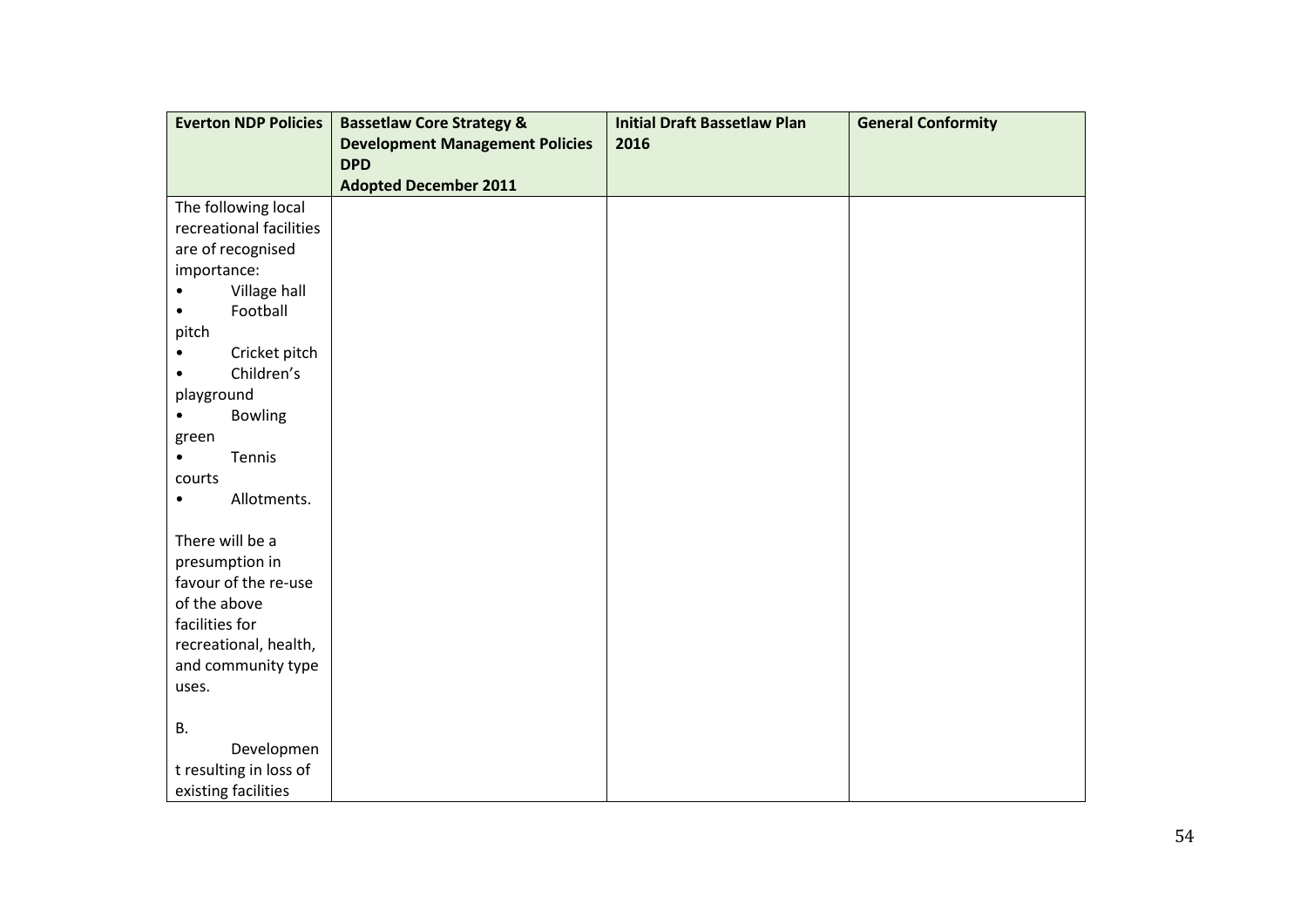| Everton NDP Policies | Bassetlaw Core Strategy & Development Management Policies DPD Adopted December 2011 | Initial Draft Bassetlaw Plan 2016 | General Conformity |
|---|---|---|---|
| The following local recreational facilities are of recognised importance:<br>• Village hall<br>• Football pitch<br>• Cricket pitch<br>• Children's playground<br>• Bowling green<br>• Tennis courts<br>• Allotments.<br><br>There will be a presumption in favour of the re-use of the above facilities for recreational, health, and community type uses.<br><br>B.<br>Development resulting in loss of existing facilities | | | |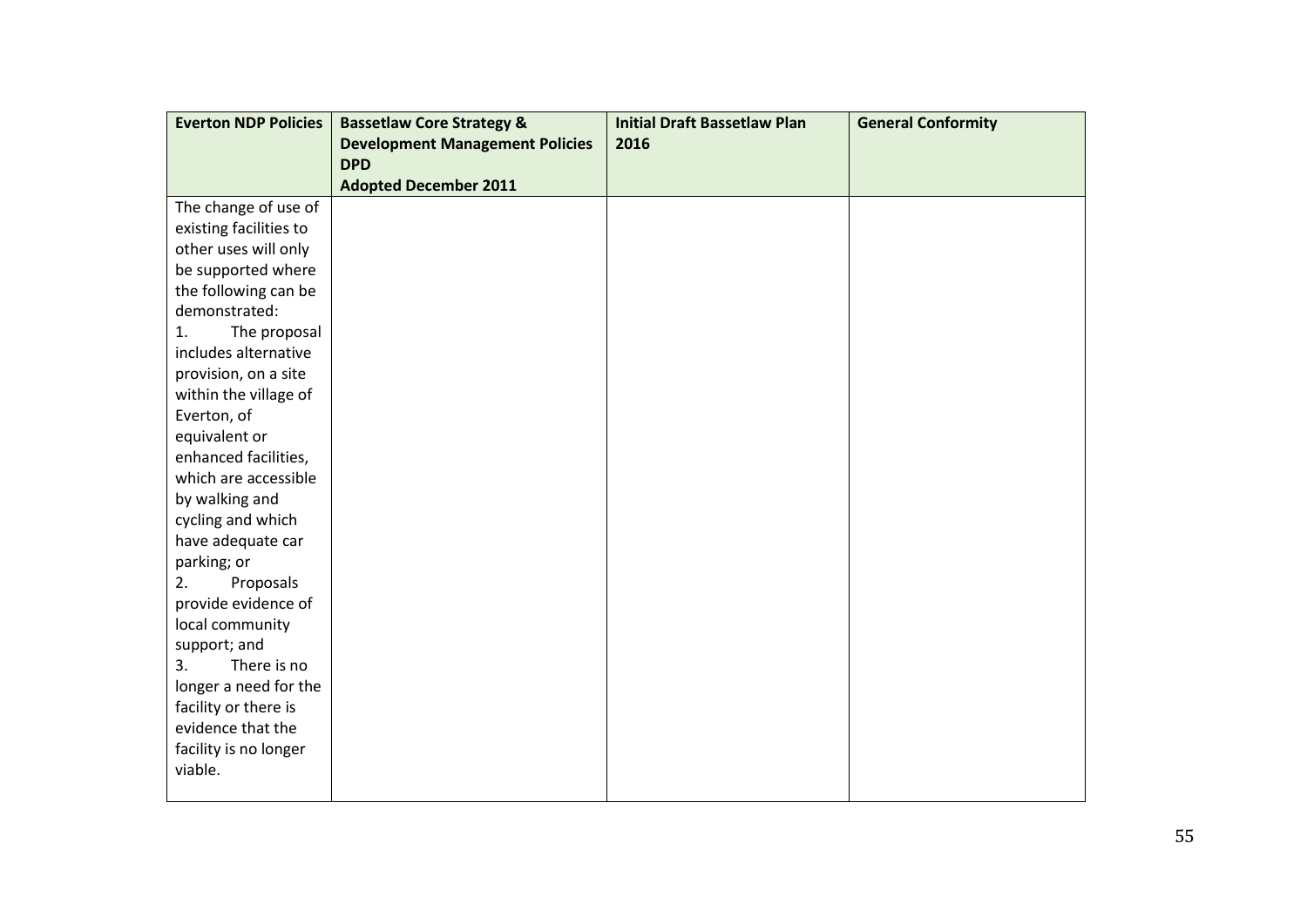| Everton NDP Policies | Bassetlaw Core Strategy & Development Management Policies DPD Adopted December 2011 | Initial Draft Bassetlaw Plan 2016 | General Conformity |
|---|---|---|---|
| The change of use of existing facilities to other uses will only be supported where the following can be demonstrated:<br>1. The proposal includes alternative provision, on a site within the village of Everton, of equivalent or enhanced facilities, which are accessible by walking and cycling and which have adequate car parking; or<br>2. Proposals provide evidence of local community support; and<br>3. There is no longer a need for the facility or there is evidence that the facility is no longer viable. | | | |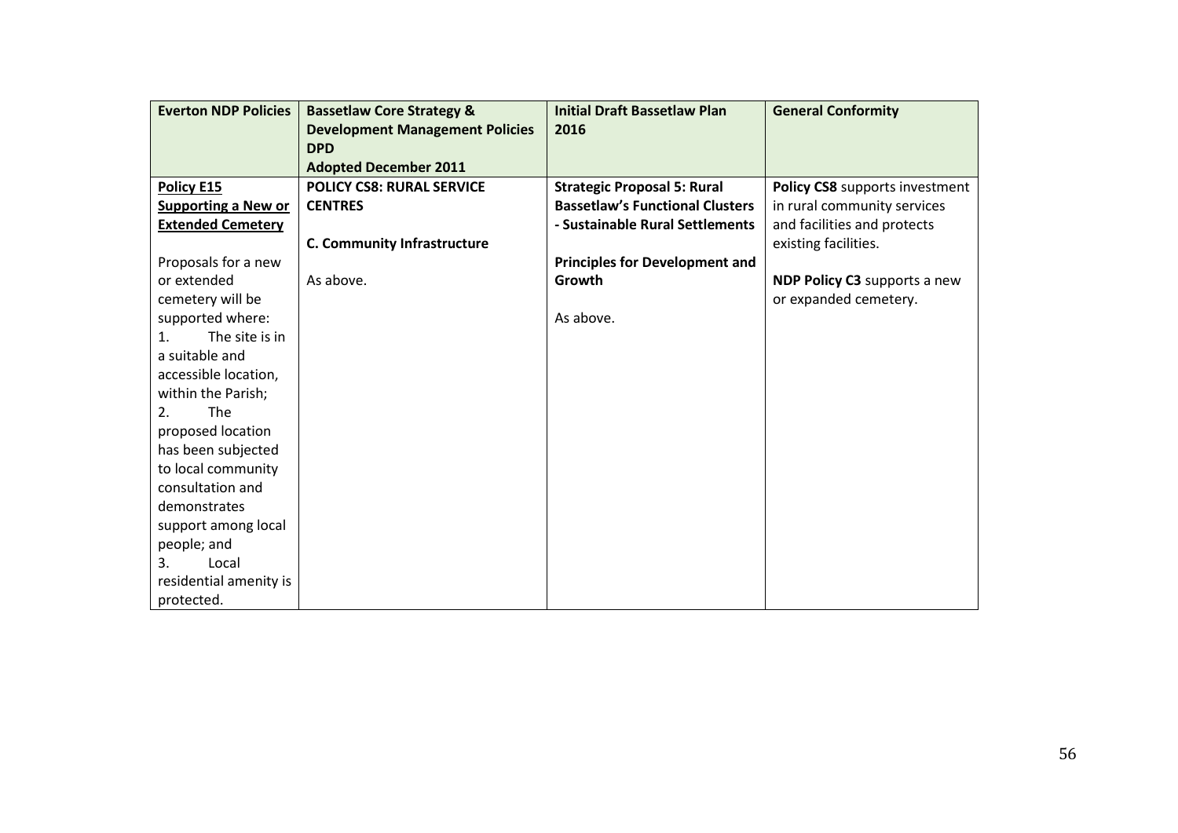| **Everton NDP Policies** | **Bassetlaw Core Strategy & Development Management Policies DPD Adopted December 2011** | **Initial Draft Bassetlaw Plan 2016** | **General Conformity** |
|---|---|---|---|
| **Policy E15 Supporting a New or Extended Cemetery**<br><br>Proposals for a new or extended cemetery will be supported where:<br>1. The site is in a suitable and accessible location, within the Parish;<br>2. The proposed location has been subjected to local community consultation and demonstrates support among local people; and<br>3. Local residential amenity is protected. | **POLICY CS8: RURAL SERVICE CENTRES**<br><br>**C. Community Infrastructure**<br><br>As above. | **Strategic Proposal 5: Rural Bassetlaw's Functional Clusters - Sustainable Rural Settlements**<br><br>**Principles for Development and Growth**<br><br>As above. | **Policy CS8** supports investment in rural community services and facilities and protects existing facilities.<br><br>**NDP Policy C3** supports a new or expanded cemetery. |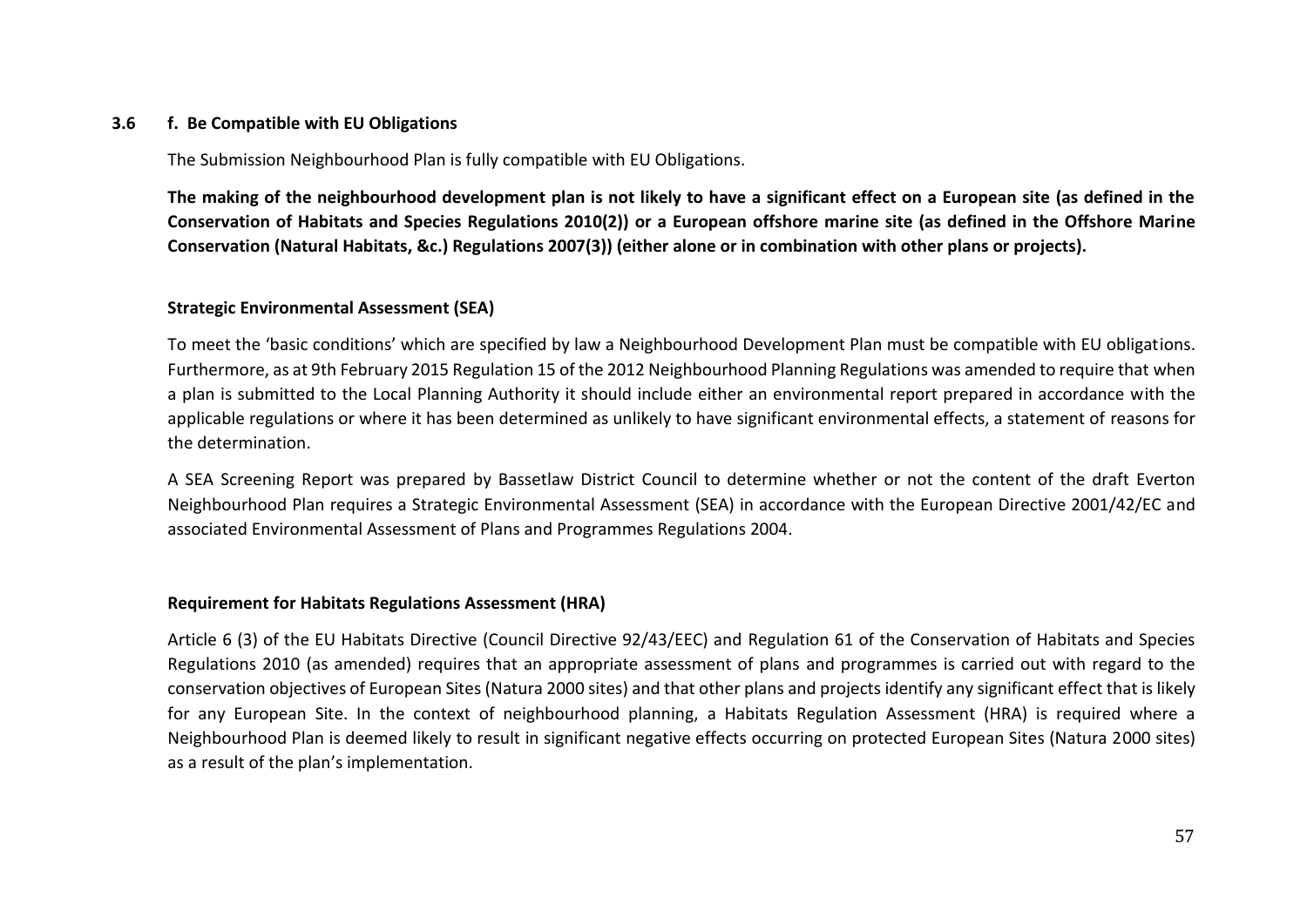### 3.6 f. Be Compatible with EU Obligations

The Submission Neighbourhood Plan is fully compatible with EU Obligations.

**The making of the neighbourhood development plan is not likely to have a significant effect on a European site (as defined in the Conservation of Habitats and Species Regulations 2010(2)) or a European offshore marine site (as defined in the Offshore Marine Conservation (Natural Habitats, &c.) Regulations 2007(3)) (either alone or in combination with other plans or projects).**

**Strategic Environmental Assessment (SEA)**

To meet the 'basic conditions' which are specified by law a Neighbourhood Development Plan must be compatible with EU obligations. Furthermore, as at 9th February 2015 Regulation 15 of the 2012 Neighbourhood Planning Regulations was amended to require that when a plan is submitted to the Local Planning Authority it should include either an environmental report prepared in accordance with the applicable regulations or where it has been determined as unlikely to have significant environmental effects, a statement of reasons for the determination.

A SEA Screening Report was prepared by Bassetlaw District Council to determine whether or not the content of the draft Everton Neighbourhood Plan requires a Strategic Environmental Assessment (SEA) in accordance with the European Directive 2001/42/EC and associated Environmental Assessment of Plans and Programmes Regulations 2004.

**Requirement for Habitats Regulations Assessment (HRA)**

Article 6 (3) of the EU Habitats Directive (Council Directive 92/43/EEC) and Regulation 61 of the Conservation of Habitats and Species Regulations 2010 (as amended) requires that an appropriate assessment of plans and programmes is carried out with regard to the conservation objectives of European Sites (Natura 2000 sites) and that other plans and projects identify any significant effect that is likely for any European Site. In the context of neighbourhood planning, a Habitats Regulation Assessment (HRA) is required where a Neighbourhood Plan is deemed likely to result in significant negative effects occurring on protected European Sites (Natura 2000 sites) as a result of the plan's implementation.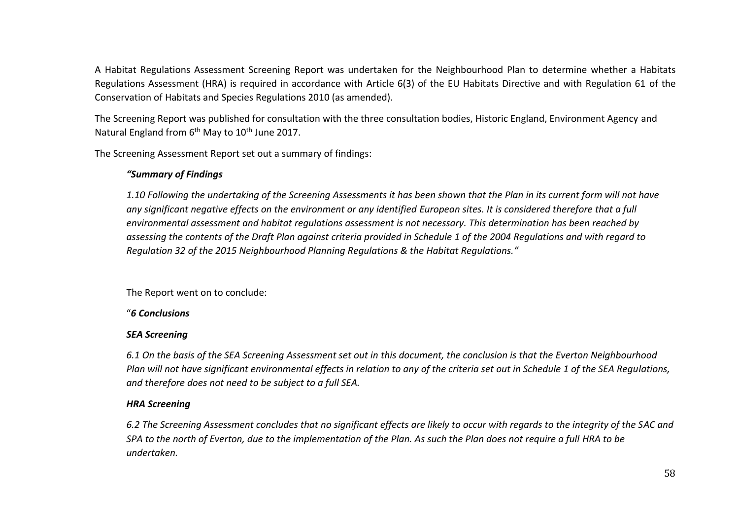A Habitat Regulations Assessment Screening Report was undertaken for the Neighbourhood Plan to determine whether a Habitats Regulations Assessment (HRA) is required in accordance with Article 6(3) of the EU Habitats Directive and with Regulation 61 of the Conservation of Habitats and Species Regulations 2010 (as amended).

The Screening Report was published for consultation with the three consultation bodies, Historic England, Environment Agency and Natural England from 6th May to 10th June 2017.

The Screening Assessment Report set out a summary of findings:

> ***"Summary of Findings***
>
> *1.10 Following the undertaking of the Screening Assessments it has been shown that the Plan in its current form will not have any significant negative effects on the environment or any identified European sites. It is considered therefore that a full environmental assessment and habitat regulations assessment is not necessary. This determination has been reached by assessing the contents of the Draft Plan against criteria provided in Schedule 1 of the 2004 Regulations and with regard to Regulation 32 of the 2015 Neighbourhood Planning Regulations & the Habitat Regulations."*

The Report went on to conclude:

> "***6 Conclusions***
>
> ***SEA Screening***
>
> *6.1 On the basis of the SEA Screening Assessment set out in this document, the conclusion is that the Everton Neighbourhood Plan will not have significant environmental effects in relation to any of the criteria set out in Schedule 1 of the SEA Regulations, and therefore does not need to be subject to a full SEA.*
>
> ***HRA Screening***
>
> *6.2 The Screening Assessment concludes that no significant effects are likely to occur with regards to the integrity of the SAC and SPA to the north of Everton, due to the implementation of the Plan. As such the Plan does not require a full HRA to be undertaken.*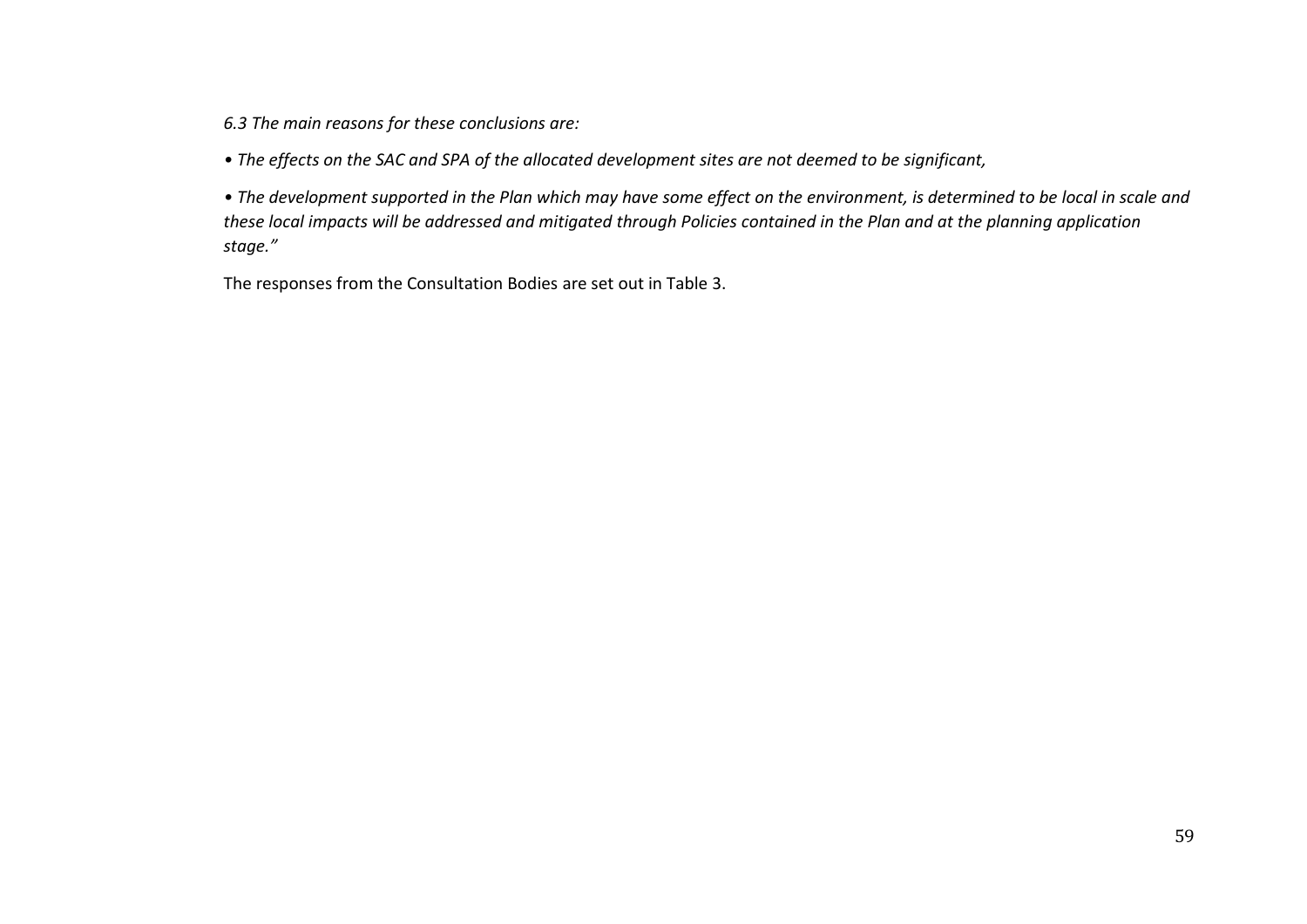*6.3 The main reasons for these conclusions are:*

*• The effects on the SAC and SPA of the allocated development sites are not deemed to be significant,*

*• The development supported in the Plan which may have some effect on the environment, is determined to be local in scale and these local impacts will be addressed and mitigated through Policies contained in the Plan and at the planning application stage."*

The responses from the Consultation Bodies are set out in Table 3.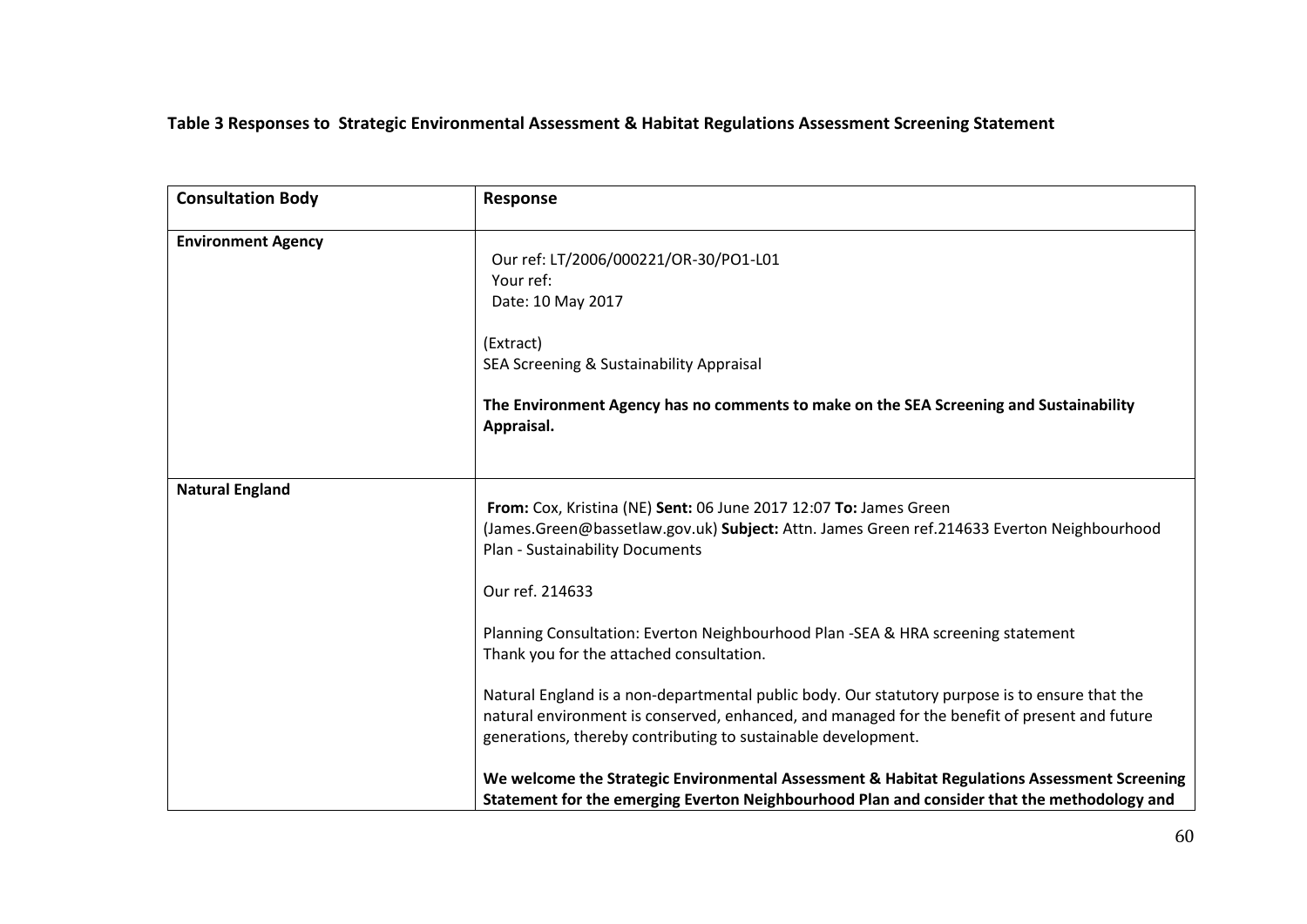**Table 3 Responses to Strategic Environmental Assessment & Habitat Regulations Assessment Screening Statement**

| **Consultation Body** | **Response** |
| --- | --- |
| **Environment Agency** | Our ref: LT/2006/000221/OR-30/PO1-L01<br>Your ref:<br>Date: 10 May 2017<br><br>(Extract)<br>SEA Screening & Sustainability Appraisal<br><br>**The Environment Agency has no comments to make on the SEA Screening and Sustainability Appraisal.** |
| **Natural England** | **From:** Cox, Kristina (NE) **Sent:** 06 June 2017 12:07 **To:** James Green (James.Green@bassetlaw.gov.uk) **Subject:** Attn. James Green ref.214633 Everton Neighbourhood Plan - Sustainability Documents<br><br>Our ref. 214633<br><br>Planning Consultation: Everton Neighbourhood Plan -SEA & HRA screening statement<br>Thank you for the attached consultation.<br><br>Natural England is a non-departmental public body. Our statutory purpose is to ensure that the natural environment is conserved, enhanced, and managed for the benefit of present and future generations, thereby contributing to sustainable development.<br><br>**We welcome the Strategic Environmental Assessment & Habitat Regulations Assessment Screening Statement for the emerging Everton Neighbourhood Plan and consider that the methodology and** |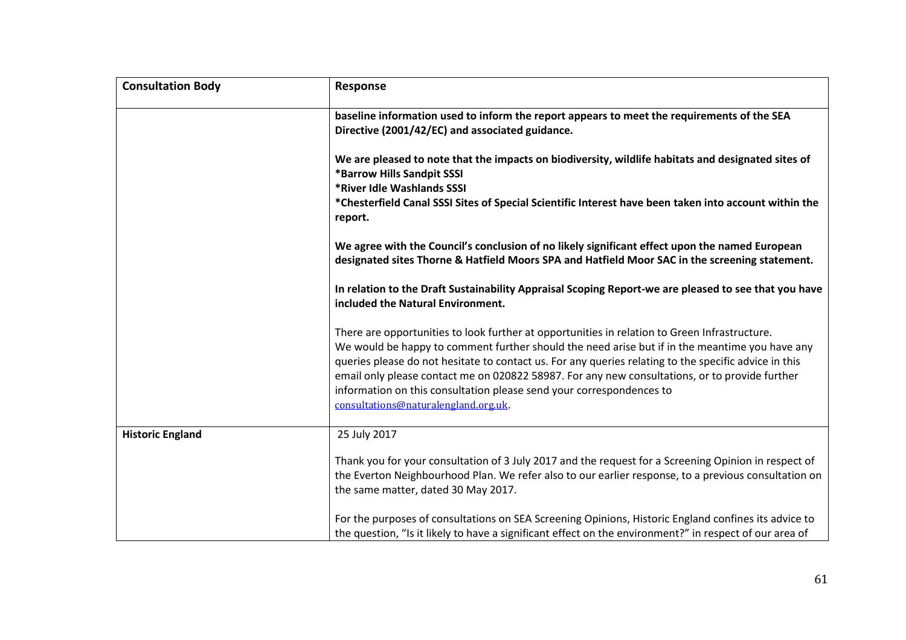| Consultation Body | Response |
| --- | --- |
| | **baseline information used to inform the report appears to meet the requirements of the SEA Directive (2001/42/EC) and associated guidance.**<br><br>**We are pleased to note that the impacts on biodiversity, wildlife habitats and designated sites of**<br>**\*Barrow Hills Sandpit SSSI**<br>**\*River Idle Washlands SSSI**<br>**\*Chesterfield Canal SSSI Sites of Special Scientific Interest have been taken into account within the report.**<br><br>**We agree with the Council's conclusion of no likely significant effect upon the named European designated sites Thorne & Hatfield Moors SPA and Hatfield Moor SAC in the screening statement.**<br><br>**In relation to the Draft Sustainability Appraisal Scoping Report-we are pleased to see that you have included the Natural Environment.**<br><br>There are opportunities to look further at opportunities in relation to Green Infrastructure.<br>We would be happy to comment further should the need arise but if in the meantime you have any queries please do not hesitate to contact us. For any queries relating to the specific advice in this email only please contact me on 020822 58987. For any new consultations, or to provide further information on this consultation please send your correspondences to consultations@naturalengland.org.uk. |
| **Historic England** | 25 July 2017<br><br>Thank you for your consultation of 3 July 2017 and the request for a Screening Opinion in respect of the Everton Neighbourhood Plan. We refer also to our earlier response, to a previous consultation on the same matter, dated 30 May 2017.<br><br>For the purposes of consultations on SEA Screening Opinions, Historic England confines its advice to the question, "Is it likely to have a significant effect on the environment?" in respect of our area of |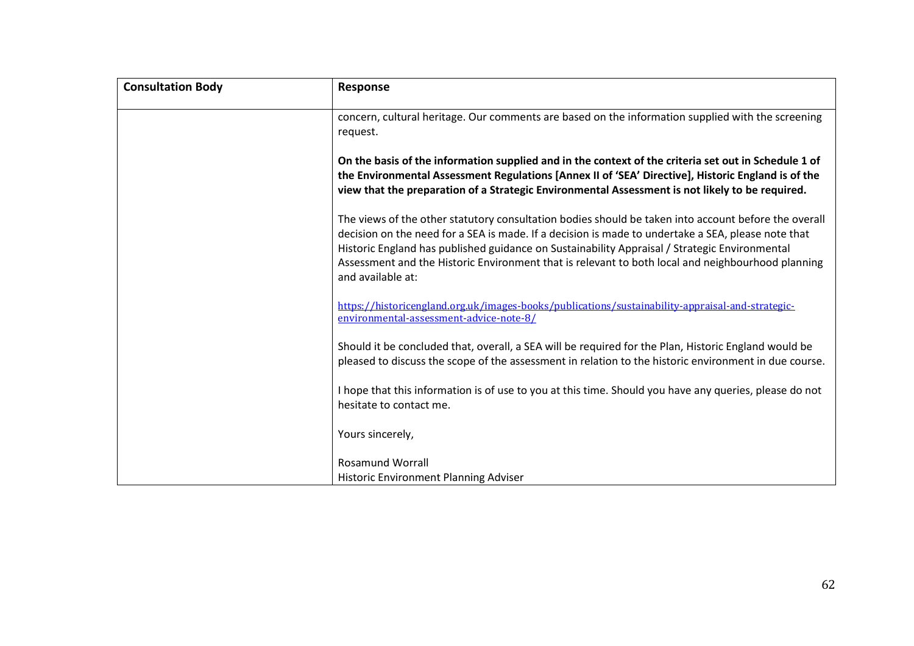| Consultation Body | Response |
|---|---|
| | concern, cultural heritage. Our comments are based on the information supplied with the screening request.<br><br>**On the basis of the information supplied and in the context of the criteria set out in Schedule 1 of the Environmental Assessment Regulations [Annex II of 'SEA' Directive], Historic England is of the view that the preparation of a Strategic Environmental Assessment is not likely to be required.**<br><br>The views of the other statutory consultation bodies should be taken into account before the overall decision on the need for a SEA is made. If a decision is made to undertake a SEA, please note that Historic England has published guidance on Sustainability Appraisal / Strategic Environmental Assessment and the Historic Environment that is relevant to both local and neighbourhood planning and available at:<br><br>https://historicengland.org.uk/images-books/publications/sustainability-appraisal-and-strategic-environmental-assessment-advice-note-8/<br><br>Should it be concluded that, overall, a SEA will be required for the Plan, Historic England would be pleased to discuss the scope of the assessment in relation to the historic environment in due course.<br><br>I hope that this information is of use to you at this time. Should you have any queries, please do not hesitate to contact me.<br><br>Yours sincerely,<br><br>Rosamund Worrall<br>Historic Environment Planning Adviser |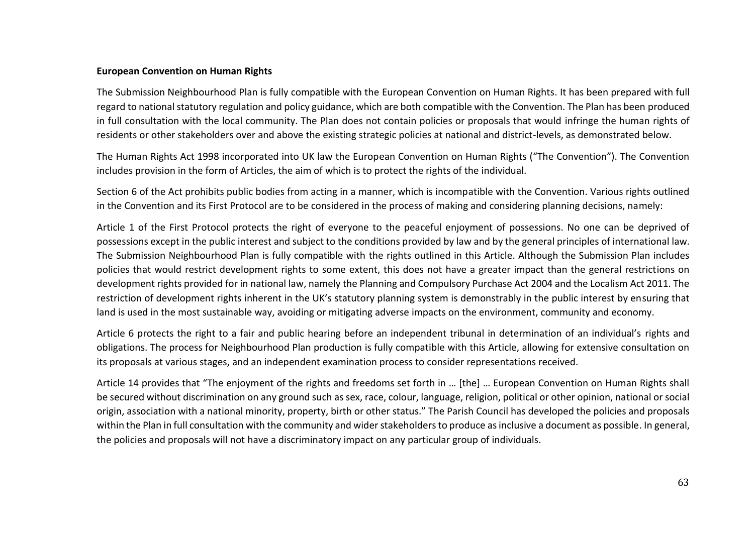**European Convention on Human Rights**

The Submission Neighbourhood Plan is fully compatible with the European Convention on Human Rights. It has been prepared with full regard to national statutory regulation and policy guidance, which are both compatible with the Convention. The Plan has been produced in full consultation with the local community. The Plan does not contain policies or proposals that would infringe the human rights of residents or other stakeholders over and above the existing strategic policies at national and district-levels, as demonstrated below.

The Human Rights Act 1998 incorporated into UK law the European Convention on Human Rights ("The Convention"). The Convention includes provision in the form of Articles, the aim of which is to protect the rights of the individual.

Section 6 of the Act prohibits public bodies from acting in a manner, which is incompatible with the Convention. Various rights outlined in the Convention and its First Protocol are to be considered in the process of making and considering planning decisions, namely:

Article 1 of the First Protocol protects the right of everyone to the peaceful enjoyment of possessions. No one can be deprived of possessions except in the public interest and subject to the conditions provided by law and by the general principles of international law. The Submission Neighbourhood Plan is fully compatible with the rights outlined in this Article. Although the Submission Plan includes policies that would restrict development rights to some extent, this does not have a greater impact than the general restrictions on development rights provided for in national law, namely the Planning and Compulsory Purchase Act 2004 and the Localism Act 2011. The restriction of development rights inherent in the UK's statutory planning system is demonstrably in the public interest by ensuring that land is used in the most sustainable way, avoiding or mitigating adverse impacts on the environment, community and economy.

Article 6 protects the right to a fair and public hearing before an independent tribunal in determination of an individual's rights and obligations. The process for Neighbourhood Plan production is fully compatible with this Article, allowing for extensive consultation on its proposals at various stages, and an independent examination process to consider representations received.

Article 14 provides that "The enjoyment of the rights and freedoms set forth in … [the] … European Convention on Human Rights shall be secured without discrimination on any ground such as sex, race, colour, language, religion, political or other opinion, national or social origin, association with a national minority, property, birth or other status." The Parish Council has developed the policies and proposals within the Plan in full consultation with the community and wider stakeholders to produce as inclusive a document as possible. In general, the policies and proposals will not have a discriminatory impact on any particular group of individuals.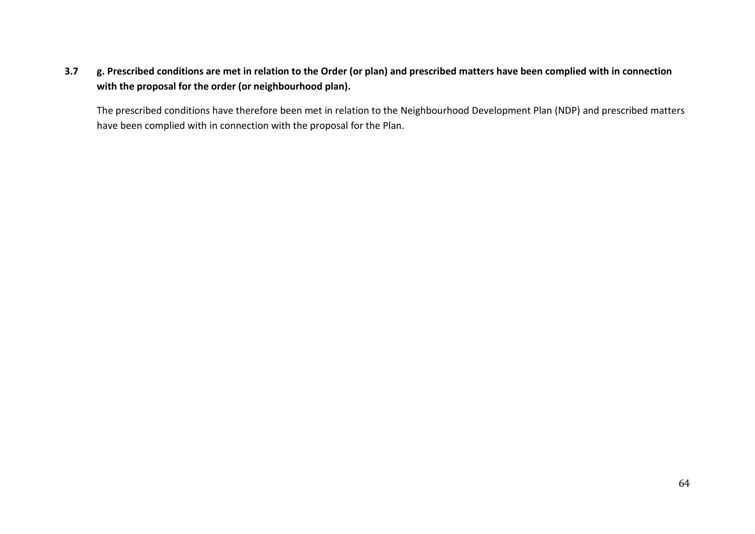**3.7 g. Prescribed conditions are met in relation to the Order (or plan) and prescribed matters have been complied with in connection with the proposal for the order (or neighbourhood plan).**

The prescribed conditions have therefore been met in relation to the Neighbourhood Development Plan (NDP) and prescribed matters have been complied with in connection with the proposal for the Plan.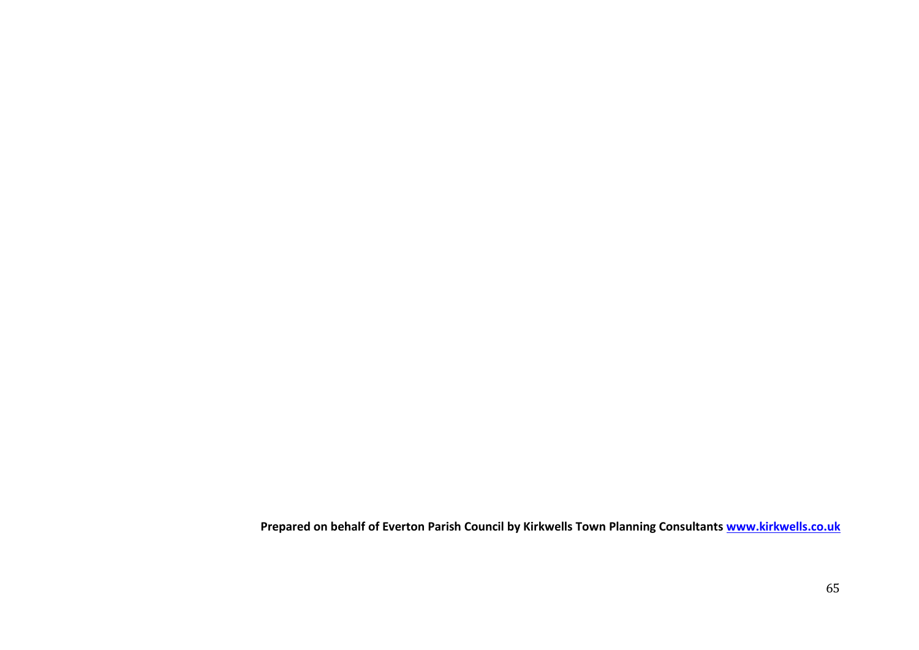**Prepared on behalf of Everton Parish Council by Kirkwells Town Planning Consultants [www.kirkwells.co.uk](http://www.kirkwells.co.uk)**